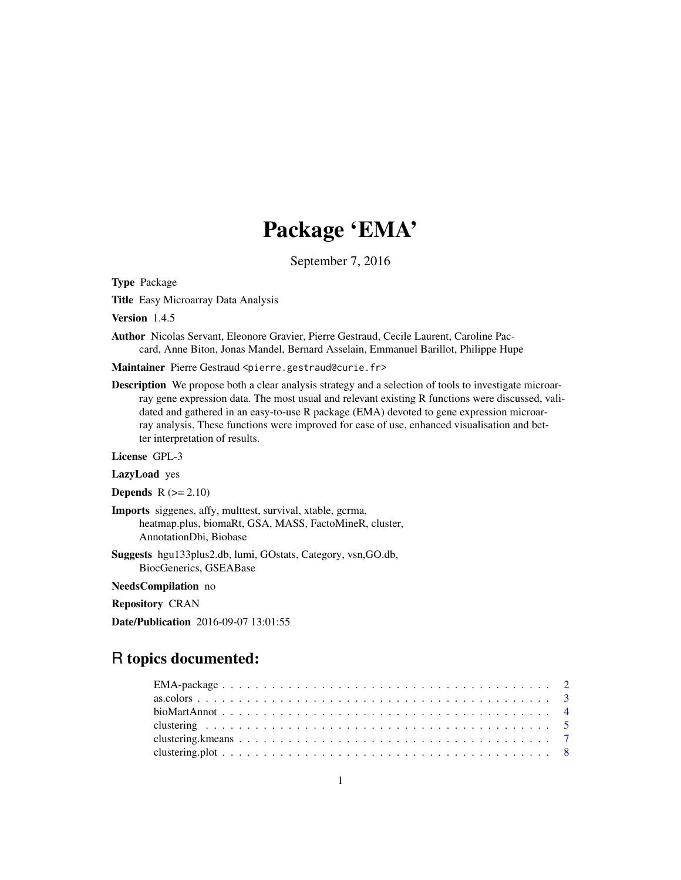# Package 'EMA'

September 7, 2016

**Type** Package

**Title** Easy Microarray Data Analysis

**Version** 1.4.5

**Author** Nicolas Servant, Eleonore Gravier, Pierre Gestraud, Cecile Laurent, Caroline Paccard, Anne Biton, Jonas Mandel, Bernard Asselain, Emmanuel Barillot, Philippe Hupe

**Maintainer** Pierre Gestraud <pierre.gestraud@curie.fr>

**Description** We propose both a clear analysis strategy and a selection of tools to investigate microarray gene expression data. The most usual and relevant existing R functions were discussed, validated and gathered in an easy-to-use R package (EMA) devoted to gene expression microarray analysis. These functions were improved for ease of use, enhanced visualisation and better interpretation of results.

**License** GPL-3

**LazyLoad** yes

**Depends** R (>= 2.10)

**Imports** siggenes, affy, multtest, survival, xtable, gcrma, heatmap.plus, biomaRt, GSA, MASS, FactoMineR, cluster, AnnotationDbi, Biobase

**Suggests** hgu133plus2.db, lumi, GOstats, Category, vsn,GO.db, BiocGenerics, GSEABase

**NeedsCompilation** no

**Repository** CRAN

**Date/Publication** 2016-09-07 13:01:55

## R topics documented:

EMA-package . . . . . . . . . . . . . . . . . . . . . . . . . . . . . . . . . . . . . . . . 2
as.colors . . . . . . . . . . . . . . . . . . . . . . . . . . . . . . . . . . . . . . . . . . 3
bioMartAnnot . . . . . . . . . . . . . . . . . . . . . . . . . . . . . . . . . . . . . . . 4
clustering . . . . . . . . . . . . . . . . . . . . . . . . . . . . . . . . . . . . . . . . . 5
clustering.kmeans . . . . . . . . . . . . . . . . . . . . . . . . . . . . . . . . . . . . . 7
clustering.plot . . . . . . . . . . . . . . . . . . . . . . . . . . . . . . . . . . . . . . . 8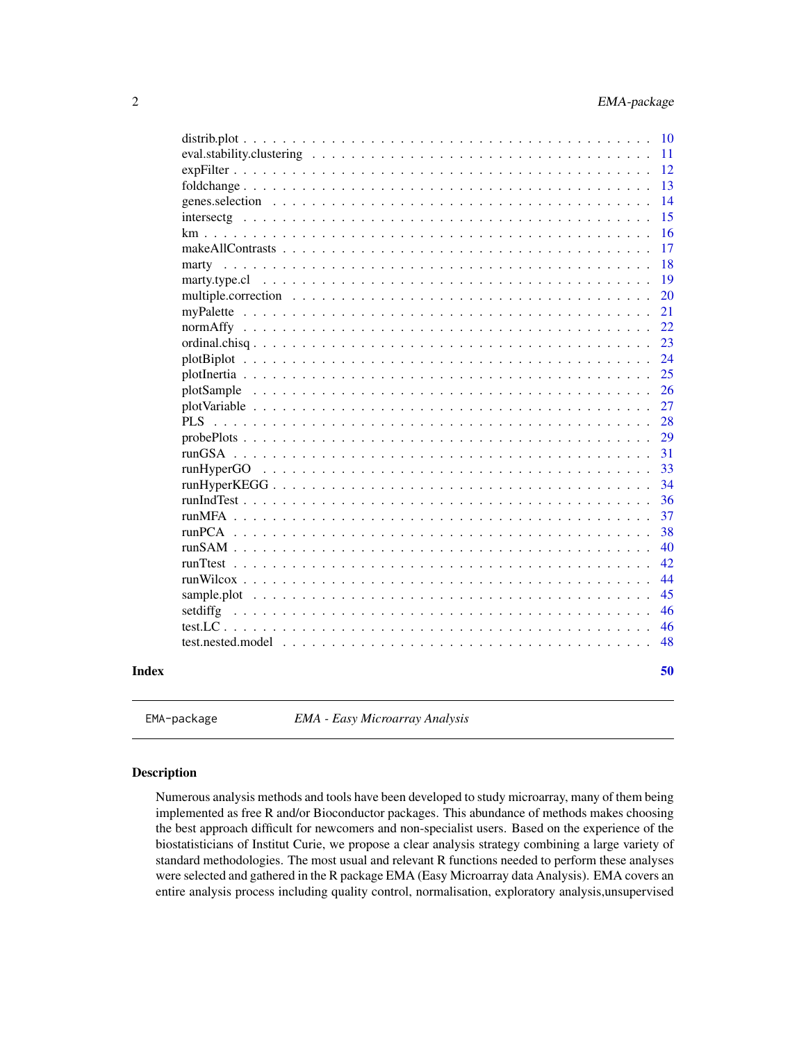distrib.plot . . . . . . . . . . . . . . . . . . . . . . . . . . . . . . . . . . . . . . 10
eval.stability.clustering . . . . . . . . . . . . . . . . . . . . . . . . . . . . . . . 11
expFilter . . . . . . . . . . . . . . . . . . . . . . . . . . . . . . . . . . . . . . . 12
foldchange . . . . . . . . . . . . . . . . . . . . . . . . . . . . . . . . . . . . . . 13
genes.selection . . . . . . . . . . . . . . . . . . . . . . . . . . . . . . . . . . . 14
intersectg . . . . . . . . . . . . . . . . . . . . . . . . . . . . . . . . . . . . . . 15
km . . . . . . . . . . . . . . . . . . . . . . . . . . . . . . . . . . . . . . . . . . 16
makeAllContrasts . . . . . . . . . . . . . . . . . . . . . . . . . . . . . . . . . . 17
marty . . . . . . . . . . . . . . . . . . . . . . . . . . . . . . . . . . . . . . . . 18
marty.type.cl . . . . . . . . . . . . . . . . . . . . . . . . . . . . . . . . . . . . 19
multiple.correction . . . . . . . . . . . . . . . . . . . . . . . . . . . . . . . . . 20
myPalette . . . . . . . . . . . . . . . . . . . . . . . . . . . . . . . . . . . . . . 21
normAffy . . . . . . . . . . . . . . . . . . . . . . . . . . . . . . . . . . . . . . . 22
ordinal.chisq . . . . . . . . . . . . . . . . . . . . . . . . . . . . . . . . . . . . 23
plotBiplot . . . . . . . . . . . . . . . . . . . . . . . . . . . . . . . . . . . . . . 24
plotInertia . . . . . . . . . . . . . . . . . . . . . . . . . . . . . . . . . . . . . . 25
plotSample . . . . . . . . . . . . . . . . . . . . . . . . . . . . . . . . . . . . . . 26
plotVariable . . . . . . . . . . . . . . . . . . . . . . . . . . . . . . . . . . . . . 27
PLS . . . . . . . . . . . . . . . . . . . . . . . . . . . . . . . . . . . . . . . . . . 28
probePlots . . . . . . . . . . . . . . . . . . . . . . . . . . . . . . . . . . . . . . 29
runGSA . . . . . . . . . . . . . . . . . . . . . . . . . . . . . . . . . . . . . . . . 31
runHyperGO . . . . . . . . . . . . . . . . . . . . . . . . . . . . . . . . . . . . . . 33
runHyperKEGG . . . . . . . . . . . . . . . . . . . . . . . . . . . . . . . . . . . . . 34
runIndTest . . . . . . . . . . . . . . . . . . . . . . . . . . . . . . . . . . . . . . 36
runMFA . . . . . . . . . . . . . . . . . . . . . . . . . . . . . . . . . . . . . . . . 37
runPCA . . . . . . . . . . . . . . . . . . . . . . . . . . . . . . . . . . . . . . . . 38
runSAM . . . . . . . . . . . . . . . . . . . . . . . . . . . . . . . . . . . . . . . . 40
runTtest . . . . . . . . . . . . . . . . . . . . . . . . . . . . . . . . . . . . . . . 42
runWilcox . . . . . . . . . . . . . . . . . . . . . . . . . . . . . . . . . . . . . . . 44
sample.plot . . . . . . . . . . . . . . . . . . . . . . . . . . . . . . . . . . . . . . 45
setdiffg . . . . . . . . . . . . . . . . . . . . . . . . . . . . . . . . . . . . . . . . 46
test.LC . . . . . . . . . . . . . . . . . . . . . . . . . . . . . . . . . . . . . . . . 46
test.nested.model . . . . . . . . . . . . . . . . . . . . . . . . . . . . . . . . . . 48

**Index** **50**

---

EMA-package *EMA - Easy Microarray Analysis*

---

### Description

Numerous analysis methods and tools have been developed to study microarray, many of them being implemented as free R and/or Bioconductor packages. This abundance of methods makes choosing the best approach difficult for newcomers and non-specialist users. Based on the experience of the biostatisticians of Institut Curie, we propose a clear analysis strategy combining a large variety of standard methodologies. The most usual and relevant R functions needed to perform these analyses were selected and gathered in the R package EMA (Easy Microarray data Analysis). EMA covers an entire analysis process including quality control, normalisation, exploratory analysis,unsupervised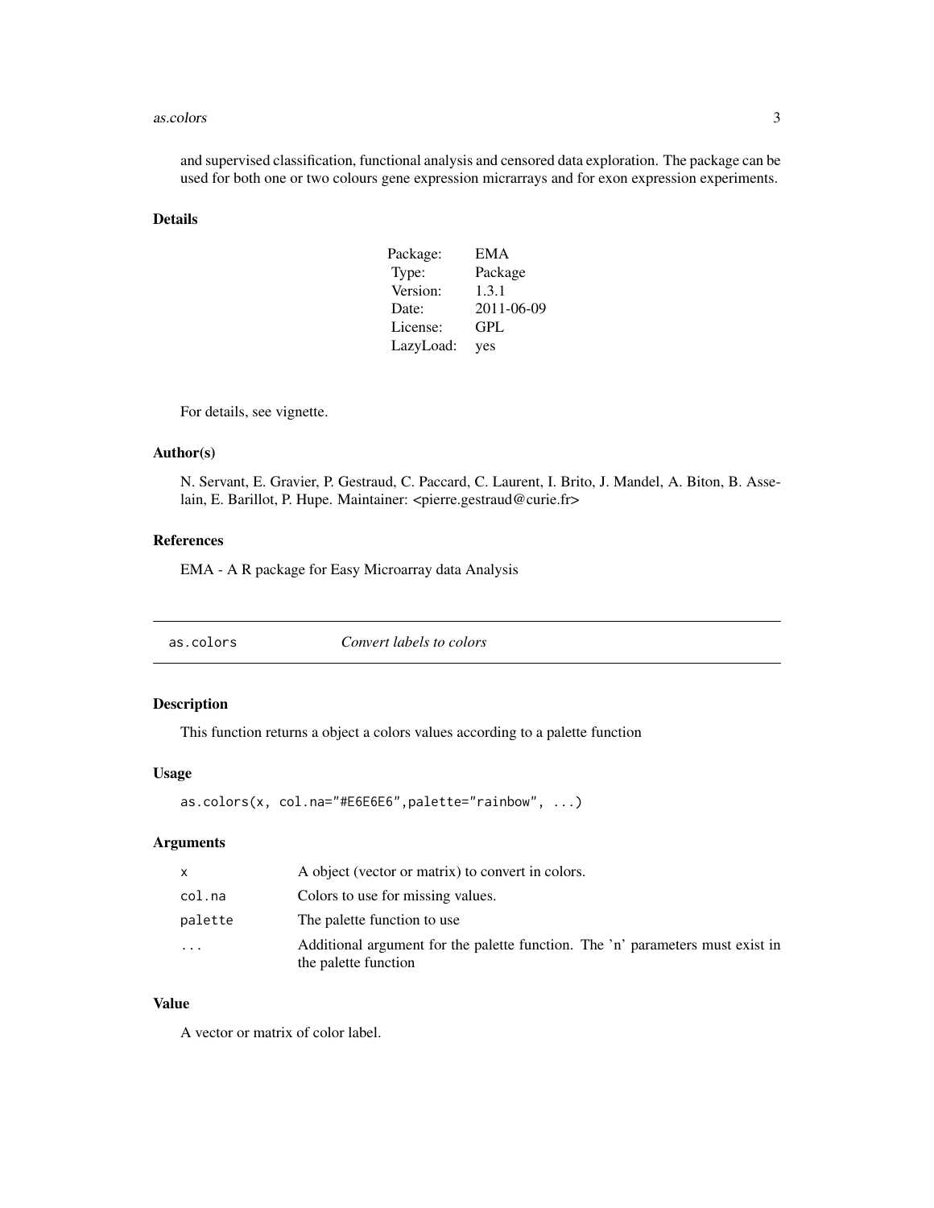and supervised classification, functional analysis and censored data exploration. The package can be used for both one or two colours gene expression micrarrays and for exon expression experiments.

## Details

| | |
|---|---|
| Package: | EMA |
| Type: | Package |
| Version: | 1.3.1 |
| Date: | 2011-06-09 |
| License: | GPL |
| LazyLoad: | yes |

For details, see vignette.

## Author(s)

N. Servant, E. Gravier, P. Gestraud, C. Paccard, C. Laurent, I. Brito, J. Mandel, A. Biton, B. Asselain, E. Barillot, P. Hupe. Maintainer: <pierre.gestraud@curie.fr>

## References

EMA - A R package for Easy Microarray data Analysis

---

# as.colors — *Convert labels to colors*

## Description

This function returns a object a colors values according to a palette function

## Usage

```
as.colors(x, col.na="#E6E6E6",palette="rainbow", ...)
```

## Arguments

| | |
|---|---|
| `x` | A object (vector or matrix) to convert in colors. |
| `col.na` | Colors to use for missing values. |
| `palette` | The palette function to use |
| `...` | Additional argument for the palette function. The 'n' parameters must exist in the palette function |

## Value

A vector or matrix of color label.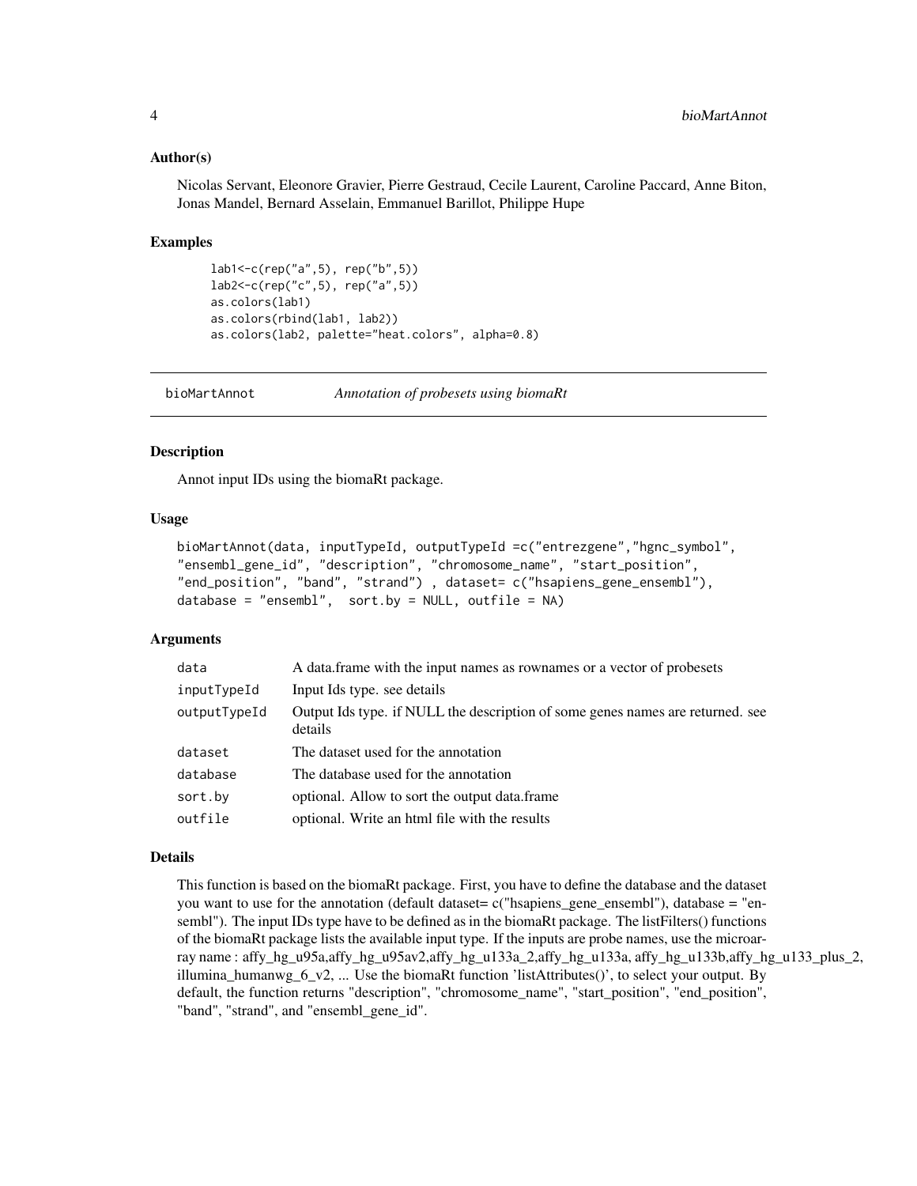### Author(s)

Nicolas Servant, Eleonore Gravier, Pierre Gestraud, Cecile Laurent, Caroline Paccard, Anne Biton, Jonas Mandel, Bernard Asselain, Emmanuel Barillot, Philippe Hupe

### Examples

```
lab1<-c(rep("a",5), rep("b",5))
lab2<-c(rep("c",5), rep("a",5))
as.colors(lab1)
as.colors(rbind(lab1, lab2))
as.colors(lab2, palette="heat.colors", alpha=0.8)
```

---

## bioMartAnnot — *Annotation of probesets using biomaRt*

### Description

Annot input IDs using the biomaRt package.

### Usage

```
bioMartAnnot(data, inputTypeId, outputTypeId =c("entrezgene","hgnc_symbol",
"ensembl_gene_id", "description", "chromosome_name", "start_position",
"end_position", "band", "strand") , dataset= c("hsapiens_gene_ensembl"),
database = "ensembl",  sort.by = NULL, outfile = NA)
```

### Arguments

| | |
|---|---|
| data | A data.frame with the input names as rownames or a vector of probesets |
| inputTypeId | Input Ids type. see details |
| outputTypeId | Output Ids type. if NULL the description of some genes names are returned. see details |
| dataset | The dataset used for the annotation |
| database | The database used for the annotation |
| sort.by | optional. Allow to sort the output data.frame |
| outfile | optional. Write an html file with the results |

### Details

This function is based on the biomaRt package. First, you have to define the database and the dataset you want to use for the annotation (default dataset= c("hsapiens_gene_ensembl"), database = "ensembl"). The input IDs type have to be defined as in the biomaRt package. The listFilters() functions of the biomaRt package lists the available input type. If the inputs are probe names, use the microarray name : affy_hg_u95a,affy_hg_u95av2,affy_hg_u133a_2,affy_hg_u133a, affy_hg_u133b,affy_hg_u133_plus_2, illumina_humanwg_6_v2, ... Use the biomaRt function 'listAttributes()', to select your output. By default, the function returns "description", "chromosome_name", "start_position", "end_position", "band", "strand", and "ensembl_gene_id".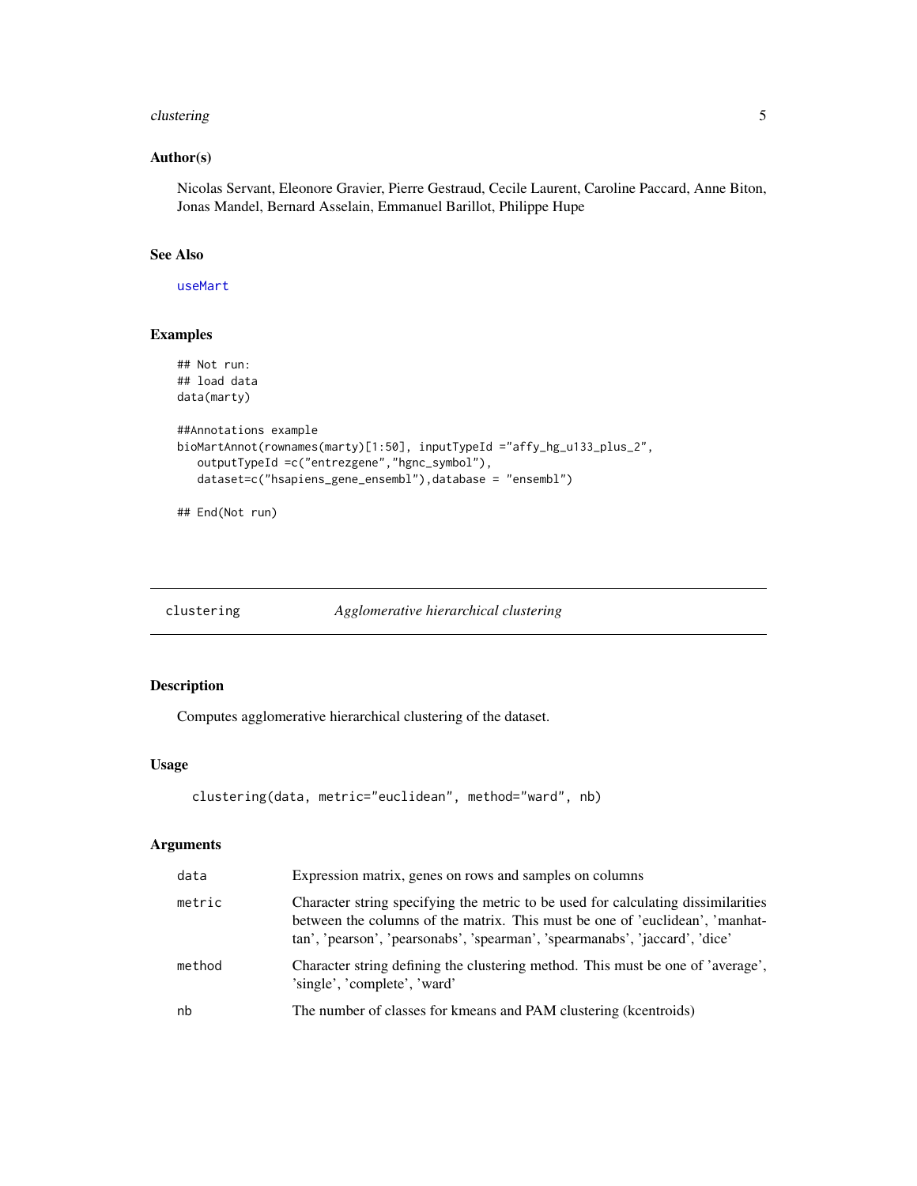### Author(s)

Nicolas Servant, Eleonore Gravier, Pierre Gestraud, Cecile Laurent, Caroline Paccard, Anne Biton, Jonas Mandel, Bernard Asselain, Emmanuel Barillot, Philippe Hupe

### See Also

useMart

### Examples

```
## Not run:
## load data
data(marty)

##Annotations example
bioMartAnnot(rownames(marty)[1:50], inputTypeId ="affy_hg_u133_plus_2",
   outputTypeId =c("entrezgene","hgnc_symbol"),
   dataset=c("hsapiens_gene_ensembl"),database = "ensembl")

## End(Not run)
```

---

## clustering *Agglomerative hierarchical clustering*

---

### Description

Computes agglomerative hierarchical clustering of the dataset.

### Usage

```
clustering(data, metric="euclidean", method="ward", nb)
```

### Arguments

| | |
|---|---|
| data | Expression matrix, genes on rows and samples on columns |
| metric | Character string specifying the metric to be used for calculating dissimilarities between the columns of the matrix. This must be one of 'euclidean', 'manhattan', 'pearson', 'pearsonabs', 'spearman', 'spearmanabs', 'jaccard', 'dice' |
| method | Character string defining the clustering method. This must be one of 'average', 'single', 'complete', 'ward' |
| nb | The number of classes for kmeans and PAM clustering (kcentroids) |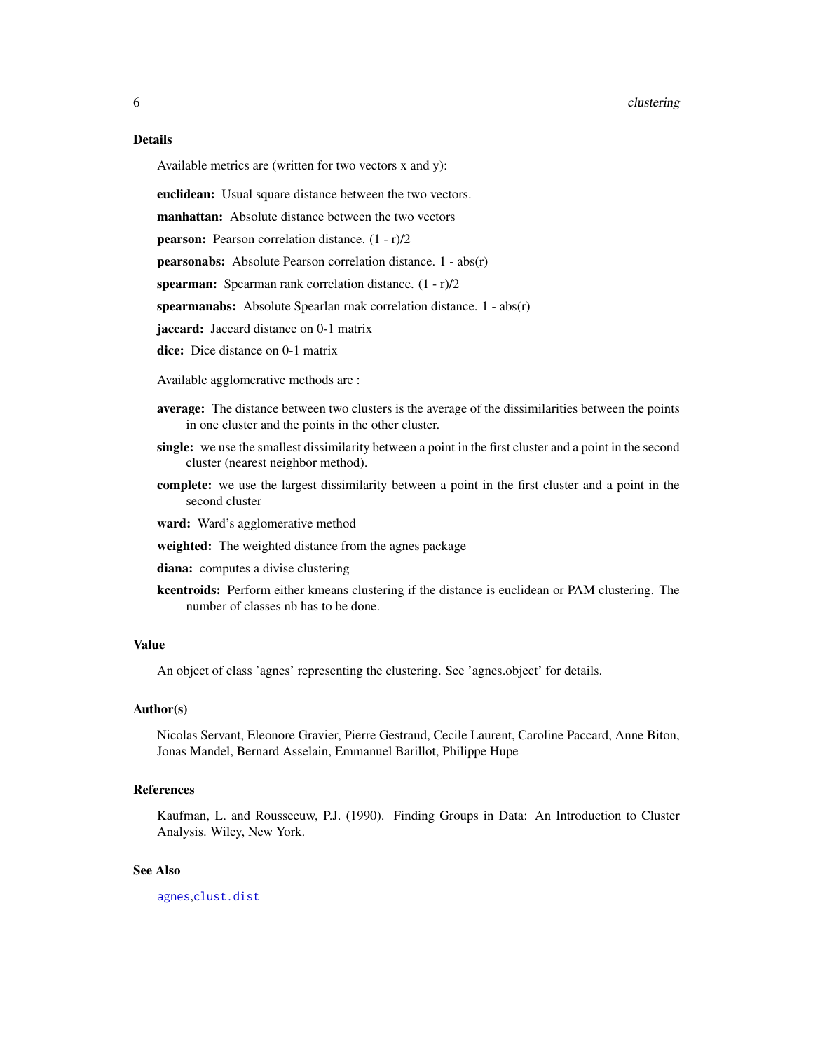## Details

Available metrics are (written for two vectors x and y):

**euclidean:** Usual square distance between the two vectors.

**manhattan:** Absolute distance between the two vectors

**pearson:** Pearson correlation distance. (1 - r)/2

**pearsonabs:** Absolute Pearson correlation distance. 1 - abs(r)

**spearman:** Spearman rank correlation distance. (1 - r)/2

**spearmanabs:** Absolute Spearlan rnak correlation distance. 1 - abs(r)

**jaccard:** Jaccard distance on 0-1 matrix

**dice:** Dice distance on 0-1 matrix

Available agglomerative methods are :

**average:** The distance between two clusters is the average of the dissimilarities between the points in one cluster and the points in the other cluster.

**single:** we use the smallest dissimilarity between a point in the first cluster and a point in the second cluster (nearest neighbor method).

**complete:** we use the largest dissimilarity between a point in the first cluster and a point in the second cluster

**ward:** Ward's agglomerative method

**weighted:** The weighted distance from the agnes package

**diana:** computes a divise clustering

**kcentroids:** Perform either kmeans clustering if the distance is euclidean or PAM clustering. The number of classes nb has to be done.

## Value

An object of class 'agnes' representing the clustering. See 'agnes.object' for details.

## Author(s)

Nicolas Servant, Eleonore Gravier, Pierre Gestraud, Cecile Laurent, Caroline Paccard, Anne Biton, Jonas Mandel, Bernard Asselain, Emmanuel Barillot, Philippe Hupe

## References

Kaufman, L. and Rousseeuw, P.J. (1990). Finding Groups in Data: An Introduction to Cluster Analysis. Wiley, New York.

## See Also

`agnes`, `clust.dist`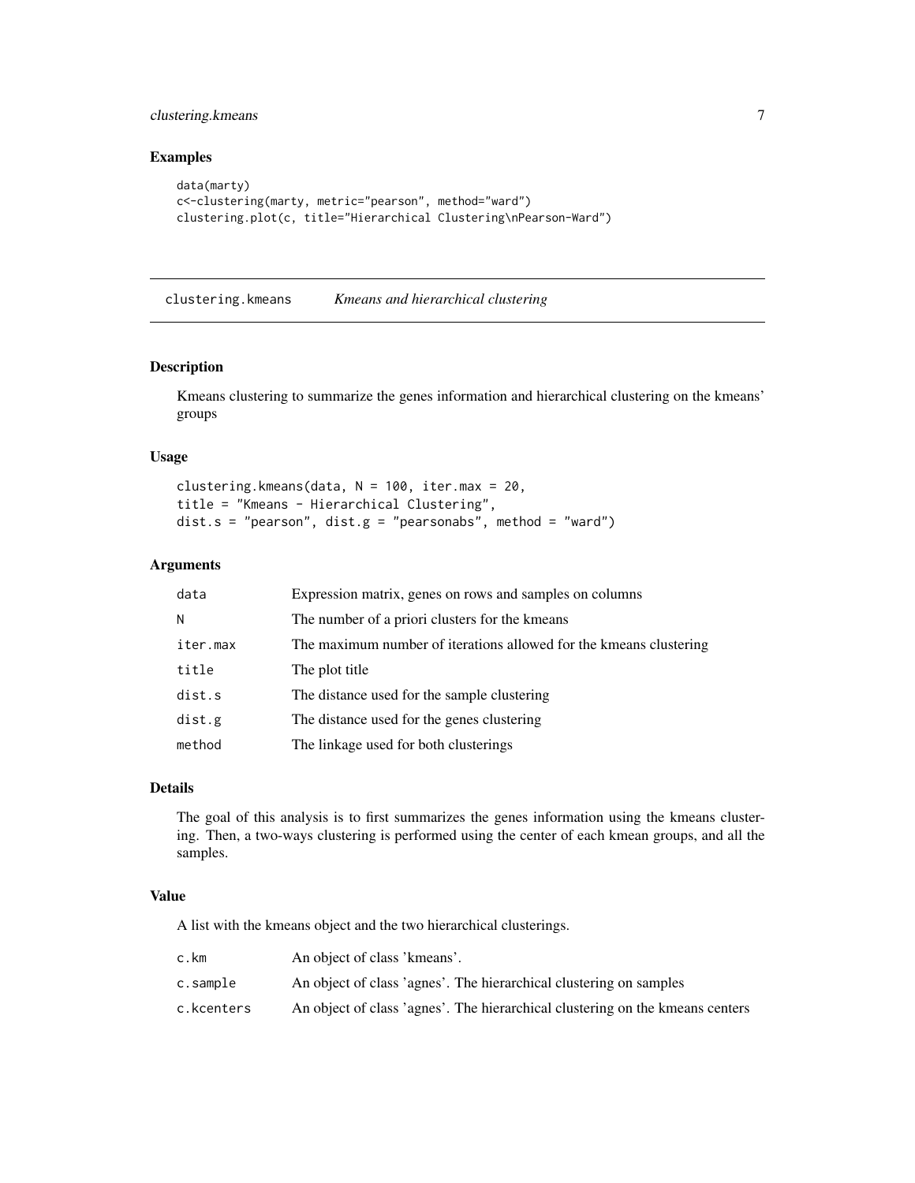## Examples

```
data(marty)
c<-clustering(marty, metric="pearson", method="ward")
clustering.plot(c, title="Hierarchical Clustering\nPearson-Ward")
```

---

# clustering.kmeans *Kmeans and hierarchical clustering*

## Description

Kmeans clustering to summarize the genes information and hierarchical clustering on the kmeans' groups

## Usage

```
clustering.kmeans(data, N = 100, iter.max = 20,
title = "Kmeans - Hierarchical Clustering",
dist.s = "pearson", dist.g = "pearsonabs", method = "ward")
```

## Arguments

| | |
|---|---|
| `data` | Expression matrix, genes on rows and samples on columns |
| `N` | The number of a priori clusters for the kmeans |
| `iter.max` | The maximum number of iterations allowed for the kmeans clustering |
| `title` | The plot title |
| `dist.s` | The distance used for the sample clustering |
| `dist.g` | The distance used for the genes clustering |
| `method` | The linkage used for both clusterings |

## Details

The goal of this analysis is to first summarizes the genes information using the kmeans clustering. Then, a two-ways clustering is performed using the center of each kmean groups, and all the samples.

## Value

A list with the kmeans object and the two hierarchical clusterings.

| | |
|---|---|
| `c.km` | An object of class 'kmeans'. |
| `c.sample` | An object of class 'agnes'. The hierarchical clustering on samples |
| `c.kcenters` | An object of class 'agnes'. The hierarchical clustering on the kmeans centers |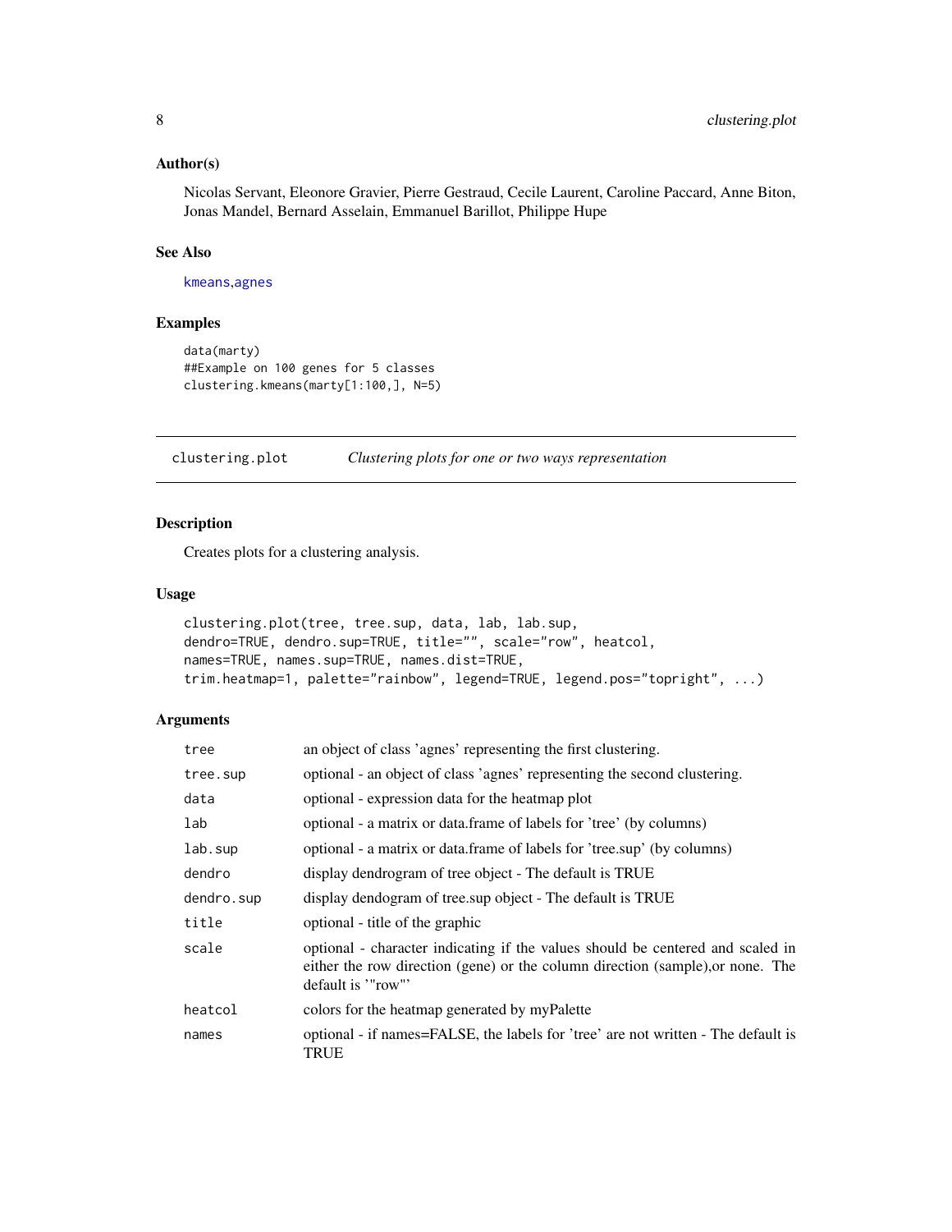### Author(s)

Nicolas Servant, Eleonore Gravier, Pierre Gestraud, Cecile Laurent, Caroline Paccard, Anne Biton, Jonas Mandel, Bernard Asselain, Emmanuel Barillot, Philippe Hupe

### See Also

kmeans,agnes

### Examples

```
data(marty)
##Example on 100 genes for 5 classes
clustering.kmeans(marty[1:100,], N=5)
```

---

## clustering.plot — *Clustering plots for one or two ways representation*

---

### Description

Creates plots for a clustering analysis.

### Usage

```
clustering.plot(tree, tree.sup, data, lab, lab.sup,
dendro=TRUE, dendro.sup=TRUE, title="", scale="row", heatcol,
names=TRUE, names.sup=TRUE, names.dist=TRUE,
trim.heatmap=1, palette="rainbow", legend=TRUE, legend.pos="topright", ...)
```

### Arguments

| | |
|---|---|
| `tree` | an object of class 'agnes' representing the first clustering. |
| `tree.sup` | optional - an object of class 'agnes' representing the second clustering. |
| `data` | optional - expression data for the heatmap plot |
| `lab` | optional - a matrix or data.frame of labels for 'tree' (by columns) |
| `lab.sup` | optional - a matrix or data.frame of labels for 'tree.sup' (by columns) |
| `dendro` | display dendrogram of tree object - The default is TRUE |
| `dendro.sup` | display dendogram of tree.sup object - The default is TRUE |
| `title` | optional - title of the graphic |
| `scale` | optional - character indicating if the values should be centered and scaled in either the row direction (gene) or the column direction (sample),or none. The default is '"row"' |
| `heatcol` | colors for the heatmap generated by myPalette |
| `names` | optional - if names=FALSE, the labels for 'tree' are not written - The default is TRUE |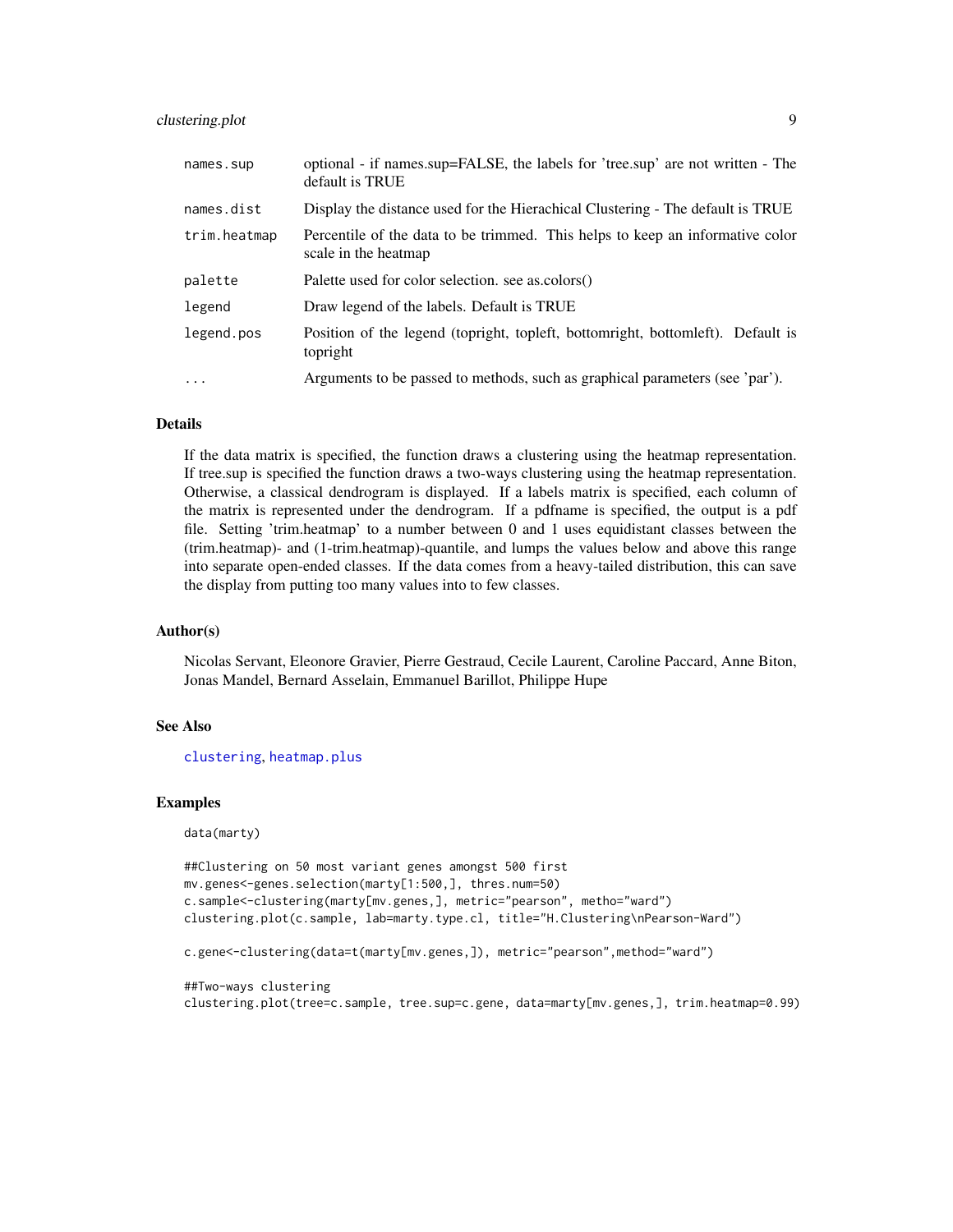| | |
|---|---|
| `names.sup` | optional - if names.sup=FALSE, the labels for 'tree.sup' are not written - The default is TRUE |
| `names.dist` | Display the distance used for the Hierachical Clustering - The default is TRUE |
| `trim.heatmap` | Percentile of the data to be trimmed. This helps to keep an informative color scale in the heatmap |
| `palette` | Palette used for color selection. see as.colors() |
| `legend` | Draw legend of the labels. Default is TRUE |
| `legend.pos` | Position of the legend (topright, topleft, bottomright, bottomleft). Default is topright |
| `...` | Arguments to be passed to methods, such as graphical parameters (see 'par'). |

## Details

If the data matrix is specified, the function draws a clustering using the heatmap representation. If tree.sup is specified the function draws a two-ways clustering using the heatmap representation. Otherwise, a classical dendrogram is displayed. If a labels matrix is specified, each column of the matrix is represented under the dendrogram. If a pdfname is specified, the output is a pdf file. Setting 'trim.heatmap' to a number between 0 and 1 uses equidistant classes between the (trim.heatmap)- and (1-trim.heatmap)-quantile, and lumps the values below and above this range into separate open-ended classes. If the data comes from a heavy-tailed distribution, this can save the display from putting too many values into to few classes.

## Author(s)

Nicolas Servant, Eleonore Gravier, Pierre Gestraud, Cecile Laurent, Caroline Paccard, Anne Biton, Jonas Mandel, Bernard Asselain, Emmanuel Barillot, Philippe Hupe

## See Also

clustering, heatmap.plus

## Examples

```
data(marty)

##Clustering on 50 most variant genes amongst 500 first
mv.genes<-genes.selection(marty[1:500,], thres.num=50)
c.sample<-clustering(marty[mv.genes,], metric="pearson", metho="ward")
clustering.plot(c.sample, lab=marty.type.cl, title="H.Clustering\nPearson-Ward")

c.gene<-clustering(data=t(marty[mv.genes,]), metric="pearson",method="ward")

##Two-ways clustering
clustering.plot(tree=c.sample, tree.sup=c.gene, data=marty[mv.genes,], trim.heatmap=0.99)
```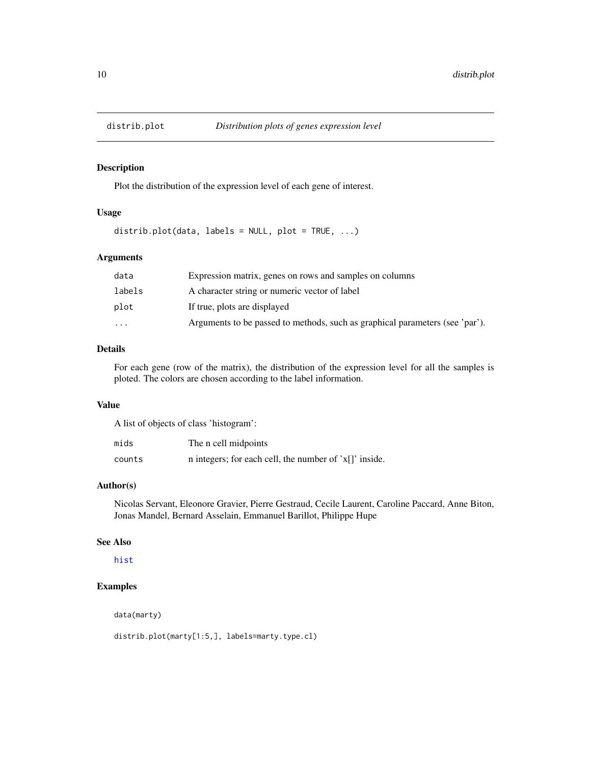# distrib.plot — *Distribution plots of genes expression level*

## Description

Plot the distribution of the expression level of each gene of interest.

## Usage

```
distrib.plot(data, labels = NULL, plot = TRUE, ...)
```

## Arguments

| | |
|---|---|
| data | Expression matrix, genes on rows and samples on columns |
| labels | A character string or numeric vector of label |
| plot | If true, plots are displayed |
| ... | Arguments to be passed to methods, such as graphical parameters (see 'par'). |

## Details

For each gene (row of the matrix), the distribution of the expression level for all the samples is ploted. The colors are chosen according to the label information.

## Value

A list of objects of class 'histogram':

| | |
|---|---|
| mids | The n cell midpoints |
| counts | n integers; for each cell, the number of 'x[]' inside. |

## Author(s)

Nicolas Servant, Eleonore Gravier, Pierre Gestraud, Cecile Laurent, Caroline Paccard, Anne Biton, Jonas Mandel, Bernard Asselain, Emmanuel Barillot, Philippe Hupe

## See Also

hist

## Examples

```
data(marty)

distrib.plot(marty[1:5,], labels=marty.type.cl)
```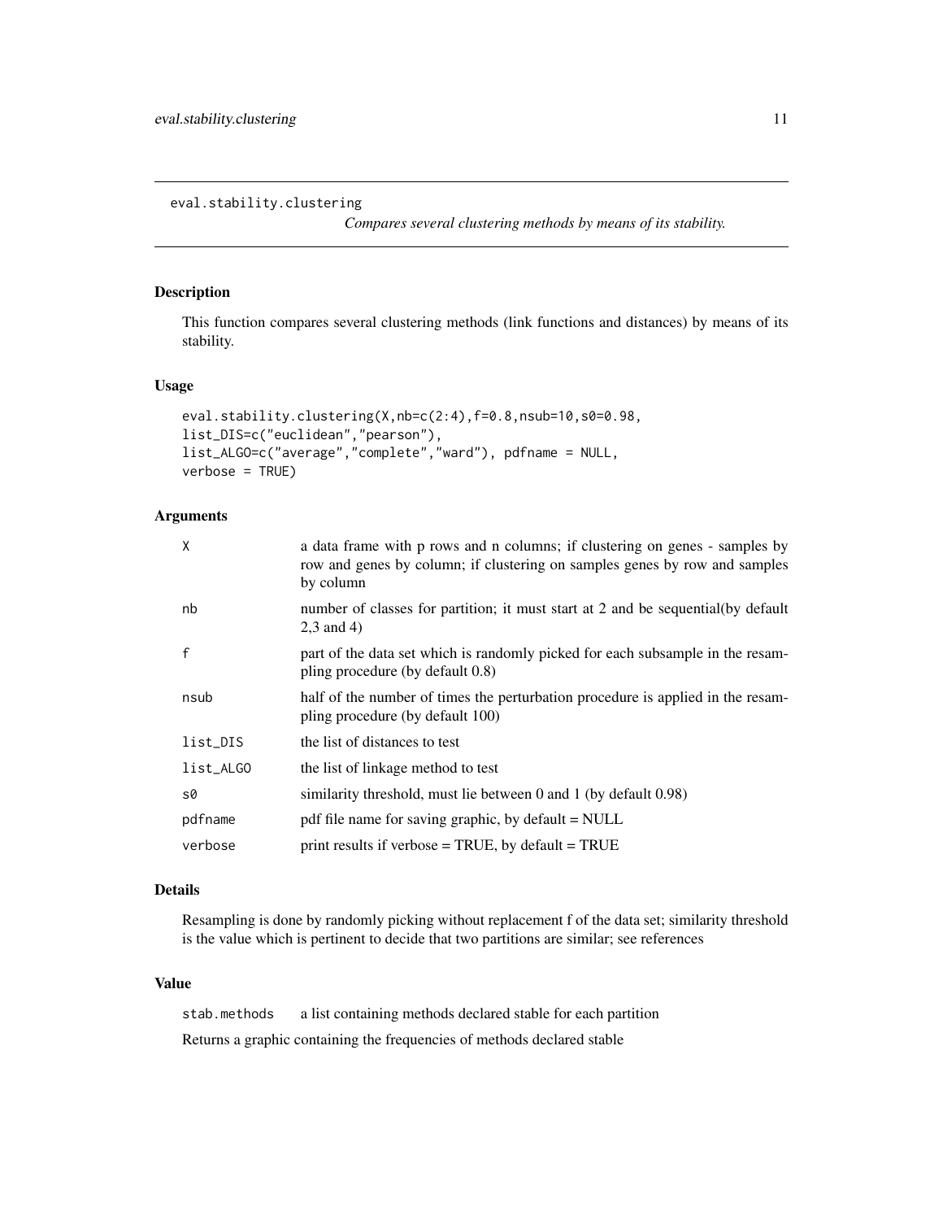eval.stability.clustering

*Compares several clustering methods by means of its stability.*

## Description

This function compares several clustering methods (link functions and distances) by means of its stability.

## Usage

```
eval.stability.clustering(X,nb=c(2:4),f=0.8,nsub=10,s0=0.98,
list_DIS=c("euclidean","pearson"),
list_ALGO=c("average","complete","ward"), pdfname = NULL,
verbose = TRUE)
```

## Arguments

| | |
|---|---|
| X | a data frame with p rows and n columns; if clustering on genes - samples by row and genes by column; if clustering on samples genes by row and samples by column |
| nb | number of classes for partition; it must start at 2 and be sequential(by default 2,3 and 4) |
| f | part of the data set which is randomly picked for each subsample in the resampling procedure (by default 0.8) |
| nsub | half of the number of times the perturbation procedure is applied in the resampling procedure (by default 100) |
| list_DIS | the list of distances to test |
| list_ALGO | the list of linkage method to test |
| s0 | similarity threshold, must lie between 0 and 1 (by default 0.98) |
| pdfname | pdf file name for saving graphic, by default = NULL |
| verbose | print results if verbose = TRUE, by default = TRUE |

## Details

Resampling is done by randomly picking without replacement f of the data set; similarity threshold is the value which is pertinent to decide that two partitions are similar; see references

## Value

| | |
|---|---|
| stab.methods | a list containing methods declared stable for each partition |

Returns a graphic containing the frequencies of methods declared stable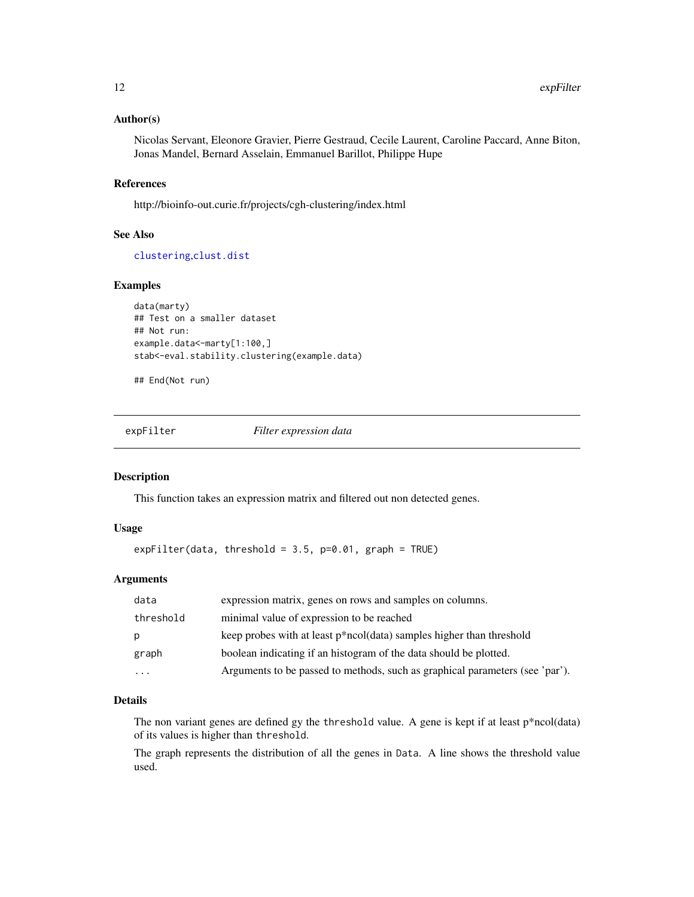### Author(s)

Nicolas Servant, Eleonore Gravier, Pierre Gestraud, Cecile Laurent, Caroline Paccard, Anne Biton, Jonas Mandel, Bernard Asselain, Emmanuel Barillot, Philippe Hupe

### References

http://bioinfo-out.curie.fr/projects/cgh-clustering/index.html

### See Also

clustering,clust.dist

### Examples

```
data(marty)
## Test on a smaller dataset
## Not run:
example.data<-marty[1:100,]
stab<-eval.stability.clustering(example.data)

## End(Not run)
```

---

## expFilter — *Filter expression data*

---

### Description

This function takes an expression matrix and filtered out non detected genes.

### Usage

```
expFilter(data, threshold = 3.5, p=0.01, graph = TRUE)
```

### Arguments

| | |
|---|---|
| data | expression matrix, genes on rows and samples on columns. |
| threshold | minimal value of expression to be reached |
| p | keep probes with at least p*ncol(data) samples higher than threshold |
| graph | boolean indicating if an histogram of the data should be plotted. |
| ... | Arguments to be passed to methods, such as graphical parameters (see 'par'). |

### Details

The non variant genes are defined gy the `threshold` value. A gene is kept if at least p*ncol(data) of its values is higher than `threshold`.

The graph represents the distribution of all the genes in `Data`. A line shows the threshold value used.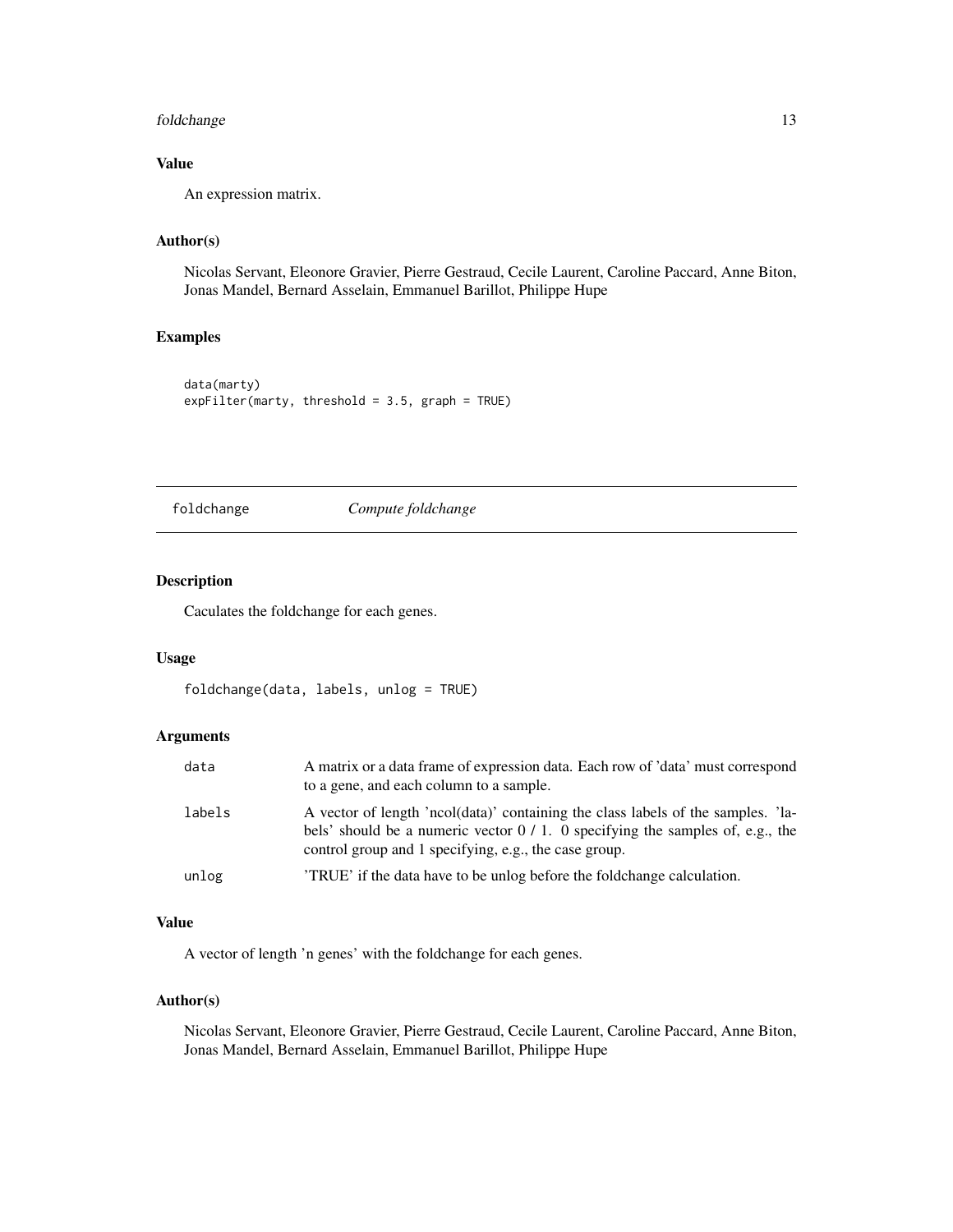### Value

An expression matrix.

### Author(s)

Nicolas Servant, Eleonore Gravier, Pierre Gestraud, Cecile Laurent, Caroline Paccard, Anne Biton, Jonas Mandel, Bernard Asselain, Emmanuel Barillot, Philippe Hupe

### Examples

```
data(marty)
expFilter(marty, threshold = 3.5, graph = TRUE)
```

---

## foldchange *Compute foldchange*

---

### Description

Caculates the foldchange for each genes.

### Usage

```
foldchange(data, labels, unlog = TRUE)
```

### Arguments

| | |
|---|---|
| data | A matrix or a data frame of expression data. Each row of 'data' must correspond to a gene, and each column to a sample. |
| labels | A vector of length 'ncol(data)' containing the class labels of the samples. 'labels' should be a numeric vector 0 / 1. 0 specifying the samples of, e.g., the control group and 1 specifying, e.g., the case group. |
| unlog | 'TRUE' if the data have to be unlog before the foldchange calculation. |

### Value

A vector of length 'n genes' with the foldchange for each genes.

### Author(s)

Nicolas Servant, Eleonore Gravier, Pierre Gestraud, Cecile Laurent, Caroline Paccard, Anne Biton, Jonas Mandel, Bernard Asselain, Emmanuel Barillot, Philippe Hupe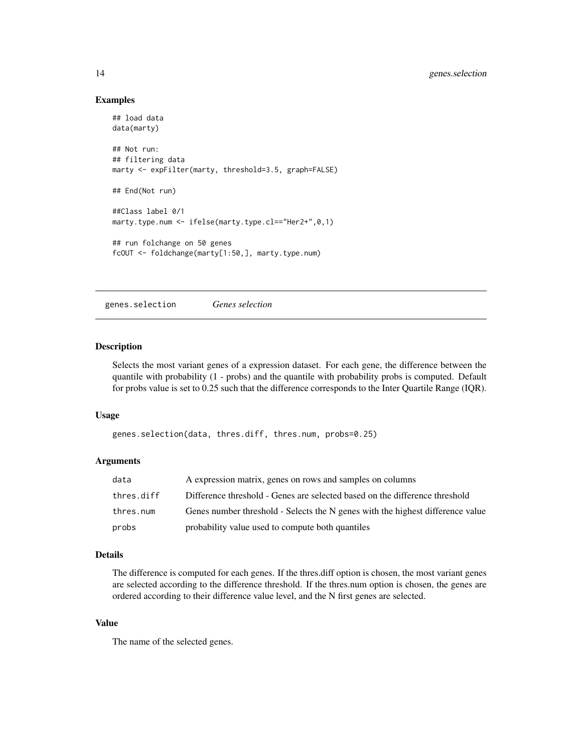### Examples

```
## load data
data(marty)

## Not run:
## filtering data
marty <- expFilter(marty, threshold=3.5, graph=FALSE)

## End(Not run)

##Class label 0/1
marty.type.num <- ifelse(marty.type.cl=="Her2+",0,1)

## run folchange on 50 genes
fcOUT <- foldchange(marty[1:50,], marty.type.num)
```

---

## genes.selection *Genes selection*

---

### Description

Selects the most variant genes of a expression dataset. For each gene, the difference between the quantile with probability (1 - probs) and the quantile with probability probs is computed. Default for probs value is set to 0.25 such that the difference corresponds to the Inter Quartile Range (IQR).

### Usage

```
genes.selection(data, thres.diff, thres.num, probs=0.25)
```

### Arguments

| | |
|---|---|
| data | A expression matrix, genes on rows and samples on columns |
| thres.diff | Difference threshold - Genes are selected based on the difference threshold |
| thres.num | Genes number threshold - Selects the N genes with the highest difference value |
| probs | probability value used to compute both quantiles |

### Details

The difference is computed for each genes. If the thres.diff option is chosen, the most variant genes are selected according to the difference threshold. If the thres.num option is chosen, the genes are ordered according to their difference value level, and the N first genes are selected.

### Value

The name of the selected genes.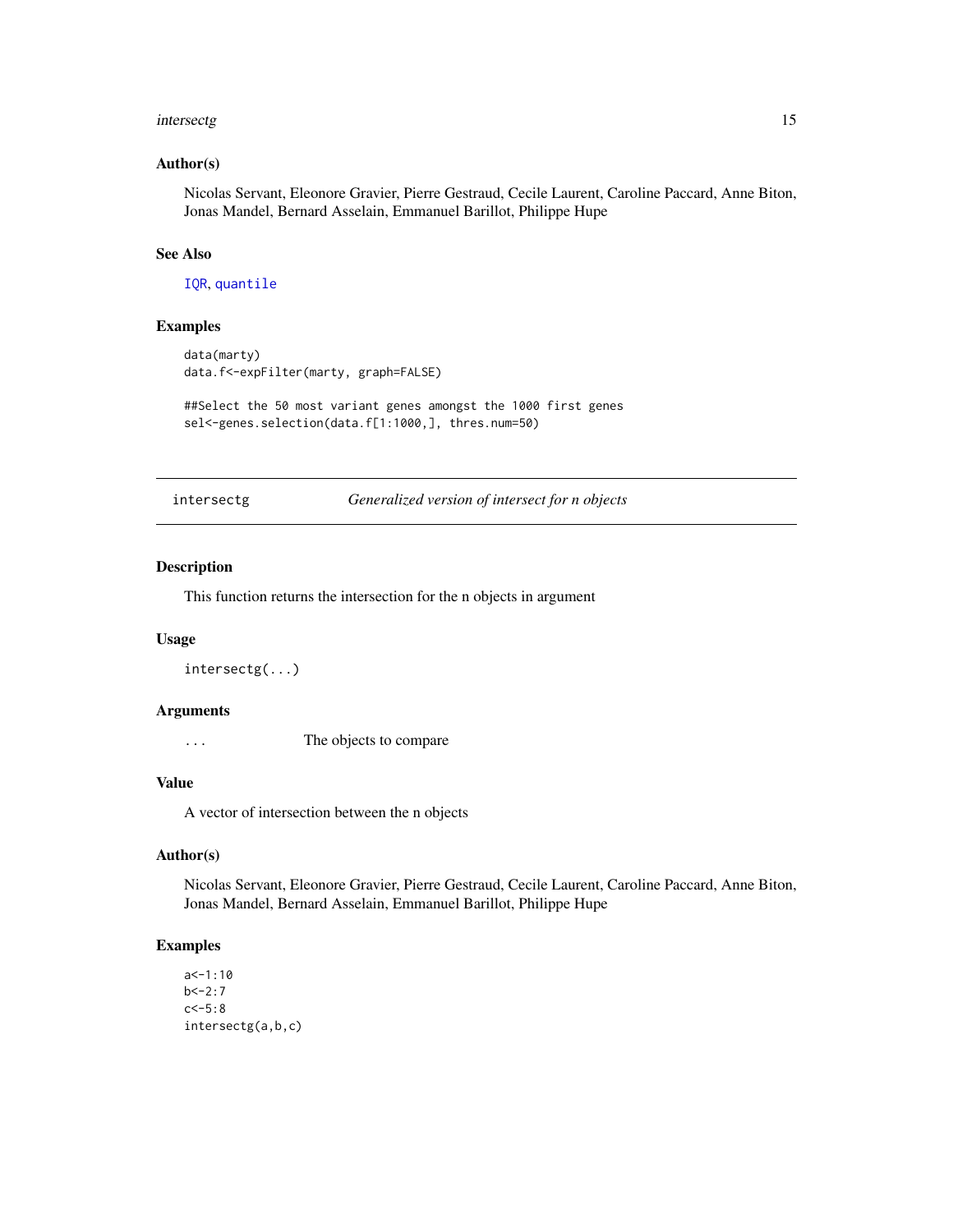### Author(s)

Nicolas Servant, Eleonore Gravier, Pierre Gestraud, Cecile Laurent, Caroline Paccard, Anne Biton, Jonas Mandel, Bernard Asselain, Emmanuel Barillot, Philippe Hupe

### See Also

IQR, quantile

### Examples

```
data(marty)
data.f<-expFilter(marty, graph=FALSE)

##Select the 50 most variant genes amongst the 1000 first genes
sel<-genes.selection(data.f[1:1000,], thres.num=50)
```

---

## intersectg — *Generalized version of intersect for n objects*

---

### Description

This function returns the intersection for the n objects in argument

### Usage

```
intersectg(...)
```

### Arguments

| | |
|---|---|
| `...` | The objects to compare |

### Value

A vector of intersection between the n objects

### Author(s)

Nicolas Servant, Eleonore Gravier, Pierre Gestraud, Cecile Laurent, Caroline Paccard, Anne Biton, Jonas Mandel, Bernard Asselain, Emmanuel Barillot, Philippe Hupe

### Examples

```
a<-1:10
b<-2:7
c<-5:8
intersectg(a,b,c)
```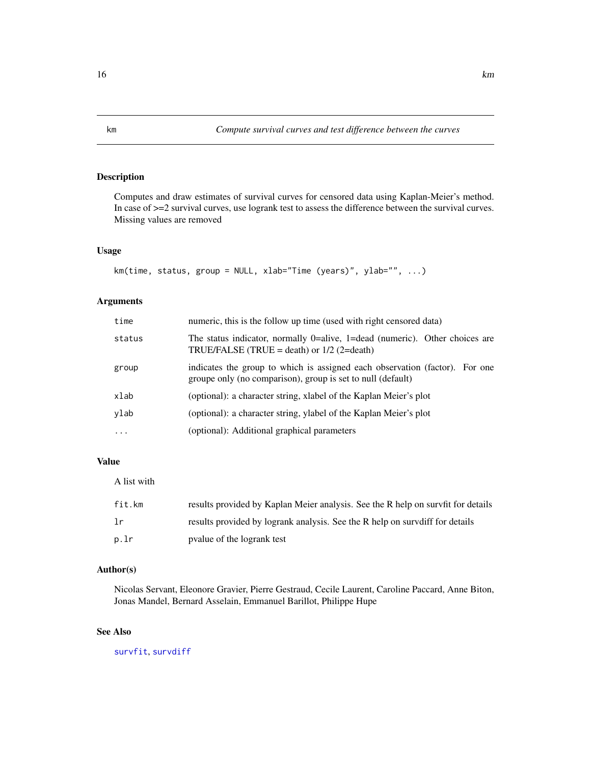# km — Compute survival curves and test difference between the curves

## Description

Computes and draw estimates of survival curves for censored data using Kaplan-Meier's method. In case of >=2 survival curves, use logrank test to assess the difference between the survival curves. Missing values are removed

## Usage

```
km(time, status, group = NULL, xlab="Time (years)", ylab="", ...)
```

## Arguments

| | |
|---|---|
| `time` | numeric, this is the follow up time (used with right censored data) |
| `status` | The status indicator, normally 0=alive, 1=dead (numeric). Other choices are TRUE/FALSE (TRUE = death) or 1/2 (2=death) |
| `group` | indicates the group to which is assigned each observation (factor). For one groupe only (no comparison), group is set to null (default) |
| `xlab` | (optional): a character string, xlabel of the Kaplan Meier's plot |
| `ylab` | (optional): a character string, ylabel of the Kaplan Meier's plot |
| `...` | (optional): Additional graphical parameters |

## Value

A list with

| | |
|---|---|
| `fit.km` | results provided by Kaplan Meier analysis. See the R help on survfit for details |
| `lr` | results provided by logrank analysis. See the R help on survdiff for details |
| `p.lr` | pvalue of the logrank test |

## Author(s)

Nicolas Servant, Eleonore Gravier, Pierre Gestraud, Cecile Laurent, Caroline Paccard, Anne Biton, Jonas Mandel, Bernard Asselain, Emmanuel Barillot, Philippe Hupe

## See Also

`survfit`, `survdiff`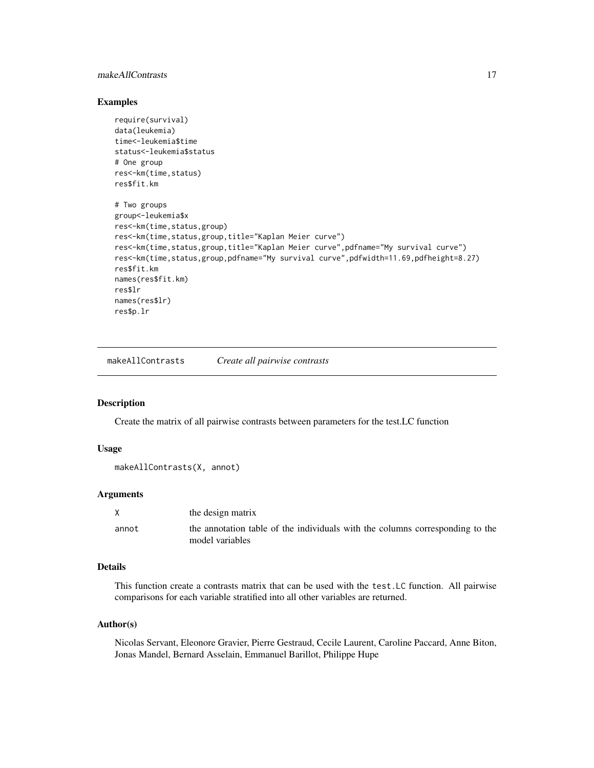## Examples

```
require(survival)
data(leukemia)
time<-leukemia$time
status<-leukemia$status
# One group
res<-km(time,status)
res$fit.km

# Two groups
group<-leukemia$x
res<-km(time,status,group)
res<-km(time,status,group,title="Kaplan Meier curve")
res<-km(time,status,group,title="Kaplan Meier curve",pdfname="My survival curve")
res<-km(time,status,group,pdfname="My survival curve",pdfwidth=11.69,pdfheight=8.27)
res$fit.km
names(res$fit.km)
res$lr
names(res$lr)
res$p.lr
```

---

# makeAllContrasts *Create all pairwise contrasts*

---

## Description

Create the matrix of all pairwise contrasts between parameters for the test.LC function

## Usage

```
makeAllContrasts(X, annot)
```

## Arguments

| | |
|---|---|
| X | the design matrix |
| annot | the annotation table of the individuals with the columns corresponding to the model variables |

## Details

This function create a contrasts matrix that can be used with the `test.LC` function. All pairwise comparisons for each variable stratified into all other variables are returned.

## Author(s)

Nicolas Servant, Eleonore Gravier, Pierre Gestraud, Cecile Laurent, Caroline Paccard, Anne Biton, Jonas Mandel, Bernard Asselain, Emmanuel Barillot, Philippe Hupe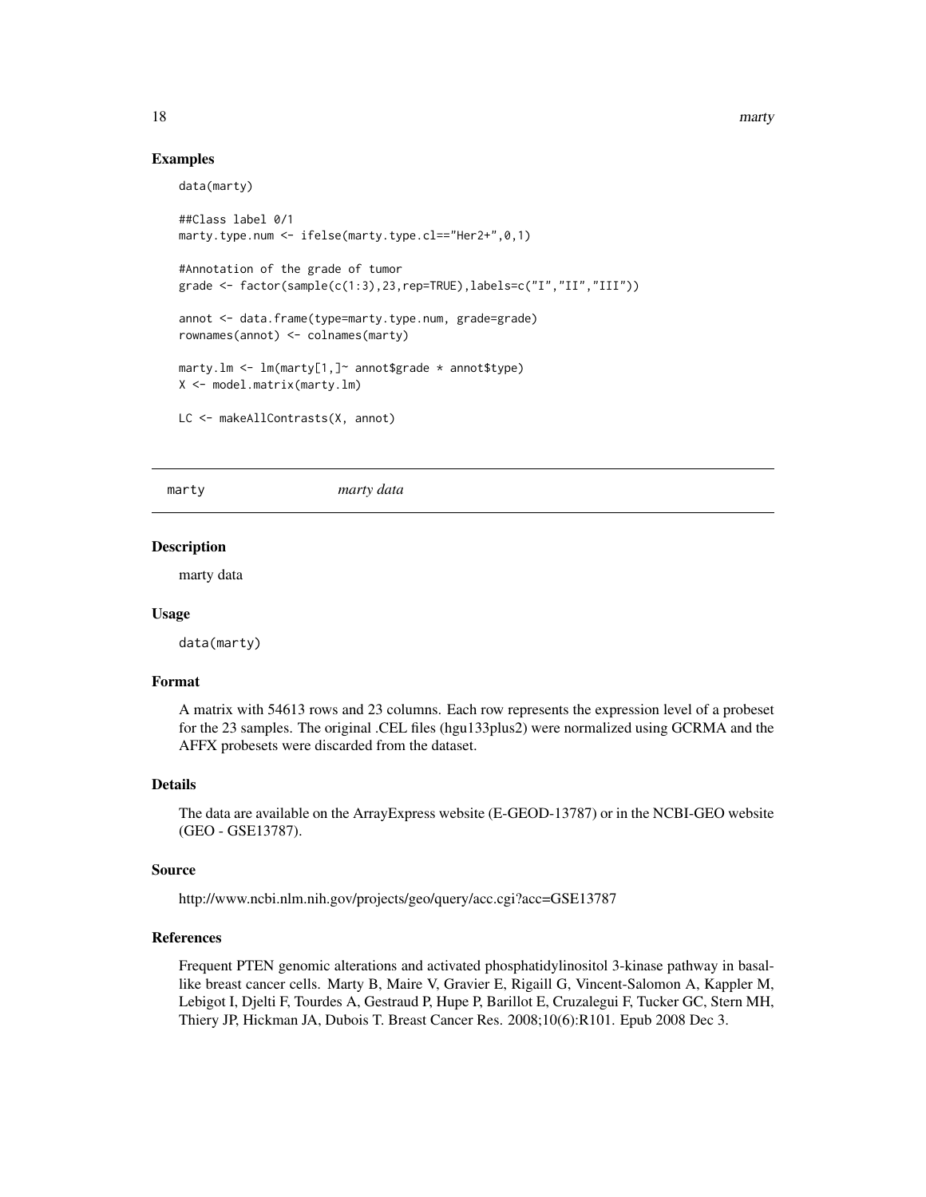## Examples

```
data(marty)

##Class label 0/1
marty.type.num <- ifelse(marty.type.cl=="Her2+",0,1)

#Annotation of the grade of tumor
grade <- factor(sample(c(1:3),23,rep=TRUE),labels=c("I","II","III"))

annot <- data.frame(type=marty.type.num, grade=grade)
rownames(annot) <- colnames(marty)

marty.lm <- lm(marty[1,]~ annot$grade * annot$type)
X <- model.matrix(marty.lm)

LC <- makeAllContrasts(X, annot)
```

---

# marty *marty data*

---

## Description

marty data

## Usage

```
data(marty)
```

## Format

A matrix with 54613 rows and 23 columns. Each row represents the expression level of a probeset for the 23 samples. The original .CEL files (hgu133plus2) were normalized using GCRMA and the AFFX probesets were discarded from the dataset.

## Details

The data are available on the ArrayExpress website (E-GEOD-13787) or in the NCBI-GEO website (GEO - GSE13787).

## Source

http://www.ncbi.nlm.nih.gov/projects/geo/query/acc.cgi?acc=GSE13787

## References

Frequent PTEN genomic alterations and activated phosphatidylinositol 3-kinase pathway in basal-like breast cancer cells. Marty B, Maire V, Gravier E, Rigaill G, Vincent-Salomon A, Kappler M, Lebigot I, Djelti F, Tourdes A, Gestraud P, Hupe P, Barillot E, Cruzalegui F, Tucker GC, Stern MH, Thiery JP, Hickman JA, Dubois T. Breast Cancer Res. 2008;10(6):R101. Epub 2008 Dec 3.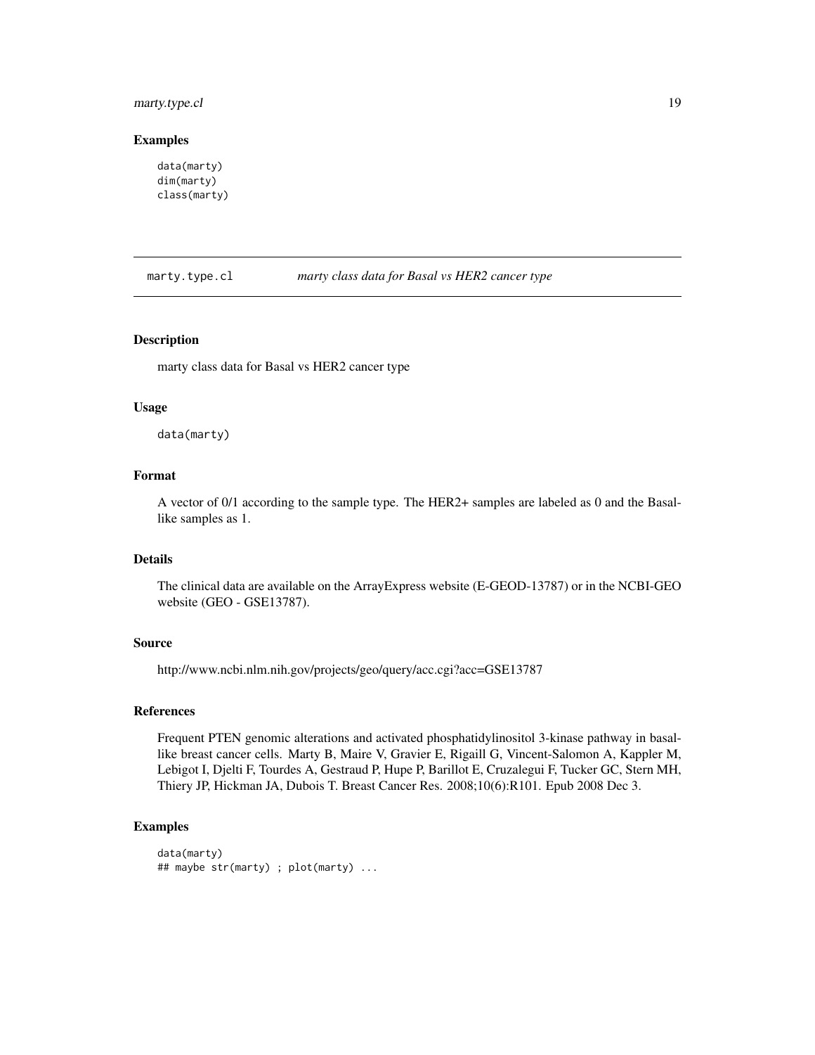### Examples

```
data(marty)
dim(marty)
class(marty)
```

---

## marty.type.cl *marty class data for Basal vs HER2 cancer type*

---

### Description

marty class data for Basal vs HER2 cancer type

### Usage

```
data(marty)
```

### Format

A vector of 0/1 according to the sample type. The HER2+ samples are labeled as 0 and the Basal-like samples as 1.

### Details

The clinical data are available on the ArrayExpress website (E-GEOD-13787) or in the NCBI-GEO website (GEO - GSE13787).

### Source

http://www.ncbi.nlm.nih.gov/projects/geo/query/acc.cgi?acc=GSE13787

### References

Frequent PTEN genomic alterations and activated phosphatidylinositol 3-kinase pathway in basal-like breast cancer cells. Marty B, Maire V, Gravier E, Rigaill G, Vincent-Salomon A, Kappler M, Lebigot I, Djelti F, Tourdes A, Gestraud P, Hupe P, Barillot E, Cruzalegui F, Tucker GC, Stern MH, Thiery JP, Hickman JA, Dubois T. Breast Cancer Res. 2008;10(6):R101. Epub 2008 Dec 3.

### Examples

```
data(marty)
## maybe str(marty) ; plot(marty) ...
```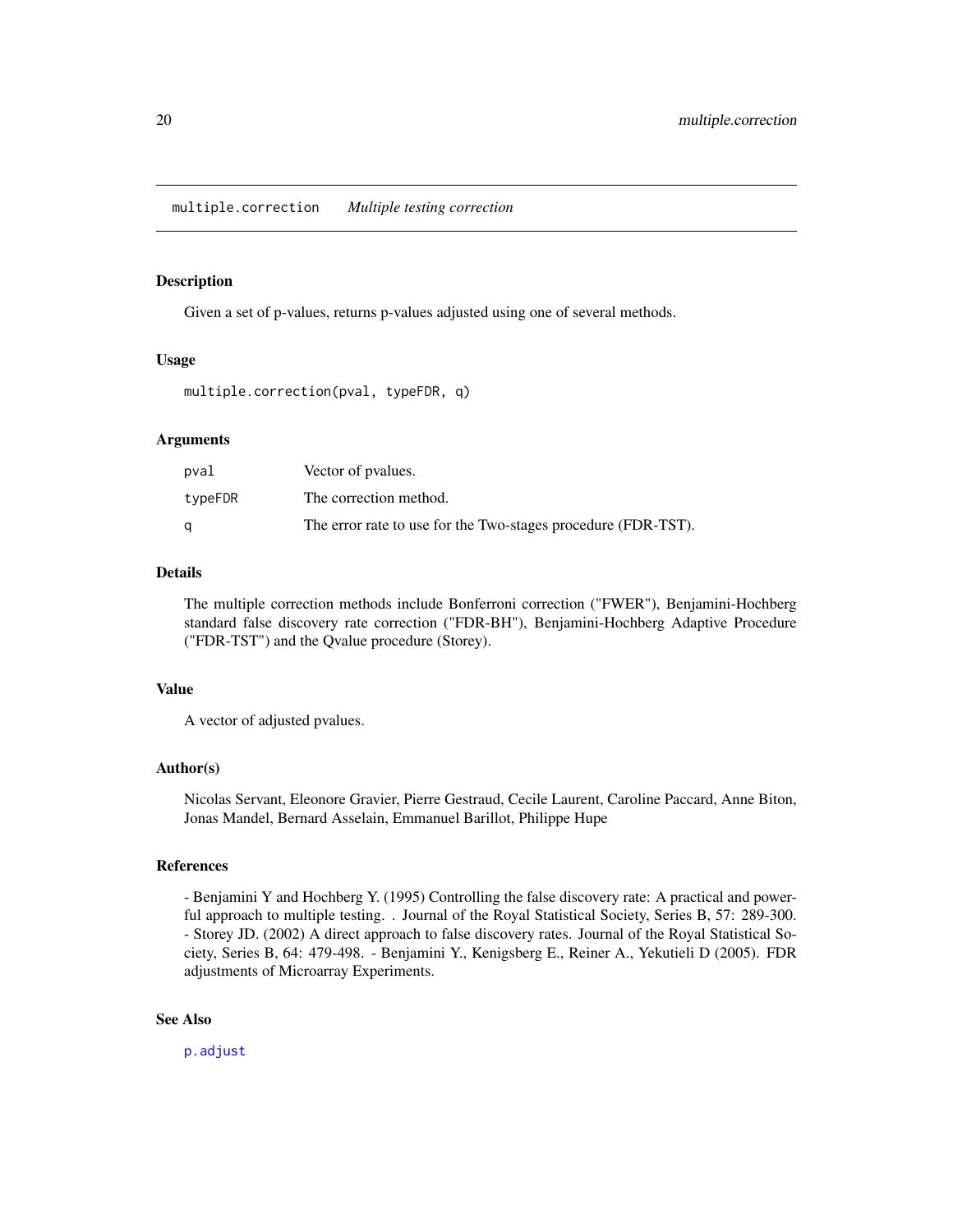`multiple.correction` *Multiple testing correction*

## Description

Given a set of p-values, returns p-values adjusted using one of several methods.

## Usage

```
multiple.correction(pval, typeFDR, q)
```

## Arguments

| | |
|---|---|
| `pval` | Vector of pvalues. |
| `typeFDR` | The correction method. |
| `q` | The error rate to use for the Two-stages procedure (FDR-TST). |

## Details

The multiple correction methods include Bonferroni correction ("FWER"), Benjamini-Hochberg standard false discovery rate correction ("FDR-BH"), Benjamini-Hochberg Adaptive Procedure ("FDR-TST") and the Qvalue procedure (Storey).

## Value

A vector of adjusted pvalues.

## Author(s)

Nicolas Servant, Eleonore Gravier, Pierre Gestraud, Cecile Laurent, Caroline Paccard, Anne Biton, Jonas Mandel, Bernard Asselain, Emmanuel Barillot, Philippe Hupe

## References

- Benjamini Y and Hochberg Y. (1995) Controlling the false discovery rate: A practical and powerful approach to multiple testing. . Journal of the Royal Statistical Society, Series B, 57: 289-300. - Storey JD. (2002) A direct approach to false discovery rates. Journal of the Royal Statistical Society, Series B, 64: 479-498. - Benjamini Y., Kenigsberg E., Reiner A., Yekutieli D (2005). FDR adjustments of Microarray Experiments.

## See Also

`p.adjust`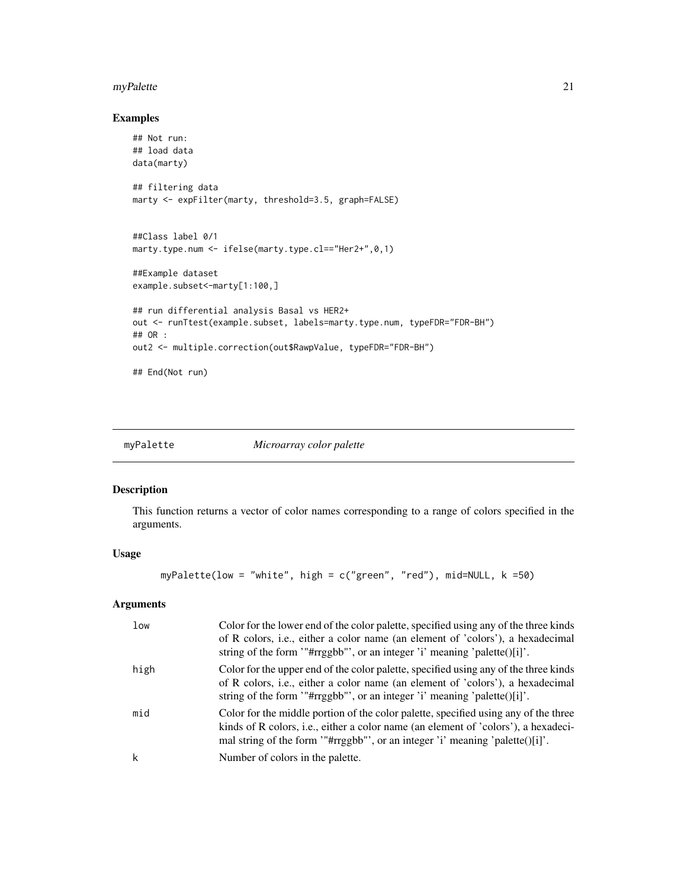## Examples

```
## Not run:
## load data
data(marty)

## filtering data
marty <- expFilter(marty, threshold=3.5, graph=FALSE)


##Class label 0/1
marty.type.num <- ifelse(marty.type.cl=="Her2+",0,1)

##Example dataset
example.subset<-marty[1:100,]

## run differential analysis Basal vs HER2+
out <- runTtest(example.subset, labels=marty.type.num, typeFDR="FDR-BH")
## OR :
out2 <- multiple.correction(out$RawpValue, typeFDR="FDR-BH")

## End(Not run)
```

---

# myPalette *Microarray color palette*

## Description

This function returns a vector of color names corresponding to a range of colors specified in the arguments.

## Usage

```
myPalette(low = "white", high = c("green", "red"), mid=NULL, k =50)
```

## Arguments

| | |
|---|---|
| `low` | Color for the lower end of the color palette, specified using any of the three kinds of R colors, i.e., either a color name (an element of 'colors'), a hexadecimal string of the form '"#rrggbb"', or an integer 'i' meaning 'palette()[i]'. |
| `high` | Color for the upper end of the color palette, specified using any of the three kinds of R colors, i.e., either a color name (an element of 'colors'), a hexadecimal string of the form '"#rrggbb"', or an integer 'i' meaning 'palette()[i]'. |
| `mid` | Color for the middle portion of the color palette, specified using any of the three kinds of R colors, i.e., either a color name (an element of 'colors'), a hexadecimal string of the form '"#rrggbb"', or an integer 'i' meaning 'palette()[i]'. |
| `k` | Number of colors in the palette. |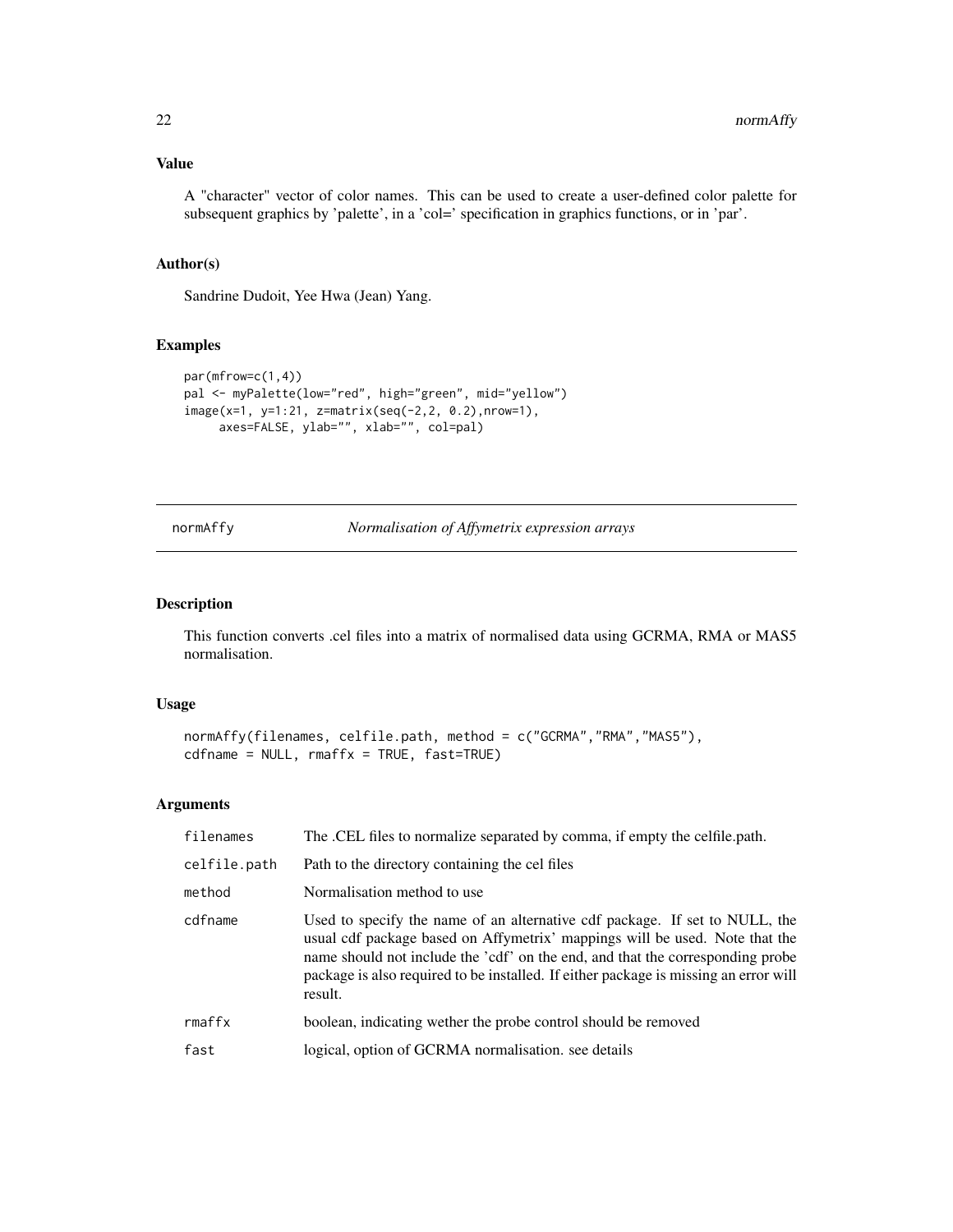## Value

A "character" vector of color names. This can be used to create a user-defined color palette for subsequent graphics by 'palette', in a 'col=' specification in graphics functions, or in 'par'.

## Author(s)

Sandrine Dudoit, Yee Hwa (Jean) Yang.

## Examples

```
par(mfrow=c(1,4))
pal <- myPalette(low="red", high="green", mid="yellow")
image(x=1, y=1:21, z=matrix(seq(-2,2, 0.2),nrow=1),
     axes=FALSE, ylab="", xlab="", col=pal)
```

---

# normAffy — *Normalisation of Affymetrix expression arrays*

---

## Description

This function converts .cel files into a matrix of normalised data using GCRMA, RMA or MAS5 normalisation.

## Usage

```
normAffy(filenames, celfile.path, method = c("GCRMA","RMA","MAS5"),
cdfname = NULL, rmaffx = TRUE, fast=TRUE)
```

## Arguments

| | |
|---|---|
| filenames | The .CEL files to normalize separated by comma, if empty the celfile.path. |
| celfile.path | Path to the directory containing the cel files |
| method | Normalisation method to use |
| cdfname | Used to specify the name of an alternative cdf package. If set to NULL, the usual cdf package based on Affymetrix' mappings will be used. Note that the name should not include the 'cdf' on the end, and that the corresponding probe package is also required to be installed. If either package is missing an error will result. |
| rmaffx | boolean, indicating wether the probe control should be removed |
| fast | logical, option of GCRMA normalisation. see details |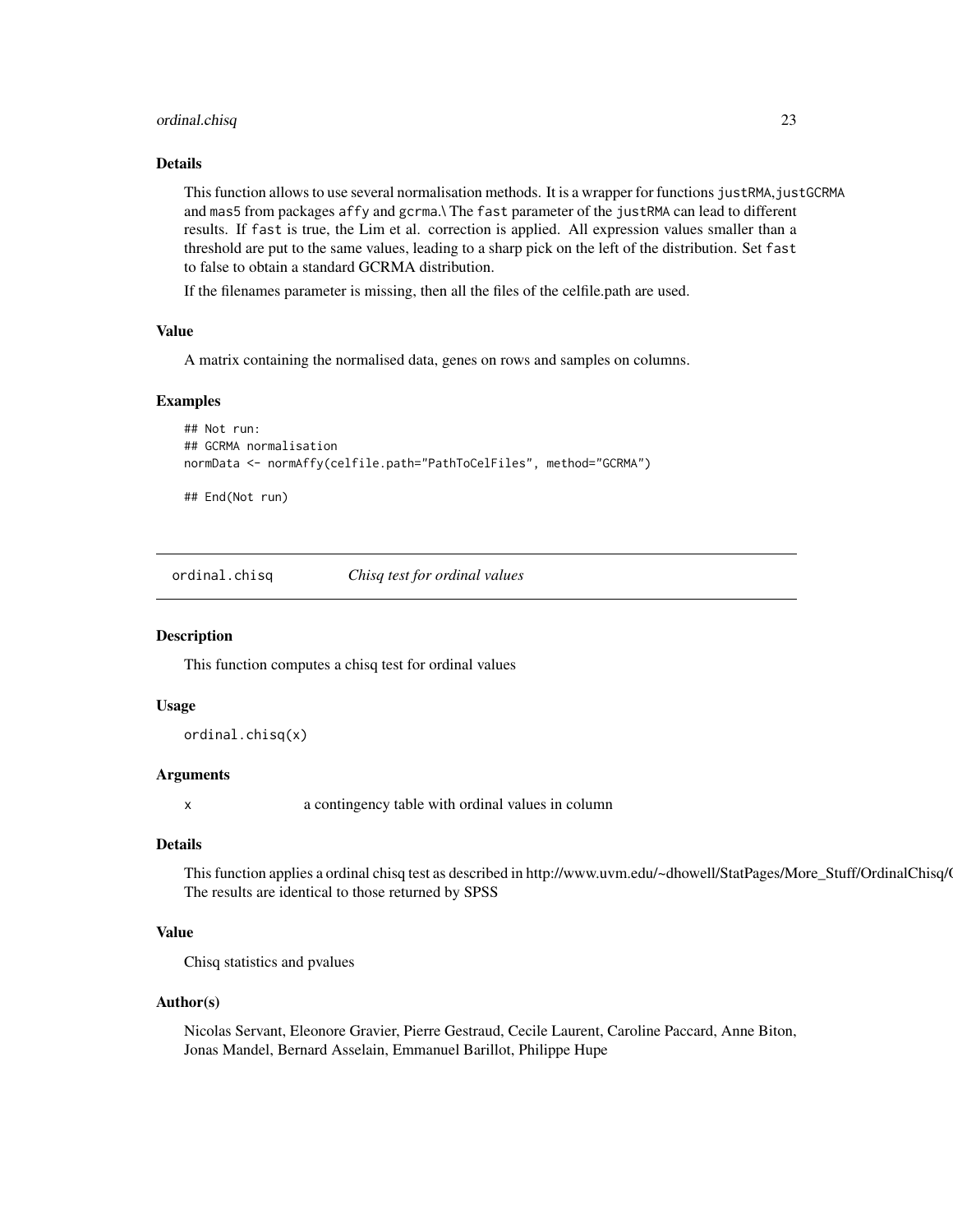### Details

This function allows to use several normalisation methods. It is a wrapper for functions `justRMA`,`justGCRMA` and `mas5` from packages `affy` and `gcrma`.\ The `fast` parameter of the `justRMA` can lead to different results. If `fast` is true, the Lim et al. correction is applied. All expression values smaller than a threshold are put to the same values, leading to a sharp pick on the left of the distribution. Set `fast` to false to obtain a standard GCRMA distribution.

If the filenames parameter is missing, then all the files of the celfile.path are used.

### Value

A matrix containing the normalised data, genes on rows and samples on columns.

### Examples

```
## Not run:
## GCRMA normalisation
normData <- normAffy(celfile.path="PathToCelFiles", method="GCRMA")

## End(Not run)
```

---

## `ordinal.chisq` *Chisq test for ordinal values*

---

### Description

This function computes a chisq test for ordinal values

### Usage

```
ordinal.chisq(x)
```

### Arguments

| | |
|---|---|
| `x` | a contingency table with ordinal values in column |

### Details

This function applies a ordinal chisq test as described in http://www.uvm.edu/~dhowell/StatPages/More_Stuff/OrdinalChisq/C
The results are identical to those returned by SPSS

### Value

Chisq statistics and pvalues

### Author(s)

Nicolas Servant, Eleonore Gravier, Pierre Gestraud, Cecile Laurent, Caroline Paccard, Anne Biton, Jonas Mandel, Bernard Asselain, Emmanuel Barillot, Philippe Hupe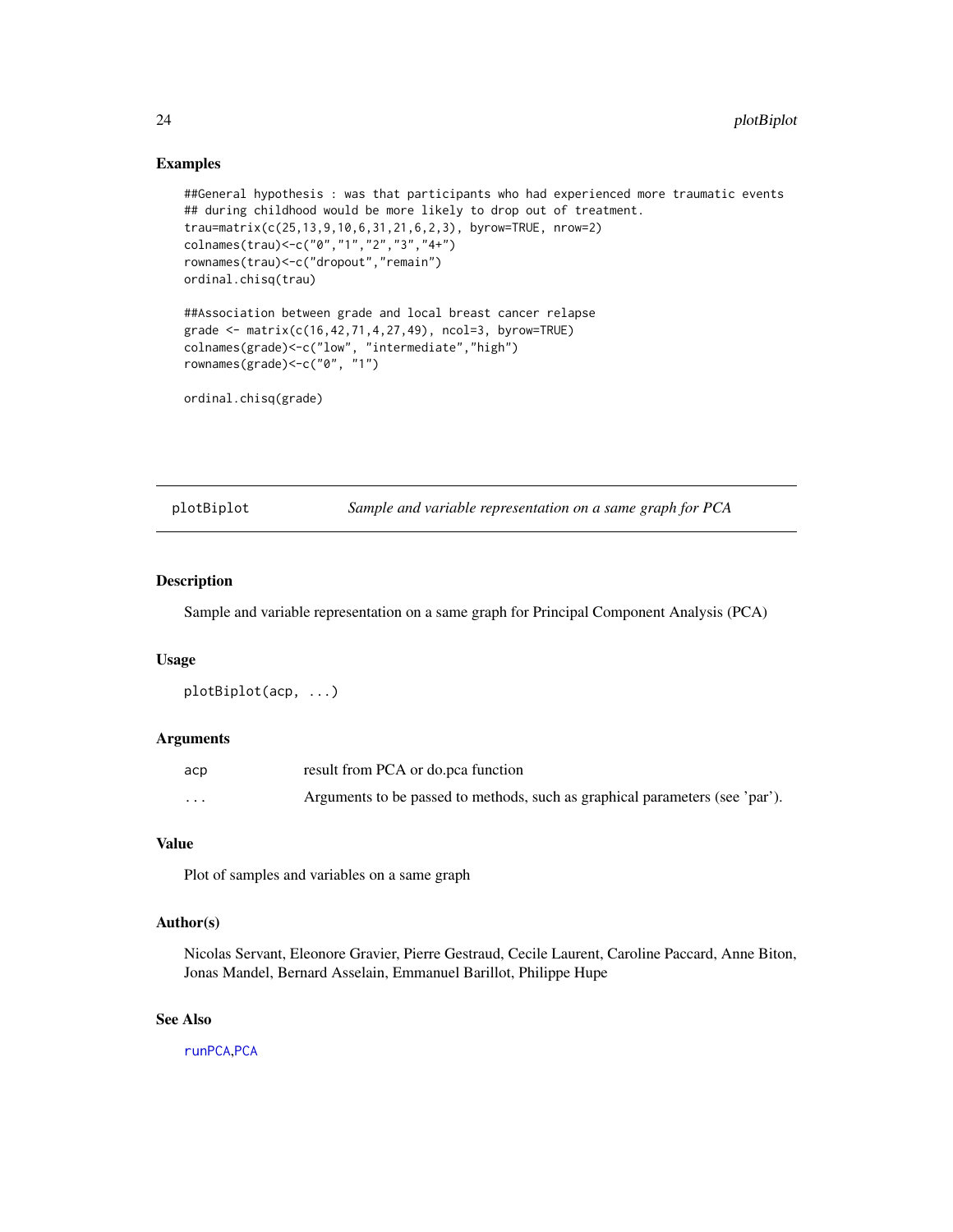## Examples

```
##General hypothesis : was that participants who had experienced more traumatic events
## during childhood would be more likely to drop out of treatment.
trau=matrix(c(25,13,9,10,6,31,21,6,2,3), byrow=TRUE, nrow=2)
colnames(trau)<-c("0","1","2","3","4+")
rownames(trau)<-c("dropout","remain")
ordinal.chisq(trau)

##Association between grade and local breast cancer relapse
grade <- matrix(c(16,42,71,4,27,49), ncol=3, byrow=TRUE)
colnames(grade)<-c("low", "intermediate","high")
rownames(grade)<-c("0", "1")

ordinal.chisq(grade)
```

---

# plotBiplot *Sample and variable representation on a same graph for PCA*

---

## Description

Sample and variable representation on a same graph for Principal Component Analysis (PCA)

## Usage

```
plotBiplot(acp, ...)
```

## Arguments

| | |
|---|---|
| acp | result from PCA or do.pca function |
| ... | Arguments to be passed to methods, such as graphical parameters (see 'par'). |

## Value

Plot of samples and variables on a same graph

## Author(s)

Nicolas Servant, Eleonore Gravier, Pierre Gestraud, Cecile Laurent, Caroline Paccard, Anne Biton, Jonas Mandel, Bernard Asselain, Emmanuel Barillot, Philippe Hupe

## See Also

runPCA,PCA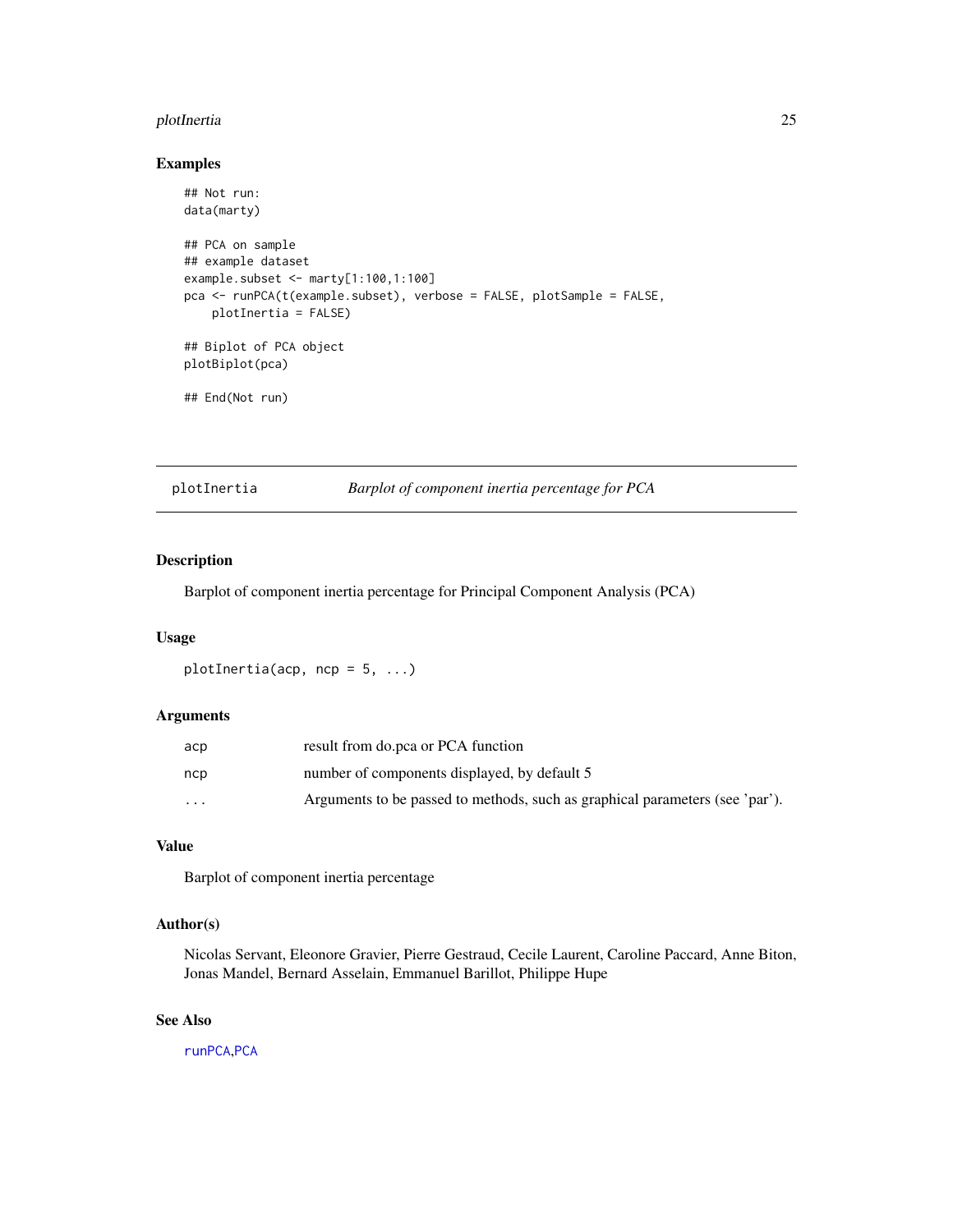## Examples

```
## Not run:
data(marty)

## PCA on sample
## example dataset
example.subset <- marty[1:100,1:100]
pca <- runPCA(t(example.subset), verbose = FALSE, plotSample = FALSE,
    plotInertia = FALSE)

## Biplot of PCA object
plotBiplot(pca)

## End(Not run)
```

---

# plotInertia — *Barplot of component inertia percentage for PCA*

---

## Description

Barplot of component inertia percentage for Principal Component Analysis (PCA)

## Usage

```
plotInertia(acp, ncp = 5, ...)
```

## Arguments

| | |
|---|---|
| acp | result from do.pca or PCA function |
| ncp | number of components displayed, by default 5 |
| ... | Arguments to be passed to methods, such as graphical parameters (see 'par'). |

## Value

Barplot of component inertia percentage

## Author(s)

Nicolas Servant, Eleonore Gravier, Pierre Gestraud, Cecile Laurent, Caroline Paccard, Anne Biton, Jonas Mandel, Bernard Asselain, Emmanuel Barillot, Philippe Hupe

## See Also

runPCA,PCA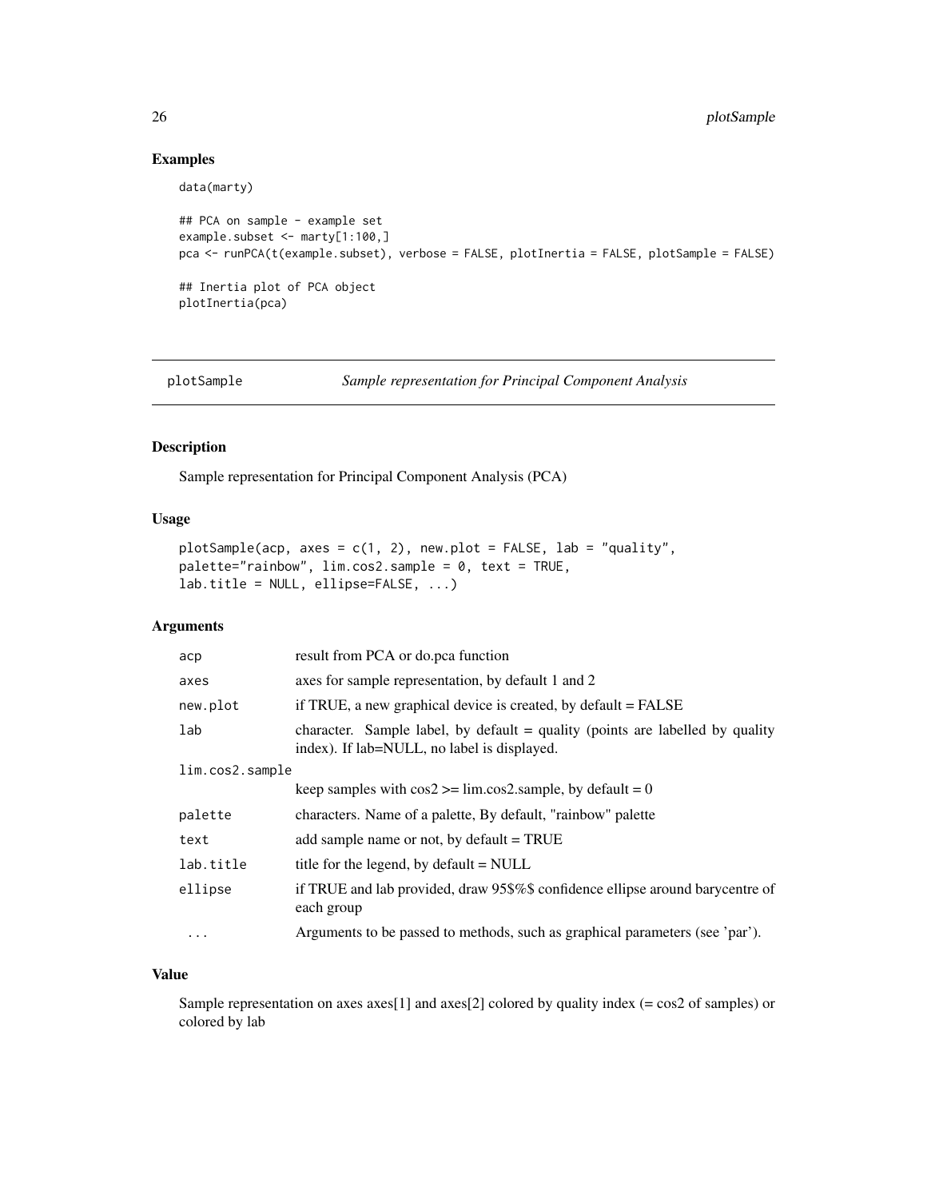### Examples

```
data(marty)

## PCA on sample - example set
example.subset <- marty[1:100,]
pca <- runPCA(t(example.subset), verbose = FALSE, plotInertia = FALSE, plotSample = FALSE)

## Inertia plot of PCA object
plotInertia(pca)
```

---

## plotSample &emsp; *Sample representation for Principal Component Analysis*

---

### Description

Sample representation for Principal Component Analysis (PCA)

### Usage

```
plotSample(acp, axes = c(1, 2), new.plot = FALSE, lab = "quality",
palette="rainbow", lim.cos2.sample = 0, text = TRUE,
lab.title = NULL, ellipse=FALSE, ...)
```

### Arguments

| | |
|---|---|
| `acp` | result from PCA or do.pca function |
| `axes` | axes for sample representation, by default 1 and 2 |
| `new.plot` | if TRUE, a new graphical device is created, by default = FALSE |
| `lab` | character. Sample label, by default = quality (points are labelled by quality index). If lab=NULL, no label is displayed. |
| `lim.cos2.sample` | keep samples with cos2 >= lim.cos2.sample, by default = 0 |
| `palette` | characters. Name of a palette, By default, "rainbow" palette |
| `text` | add sample name or not, by default = TRUE |
| `lab.title` | title for the legend, by default = NULL |
| `ellipse` | if TRUE and lab provided, draw 95$%$ confidence ellipse around barycentre of each group |
| `...` | Arguments to be passed to methods, such as graphical parameters (see 'par'). |

### Value

Sample representation on axes axes[1] and axes[2] colored by quality index (= cos2 of samples) or colored by lab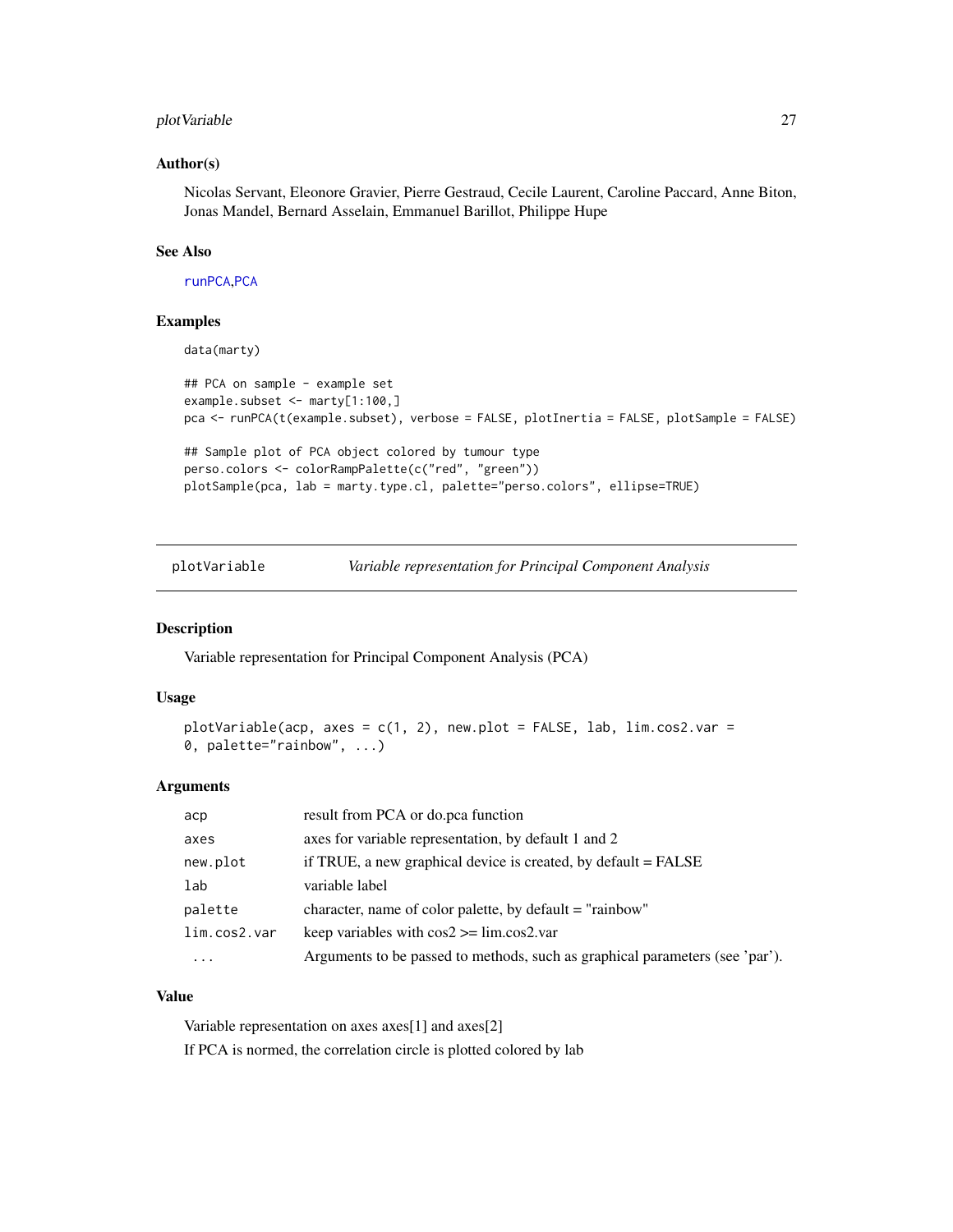## Author(s)

Nicolas Servant, Eleonore Gravier, Pierre Gestraud, Cecile Laurent, Caroline Paccard, Anne Biton, Jonas Mandel, Bernard Asselain, Emmanuel Barillot, Philippe Hupe

## See Also

runPCA,PCA

## Examples

```
data(marty)

## PCA on sample - example set
example.subset <- marty[1:100,]
pca <- runPCA(t(example.subset), verbose = FALSE, plotInertia = FALSE, plotSample = FALSE)

## Sample plot of PCA object colored by tumour type
perso.colors <- colorRampPalette(c("red", "green"))
plotSample(pca, lab = marty.type.cl, palette="perso.colors", ellipse=TRUE)
```

---

# plotVariable *Variable representation for Principal Component Analysis*

---

## Description

Variable representation for Principal Component Analysis (PCA)

## Usage

```
plotVariable(acp, axes = c(1, 2), new.plot = FALSE, lab, lim.cos2.var =
0, palette="rainbow", ...)
```

## Arguments

| | |
|---|---|
| `acp` | result from PCA or do.pca function |
| `axes` | axes for variable representation, by default 1 and 2 |
| `new.plot` | if TRUE, a new graphical device is created, by default = FALSE |
| `lab` | variable label |
| `palette` | character, name of color palette, by default = "rainbow" |
| `lim.cos2.var` | keep variables with cos2 >= lim.cos2.var |
| `...` | Arguments to be passed to methods, such as graphical parameters (see 'par'). |

## Value

Variable representation on axes axes[1] and axes[2]

If PCA is normed, the correlation circle is plotted colored by lab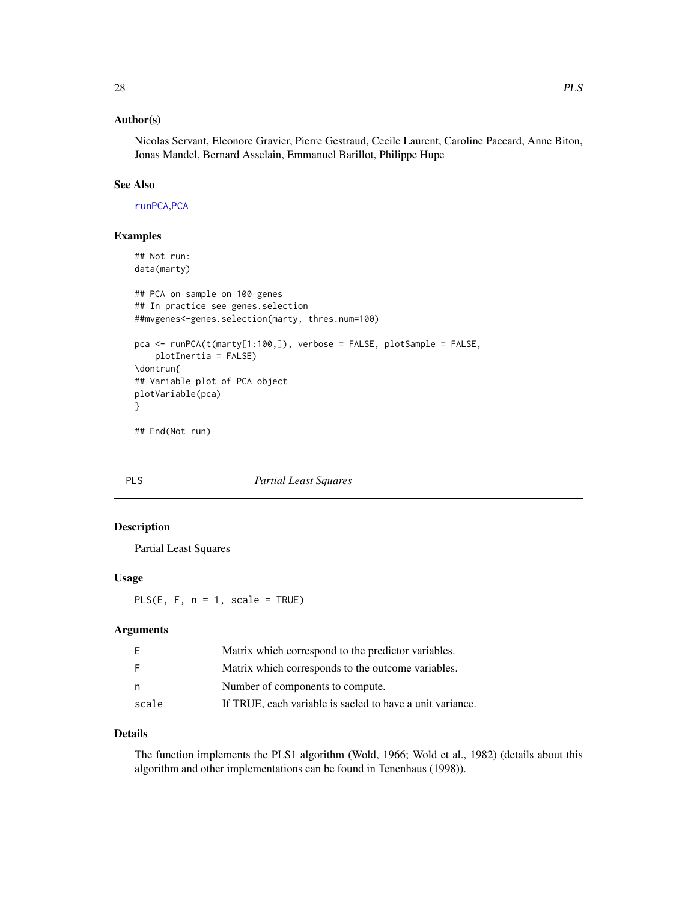### Author(s)

Nicolas Servant, Eleonore Gravier, Pierre Gestraud, Cecile Laurent, Caroline Paccard, Anne Biton, Jonas Mandel, Bernard Asselain, Emmanuel Barillot, Philippe Hupe

### See Also

runPCA,PCA

### Examples

```
## Not run:
data(marty)

## PCA on sample on 100 genes
## In practice see genes.selection
##mvgenes<-genes.selection(marty, thres.num=100)

pca <- runPCA(t(marty[1:100,]), verbose = FALSE, plotSample = FALSE,
    plotInertia = FALSE)
\dontrun{
## Variable plot of PCA object
plotVariable(pca)
}

## End(Not run)
```

---

## PLS *Partial Least Squares*

---

### Description

Partial Least Squares

### Usage

```
PLS(E, F, n = 1, scale = TRUE)
```

### Arguments

| | |
|---|---|
| E | Matrix which correspond to the predictor variables. |
| F | Matrix which corresponds to the outcome variables. |
| n | Number of components to compute. |
| scale | If TRUE, each variable is sacled to have a unit variance. |

### Details

The function implements the PLS1 algorithm (Wold, 1966; Wold et al., 1982) (details about this algorithm and other implementations can be found in Tenenhaus (1998)).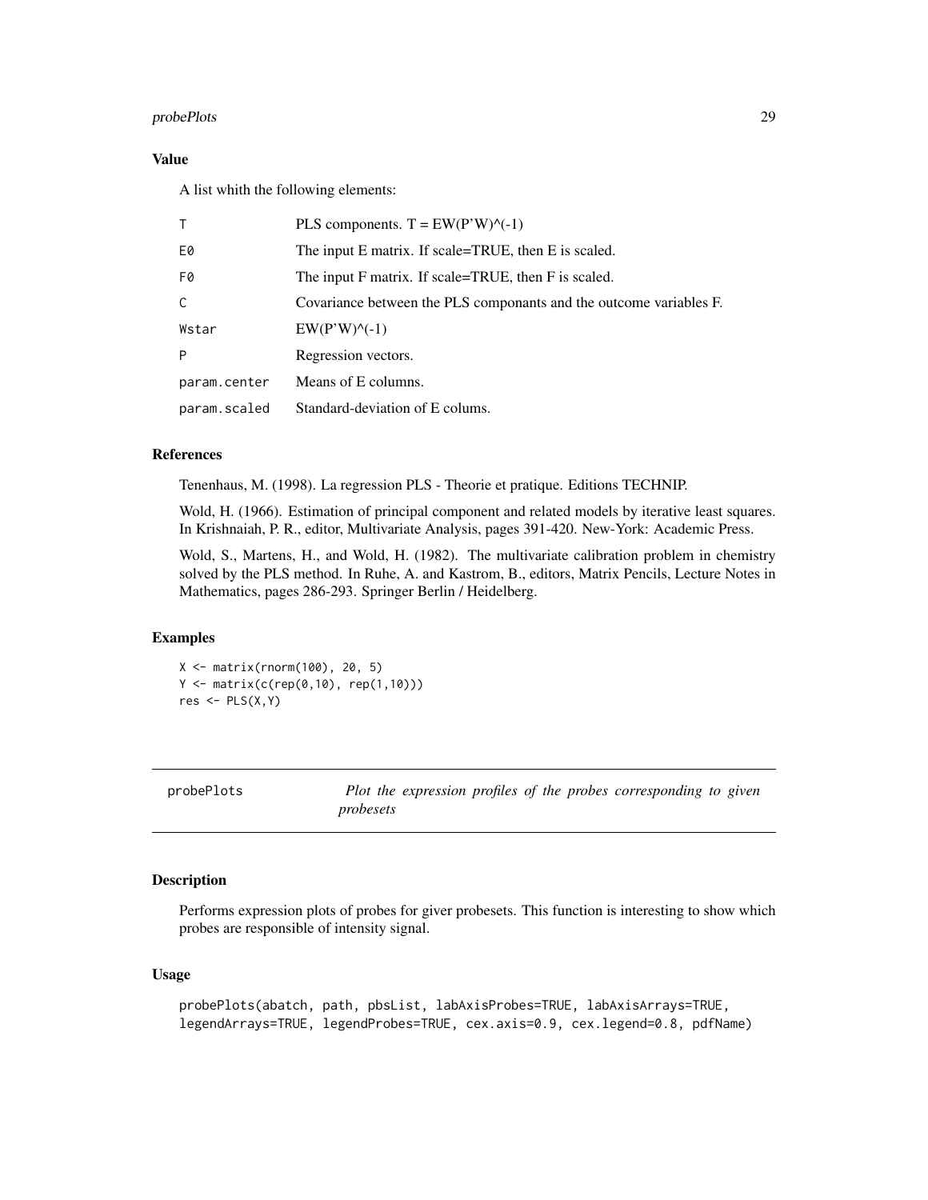### Value

A list whith the following elements:

| | |
|---|---|
| T | PLS components. T = EW(P'W)^(-1) |
| E0 | The input E matrix. If scale=TRUE, then E is scaled. |
| F0 | The input F matrix. If scale=TRUE, then F is scaled. |
| C | Covariance between the PLS componants and the outcome variables F. |
| Wstar | EW(P'W)^(-1) |
| P | Regression vectors. |
| param.center | Means of E columns. |
| param.scaled | Standard-deviation of E colums. |

### References

Tenenhaus, M. (1998). La regression PLS - Theorie et pratique. Editions TECHNIP.

Wold, H. (1966). Estimation of principal component and related models by iterative least squares. In Krishnaiah, P. R., editor, Multivariate Analysis, pages 391-420. New-York: Academic Press.

Wold, S., Martens, H., and Wold, H. (1982). The multivariate calibration problem in chemistry solved by the PLS method. In Ruhe, A. and Kastrom, B., editors, Matrix Pencils, Lecture Notes in Mathematics, pages 286-293. Springer Berlin / Heidelberg.

### Examples

```
X <- matrix(rnorm(100), 20, 5)
Y <- matrix(c(rep(0,10), rep(1,10)))
res <- PLS(X,Y)
```

---

## probePlots *Plot the expression profiles of the probes corresponding to given probesets*

### Description

Performs expression plots of probes for giver probesets. This function is interesting to show which probes are responsible of intensity signal.

### Usage

```
probePlots(abatch, path, pbsList, labAxisProbes=TRUE, labAxisArrays=TRUE,
legendArrays=TRUE, legendProbes=TRUE, cex.axis=0.9, cex.legend=0.8, pdfName)
```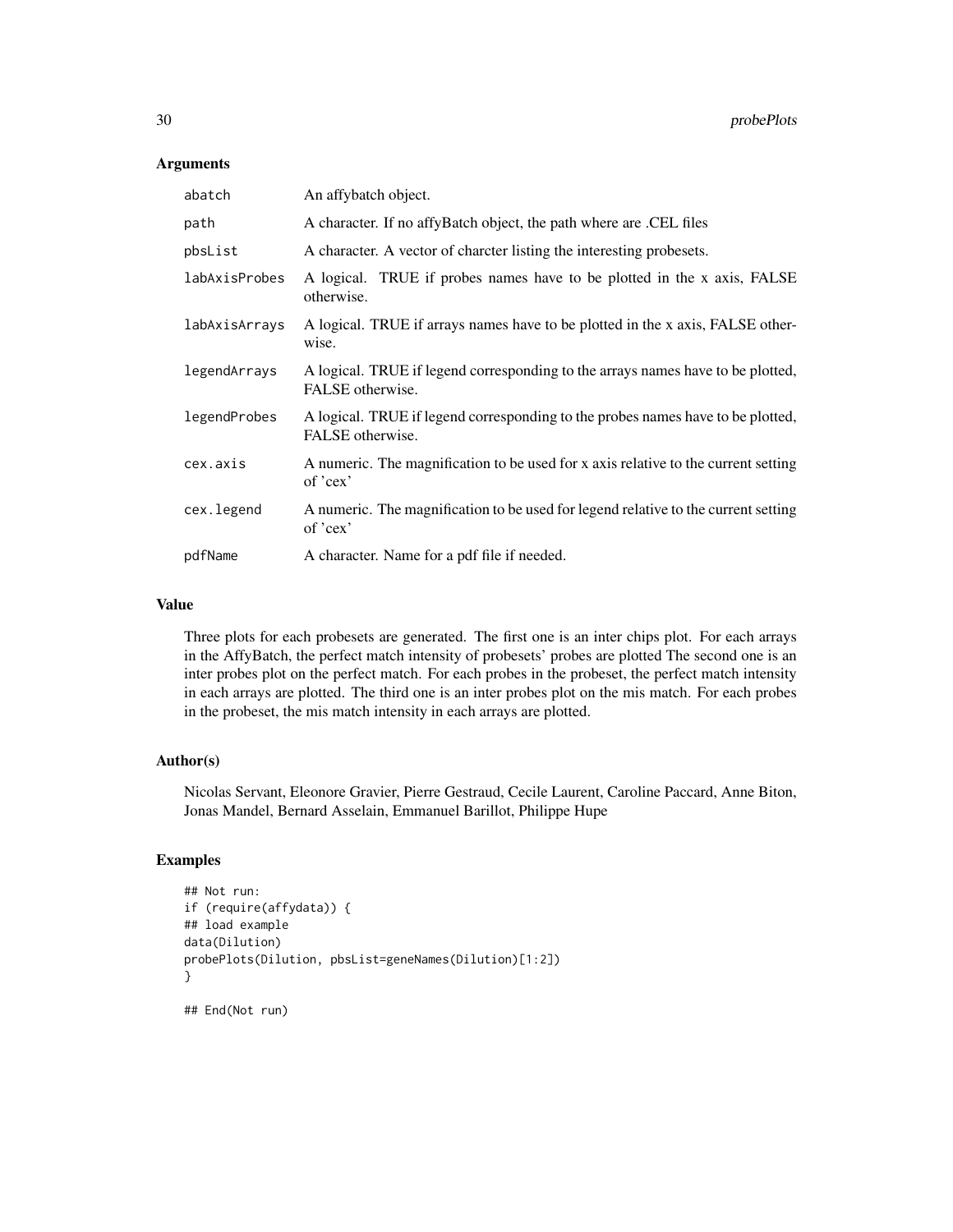## Arguments

| | |
|---|---|
| abatch | An affybatch object. |
| path | A character. If no affyBatch object, the path where are .CEL files |
| pbsList | A character. A vector of charcter listing the interesting probesets. |
| labAxisProbes | A logical. TRUE if probes names have to be plotted in the x axis, FALSE otherwise. |
| labAxisArrays | A logical. TRUE if arrays names have to be plotted in the x axis, FALSE otherwise. |
| legendArrays | A logical. TRUE if legend corresponding to the arrays names have to be plotted, FALSE otherwise. |
| legendProbes | A logical. TRUE if legend corresponding to the probes names have to be plotted, FALSE otherwise. |
| cex.axis | A numeric. The magnification to be used for x axis relative to the current setting of 'cex' |
| cex.legend | A numeric. The magnification to be used for legend relative to the current setting of 'cex' |
| pdfName | A character. Name for a pdf file if needed. |

## Value

Three plots for each probesets are generated. The first one is an inter chips plot. For each arrays in the AffyBatch, the perfect match intensity of probesets' probes are plotted The second one is an inter probes plot on the perfect match. For each probes in the probeset, the perfect match intensity in each arrays are plotted. The third one is an inter probes plot on the mis match. For each probes in the probeset, the mis match intensity in each arrays are plotted.

## Author(s)

Nicolas Servant, Eleonore Gravier, Pierre Gestraud, Cecile Laurent, Caroline Paccard, Anne Biton, Jonas Mandel, Bernard Asselain, Emmanuel Barillot, Philippe Hupe

## Examples

```
## Not run:
if (require(affydata)) {
## load example
data(Dilution)
probePlots(Dilution, pbsList=geneNames(Dilution)[1:2])
}

## End(Not run)
```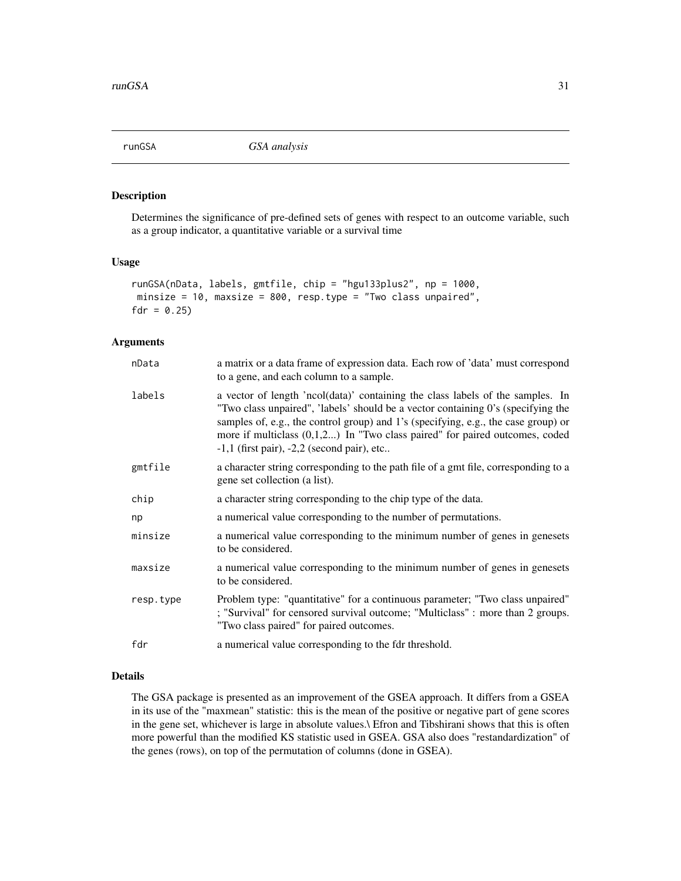# runGSA *GSA analysis*

## Description

Determines the significance of pre-defined sets of genes with respect to an outcome variable, such as a group indicator, a quantitative variable or a survival time

## Usage

```
runGSA(nData, labels, gmtfile, chip = "hgu133plus2", np = 1000,
 minsize = 10, maxsize = 800, resp.type = "Two class unpaired",
fdr = 0.25)
```

## Arguments

| | |
|---|---|
| nData | a matrix or a data frame of expression data. Each row of 'data' must correspond to a gene, and each column to a sample. |
| labels | a vector of length 'ncol(data)' containing the class labels of the samples. In "Two class unpaired", 'labels' should be a vector containing 0's (specifying the samples of, e.g., the control group) and 1's (specifying, e.g., the case group) or more if multiclass (0,1,2...) In "Two class paired" for paired outcomes, coded -1,1 (first pair), -2,2 (second pair), etc.. |
| gmtfile | a character string corresponding to the path file of a gmt file, corresponding to a gene set collection (a list). |
| chip | a character string corresponding to the chip type of the data. |
| np | a numerical value corresponding to the number of permutations. |
| minsize | a numerical value corresponding to the minimum number of genes in genesets to be considered. |
| maxsize | a numerical value corresponding to the minimum number of genes in genesets to be considered. |
| resp.type | Problem type: "quantitative" for a continuous parameter; "Two class unpaired" ; "Survival" for censored survival outcome; "Multiclass" : more than 2 groups. "Two class paired" for paired outcomes. |
| fdr | a numerical value corresponding to the fdr threshold. |

## Details

The GSA package is presented as an improvement of the GSEA approach. It differs from a GSEA in its use of the "maxmean" statistic: this is the mean of the positive or negative part of gene scores in the gene set, whichever is large in absolute values.\ Efron and Tibshirani shows that this is often more powerful than the modified KS statistic used in GSEA. GSA also does "restandardization" of the genes (rows), on top of the permutation of columns (done in GSEA).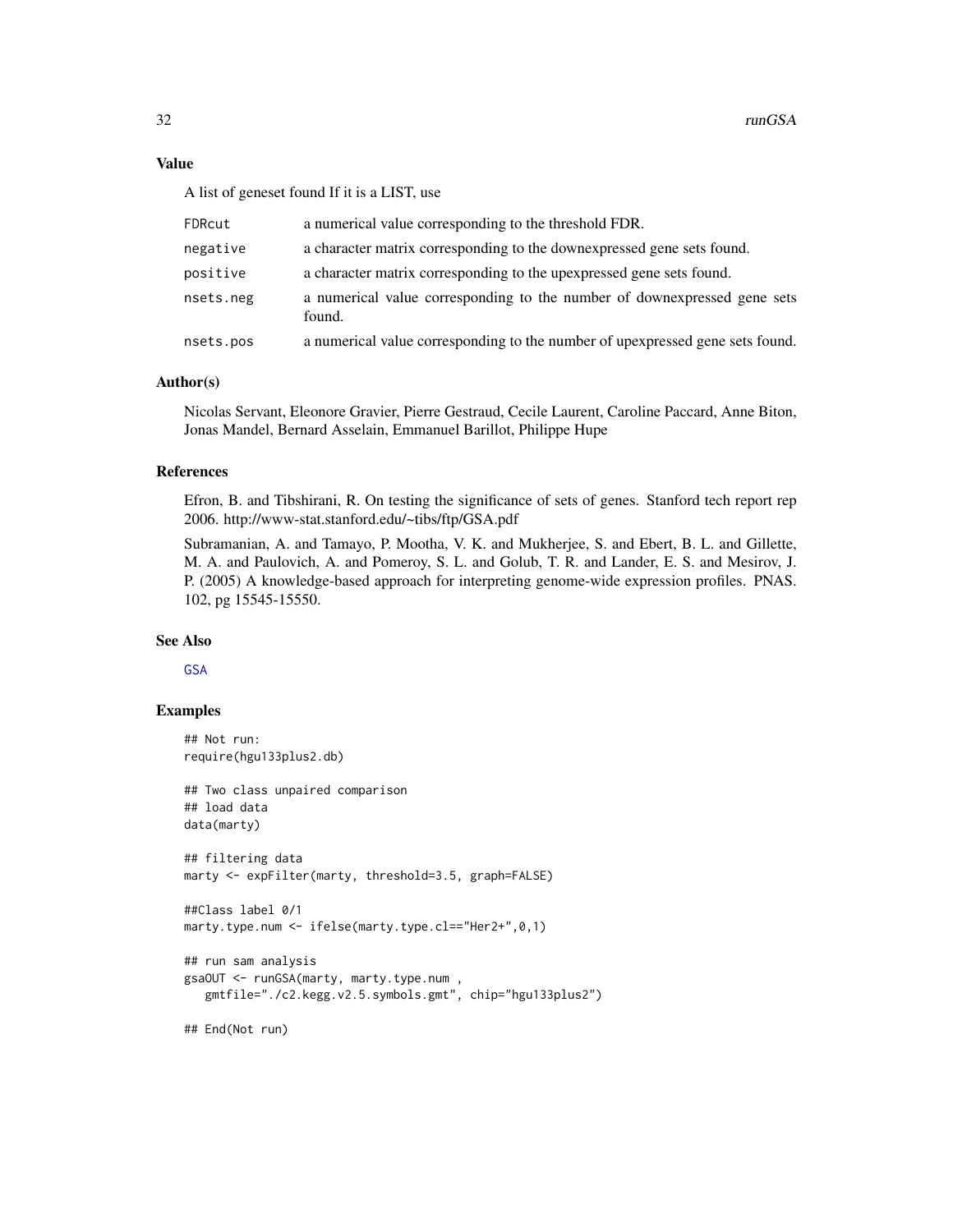## Value

A list of geneset found If it is a LIST, use

| | |
|---|---|
| FDRcut | a numerical value corresponding to the threshold FDR. |
| negative | a character matrix corresponding to the downexpressed gene sets found. |
| positive | a character matrix corresponding to the upexpressed gene sets found. |
| nsets.neg | a numerical value corresponding to the number of downexpressed gene sets found. |
| nsets.pos | a numerical value corresponding to the number of upexpressed gene sets found. |

## Author(s)

Nicolas Servant, Eleonore Gravier, Pierre Gestraud, Cecile Laurent, Caroline Paccard, Anne Biton, Jonas Mandel, Bernard Asselain, Emmanuel Barillot, Philippe Hupe

## References

Efron, B. and Tibshirani, R. On testing the significance of sets of genes. Stanford tech report rep 2006. http://www-stat.stanford.edu/~tibs/ftp/GSA.pdf

Subramanian, A. and Tamayo, P. Mootha, V. K. and Mukherjee, S. and Ebert, B. L. and Gillette, M. A. and Paulovich, A. and Pomeroy, S. L. and Golub, T. R. and Lander, E. S. and Mesirov, J. P. (2005) A knowledge-based approach for interpreting genome-wide expression profiles. PNAS. 102, pg 15545-15550.

## See Also

GSA

## Examples

```
## Not run:
require(hgu133plus2.db)

## Two class unpaired comparison
## load data
data(marty)

## filtering data
marty <- expFilter(marty, threshold=3.5, graph=FALSE)

##Class label 0/1
marty.type.num <- ifelse(marty.type.cl=="Her2+",0,1)

## run sam analysis
gsaOUT <- runGSA(marty, marty.type.num ,
   gmtfile="./c2.kegg.v2.5.symbols.gmt", chip="hgu133plus2")

## End(Not run)
```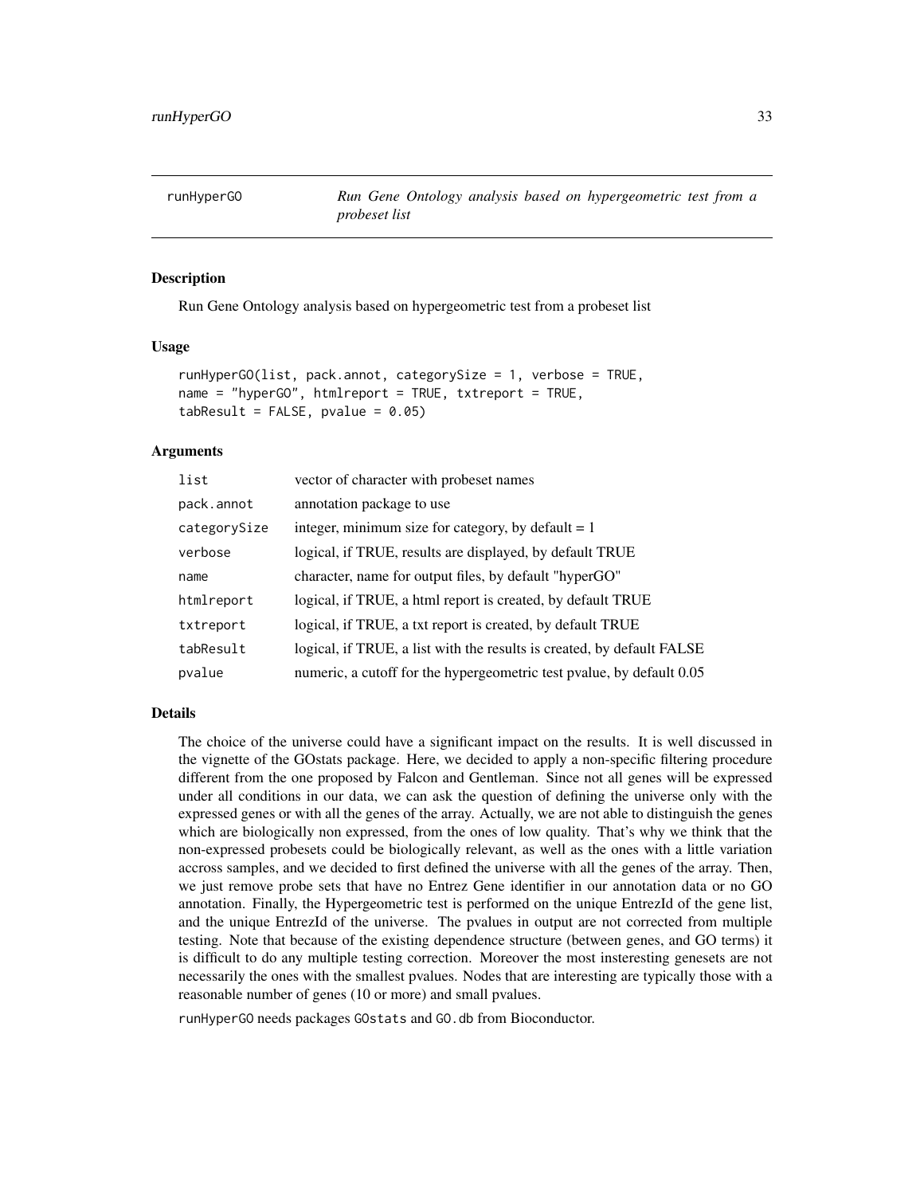## runHyperGO

*Run Gene Ontology analysis based on hypergeometric test from a probeset list*

### Description

Run Gene Ontology analysis based on hypergeometric test from a probeset list

### Usage

```
runHyperGO(list, pack.annot, categorySize = 1, verbose = TRUE,
name = "hyperGO", htmlreport = TRUE, txtreport = TRUE,
tabResult = FALSE, pvalue = 0.05)
```

### Arguments

| | |
|---|---|
| list | vector of character with probeset names |
| pack.annot | annotation package to use |
| categorySize | integer, minimum size for category, by default = 1 |
| verbose | logical, if TRUE, results are displayed, by default TRUE |
| name | character, name for output files, by default "hyperGO" |
| htmlreport | logical, if TRUE, a html report is created, by default TRUE |
| txtreport | logical, if TRUE, a txt report is created, by default TRUE |
| tabResult | logical, if TRUE, a list with the results is created, by default FALSE |
| pvalue | numeric, a cutoff for the hypergeometric test pvalue, by default 0.05 |

### Details

The choice of the universe could have a significant impact on the results. It is well discussed in the vignette of the GOstats package. Here, we decided to apply a non-specific filtering procedure different from the one proposed by Falcon and Gentleman. Since not all genes will be expressed under all conditions in our data, we can ask the question of defining the universe only with the expressed genes or with all the genes of the array. Actually, we are not able to distinguish the genes which are biologically non expressed, from the ones of low quality. That's why we think that the non-expressed probesets could be biologically relevant, as well as the ones with a little variation accross samples, and we decided to first defined the universe with all the genes of the array. Then, we just remove probe sets that have no Entrez Gene identifier in our annotation data or no GO annotation. Finally, the Hypergeometric test is performed on the unique EntrezId of the gene list, and the unique EntrezId of the universe. The pvalues in output are not corrected from multiple testing. Note that because of the existing dependence structure (between genes, and GO terms) it is difficult to do any multiple testing correction. Moreover the most insteresting genesets are not necessarily the ones with the smallest pvalues. Nodes that are interesting are typically those with a reasonable number of genes (10 or more) and small pvalues.

runHyperGO needs packages GOstats and GO.db from Bioconductor.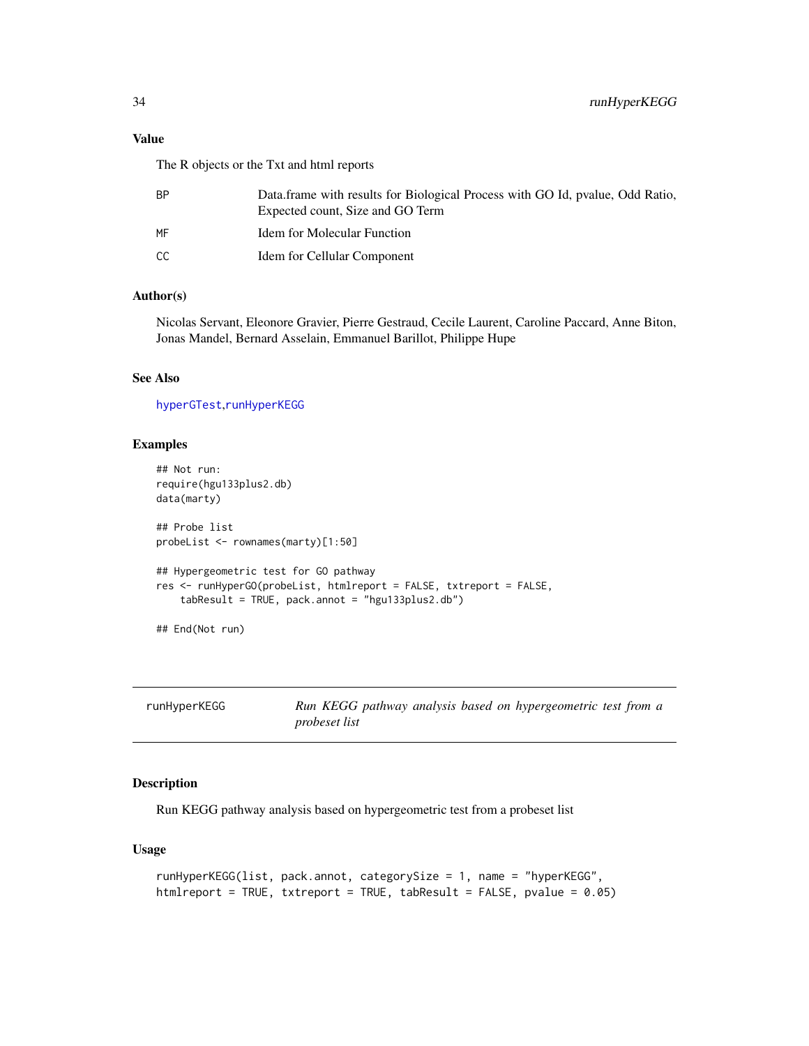## Value

The R objects or the Txt and html reports

| | |
|---|---|
| BP | Data.frame with results for Biological Process with GO Id, pvalue, Odd Ratio, Expected count, Size and GO Term |
| MF | Idem for Molecular Function |
| CC | Idem for Cellular Component |

## Author(s)

Nicolas Servant, Eleonore Gravier, Pierre Gestraud, Cecile Laurent, Caroline Paccard, Anne Biton, Jonas Mandel, Bernard Asselain, Emmanuel Barillot, Philippe Hupe

## See Also

hyperGTest,runHyperKEGG

## Examples

```
## Not run:
require(hgu133plus2.db)
data(marty)

## Probe list
probeList <- rownames(marty)[1:50]

## Hypergeometric test for GO pathway
res <- runHyperGO(probeList, htmlreport = FALSE, txtreport = FALSE,
    tabResult = TRUE, pack.annot = "hgu133plus2.db")

## End(Not run)
```

---

# runHyperKEGG — *Run KEGG pathway analysis based on hypergeometric test from a probeset list*

## Description

Run KEGG pathway analysis based on hypergeometric test from a probeset list

## Usage

```
runHyperKEGG(list, pack.annot, categorySize = 1, name = "hyperKEGG",
htmlreport = TRUE, txtreport = TRUE, tabResult = FALSE, pvalue = 0.05)
```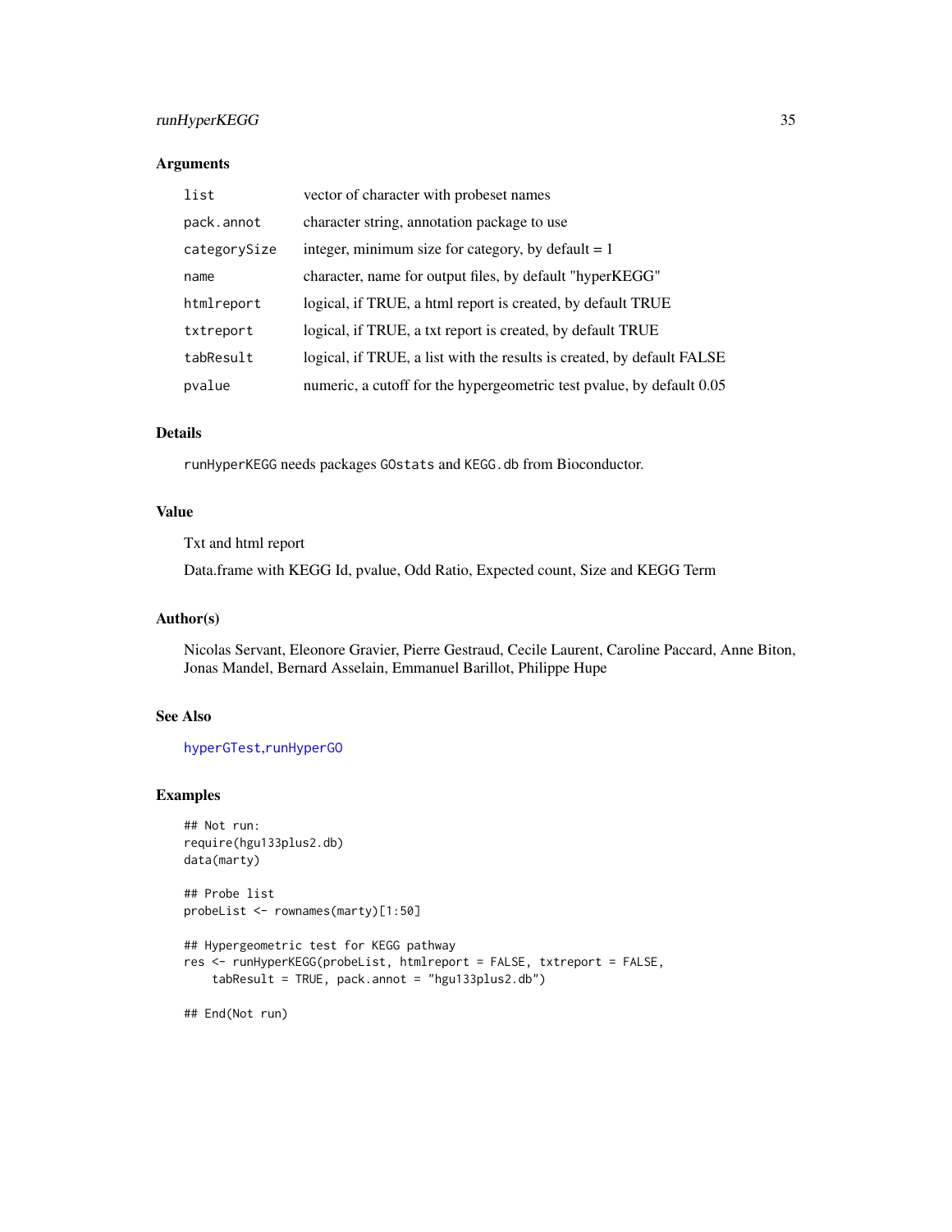## Arguments

| | |
|---|---|
| `list` | vector of character with probeset names |
| `pack.annot` | character string, annotation package to use |
| `categorySize` | integer, minimum size for category, by default = 1 |
| `name` | character, name for output files, by default "hyperKEGG" |
| `htmlreport` | logical, if TRUE, a html report is created, by default TRUE |
| `txtreport` | logical, if TRUE, a txt report is created, by default TRUE |
| `tabResult` | logical, if TRUE, a list with the results is created, by default FALSE |
| `pvalue` | numeric, a cutoff for the hypergeometric test pvalue, by default 0.05 |

## Details

`runHyperKEGG` needs packages `GOstats` and `KEGG.db` from Bioconductor.

## Value

Txt and html report

Data.frame with KEGG Id, pvalue, Odd Ratio, Expected count, Size and KEGG Term

## Author(s)

Nicolas Servant, Eleonore Gravier, Pierre Gestraud, Cecile Laurent, Caroline Paccard, Anne Biton, Jonas Mandel, Bernard Asselain, Emmanuel Barillot, Philippe Hupe

## See Also

`hyperGTest`,`runHyperGO`

## Examples

```
## Not run:
require(hgu133plus2.db)
data(marty)

## Probe list
probeList <- rownames(marty)[1:50]

## Hypergeometric test for KEGG pathway
res <- runHyperKEGG(probeList, htmlreport = FALSE, txtreport = FALSE,
    tabResult = TRUE, pack.annot = "hgu133plus2.db")

## End(Not run)
```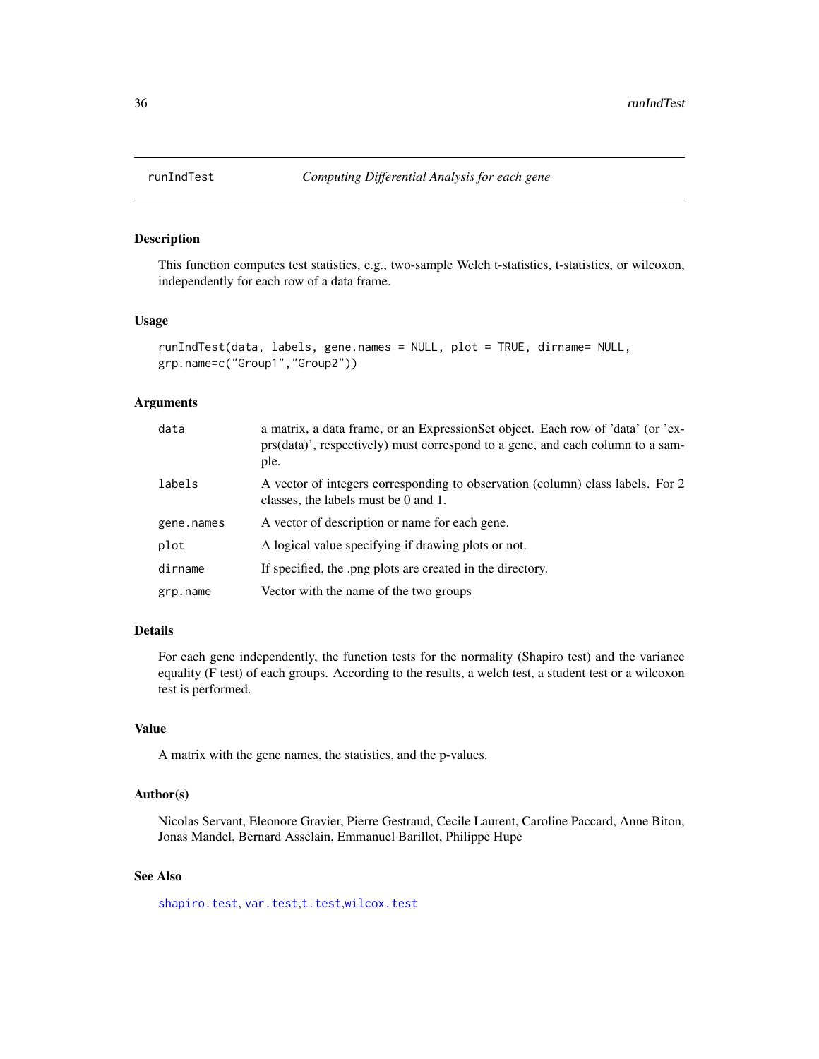# runIndTest — *Computing Differential Analysis for each gene*

## Description

This function computes test statistics, e.g., two-sample Welch t-statistics, t-statistics, or wilcoxon, independently for each row of a data frame.

## Usage

```
runIndTest(data, labels, gene.names = NULL, plot = TRUE, dirname= NULL,
grp.name=c("Group1","Group2"))
```

## Arguments

| | |
|---|---|
| `data` | a matrix, a data frame, or an ExpressionSet object. Each row of 'data' (or 'exprs(data)', respectively) must correspond to a gene, and each column to a sample. |
| `labels` | A vector of integers corresponding to observation (column) class labels. For 2 classes, the labels must be 0 and 1. |
| `gene.names` | A vector of description or name for each gene. |
| `plot` | A logical value specifying if drawing plots or not. |
| `dirname` | If specified, the .png plots are created in the directory. |
| `grp.name` | Vector with the name of the two groups |

## Details

For each gene independently, the function tests for the normality (Shapiro test) and the variance equality (F test) of each groups. According to the results, a welch test, a student test or a wilcoxon test is performed.

## Value

A matrix with the gene names, the statistics, and the p-values.

## Author(s)

Nicolas Servant, Eleonore Gravier, Pierre Gestraud, Cecile Laurent, Caroline Paccard, Anne Biton, Jonas Mandel, Bernard Asselain, Emmanuel Barillot, Philippe Hupe

## See Also

`shapiro.test`, `var.test`,`t.test`,`wilcox.test`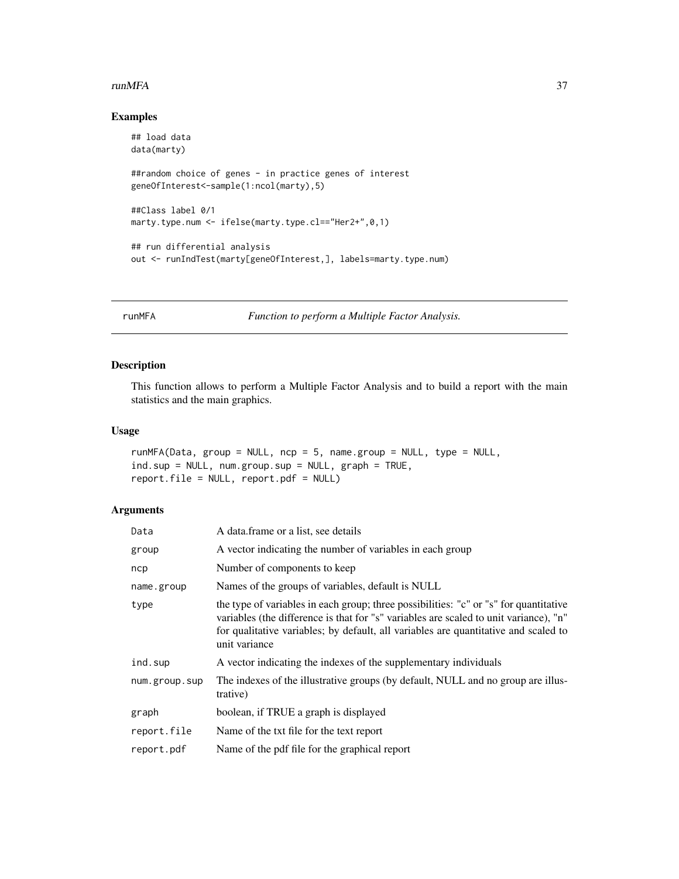## Examples

```
## load data
data(marty)

##random choice of genes - in practice genes of interest
geneOfInterest<-sample(1:ncol(marty),5)

##Class label 0/1
marty.type.num <- ifelse(marty.type.cl=="Her2+",0,1)

## run differential analysis
out <- runIndTest(marty[geneOfInterest,], labels=marty.type.num)
```

---

# runMFA — *Function to perform a Multiple Factor Analysis.*

---

## Description

This function allows to perform a Multiple Factor Analysis and to build a report with the main statistics and the main graphics.

## Usage

```
runMFA(Data, group = NULL, ncp = 5, name.group = NULL, type = NULL,
ind.sup = NULL, num.group.sup = NULL, graph = TRUE,
report.file = NULL, report.pdf = NULL)
```

## Arguments

| Argument | Description |
|---|---|
| `Data` | A data.frame or a list, see details |
| `group` | A vector indicating the number of variables in each group |
| `ncp` | Number of components to keep |
| `name.group` | Names of the groups of variables, default is NULL |
| `type` | the type of variables in each group; three possibilities: "c" or "s" for quantitative variables (the difference is that for "s" variables are scaled to unit variance), "n" for qualitative variables; by default, all variables are quantitative and scaled to unit variance |
| `ind.sup` | A vector indicating the indexes of the supplementary individuals |
| `num.group.sup` | The indexes of the illustrative groups (by default, NULL and no group are illustrative) |
| `graph` | boolean, if TRUE a graph is displayed |
| `report.file` | Name of the txt file for the text report |
| `report.pdf` | Name of the pdf file for the graphical report |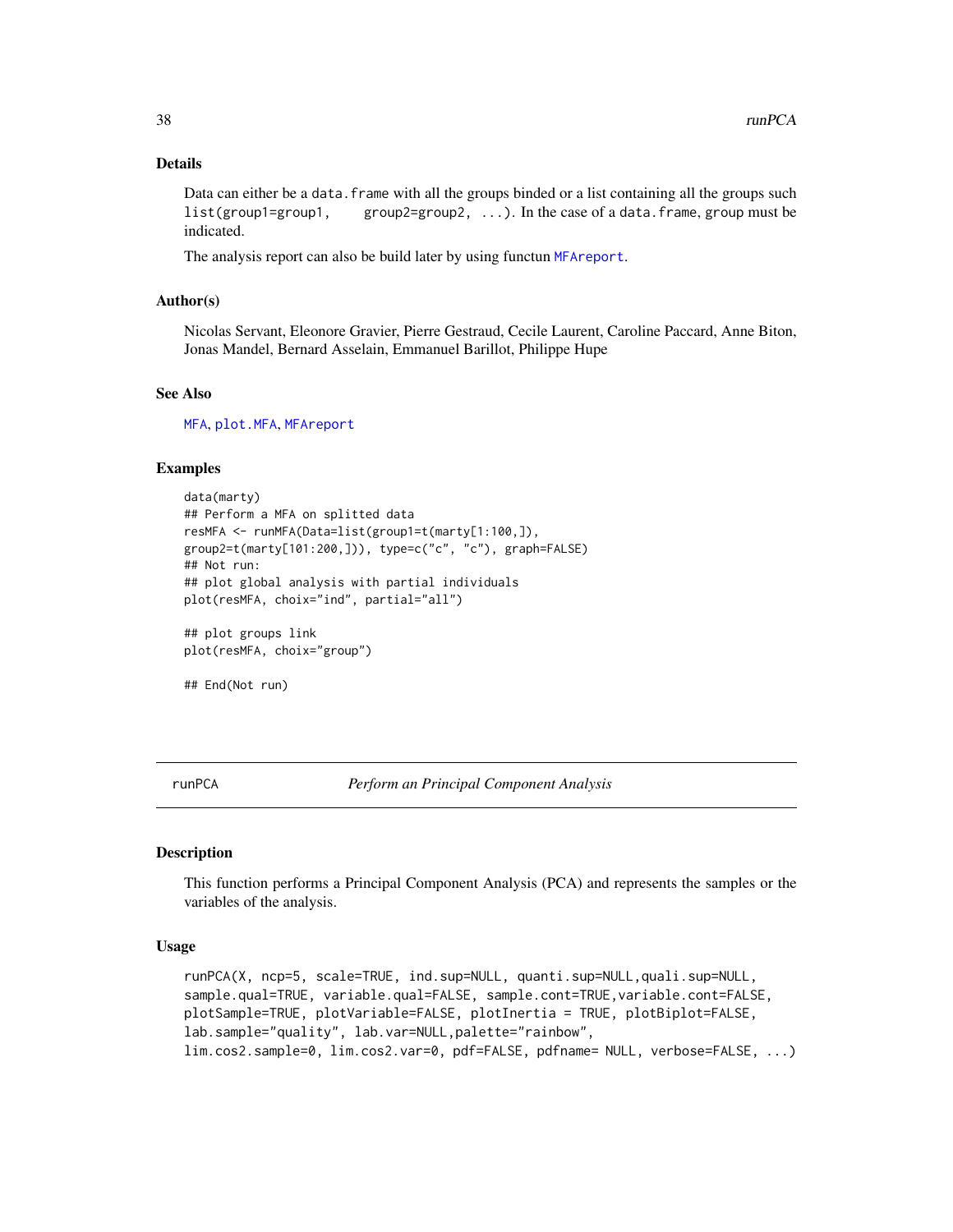## Details

Data can either be a `data.frame` with all the groups binded or a list containing all the groups such `list(group1=group1,      group2=group2, ...)`. In the case of a `data.frame`, `group` must be indicated.

The analysis report can also be build later by using functun `MFAreport`.

## Author(s)

Nicolas Servant, Eleonore Gravier, Pierre Gestraud, Cecile Laurent, Caroline Paccard, Anne Biton, Jonas Mandel, Bernard Asselain, Emmanuel Barillot, Philippe Hupe

## See Also

`MFA`, `plot.MFA`, `MFAreport`

## Examples

```
data(marty)
## Perform a MFA on splitted data
resMFA <- runMFA(Data=list(group1=t(marty[1:100,]),
group2=t(marty[101:200,])), type=c("c", "c"), graph=FALSE)
## Not run:
## plot global analysis with partial individuals
plot(resMFA, choix="ind", partial="all")

## plot groups link
plot(resMFA, choix="group")

## End(Not run)
```

---

# runPCA *Perform an Principal Component Analysis*

## Description

This function performs a Principal Component Analysis (PCA) and represents the samples or the variables of the analysis.

## Usage

```
runPCA(X, ncp=5, scale=TRUE, ind.sup=NULL, quanti.sup=NULL,quali.sup=NULL,
sample.qual=TRUE, variable.qual=FALSE, sample.cont=TRUE,variable.cont=FALSE,
plotSample=TRUE, plotVariable=FALSE, plotInertia = TRUE, plotBiplot=FALSE,
lab.sample="quality", lab.var=NULL,palette="rainbow",
lim.cos2.sample=0, lim.cos2.var=0, pdf=FALSE, pdfname= NULL, verbose=FALSE, ...)
```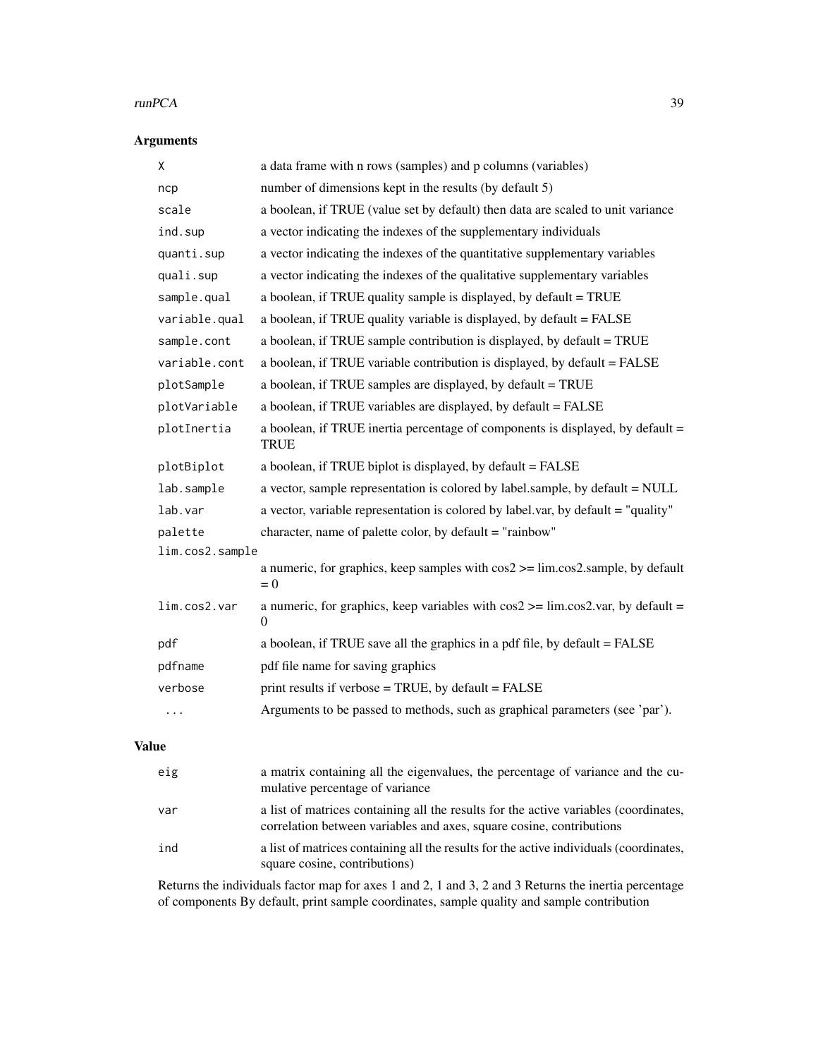## Arguments

| Argument | Description |
| --- | --- |
| `X` | a data frame with n rows (samples) and p columns (variables) |
| `ncp` | number of dimensions kept in the results (by default 5) |
| `scale` | a boolean, if TRUE (value set by default) then data are scaled to unit variance |
| `ind.sup` | a vector indicating the indexes of the supplementary individuals |
| `quanti.sup` | a vector indicating the indexes of the quantitative supplementary variables |
| `quali.sup` | a vector indicating the indexes of the qualitative supplementary variables |
| `sample.qual` | a boolean, if TRUE quality sample is displayed, by default = TRUE |
| `variable.qual` | a boolean, if TRUE quality variable is displayed, by default = FALSE |
| `sample.cont` | a boolean, if TRUE sample contribution is displayed, by default = TRUE |
| `variable.cont` | a boolean, if TRUE variable contribution is displayed, by default = FALSE |
| `plotSample` | a boolean, if TRUE samples are displayed, by default = TRUE |
| `plotVariable` | a boolean, if TRUE variables are displayed, by default = FALSE |
| `plotInertia` | a boolean, if TRUE inertia percentage of components is displayed, by default = TRUE |
| `plotBiplot` | a boolean, if TRUE biplot is displayed, by default = FALSE |
| `lab.sample` | a vector, sample representation is colored by label.sample, by default = NULL |
| `lab.var` | a vector, variable representation is colored by label.var, by default = "quality" |
| `palette` | character, name of palette color, by default = "rainbow" |
| `lim.cos2.sample` | a numeric, for graphics, keep samples with cos2 >= lim.cos2.sample, by default = 0 |
| `lim.cos2.var` | a numeric, for graphics, keep variables with cos2 >= lim.cos2.var, by default = 0 |
| `pdf` | a boolean, if TRUE save all the graphics in a pdf file, by default = FALSE |
| `pdfname` | pdf file name for saving graphics |
| `verbose` | print results if verbose = TRUE, by default = FALSE |
| `...` | Arguments to be passed to methods, such as graphical parameters (see 'par'). |

## Value

| Name | Description |
| --- | --- |
| `eig` | a matrix containing all the eigenvalues, the percentage of variance and the cumulative percentage of variance |
| `var` | a list of matrices containing all the results for the active variables (coordinates, correlation between variables and axes, square cosine, contributions |
| `ind` | a list of matrices containing all the results for the active individuals (coordinates, square cosine, contributions) |

Returns the individuals factor map for axes 1 and 2, 1 and 3, 2 and 3 Returns the inertia percentage of components By default, print sample coordinates, sample quality and sample contribution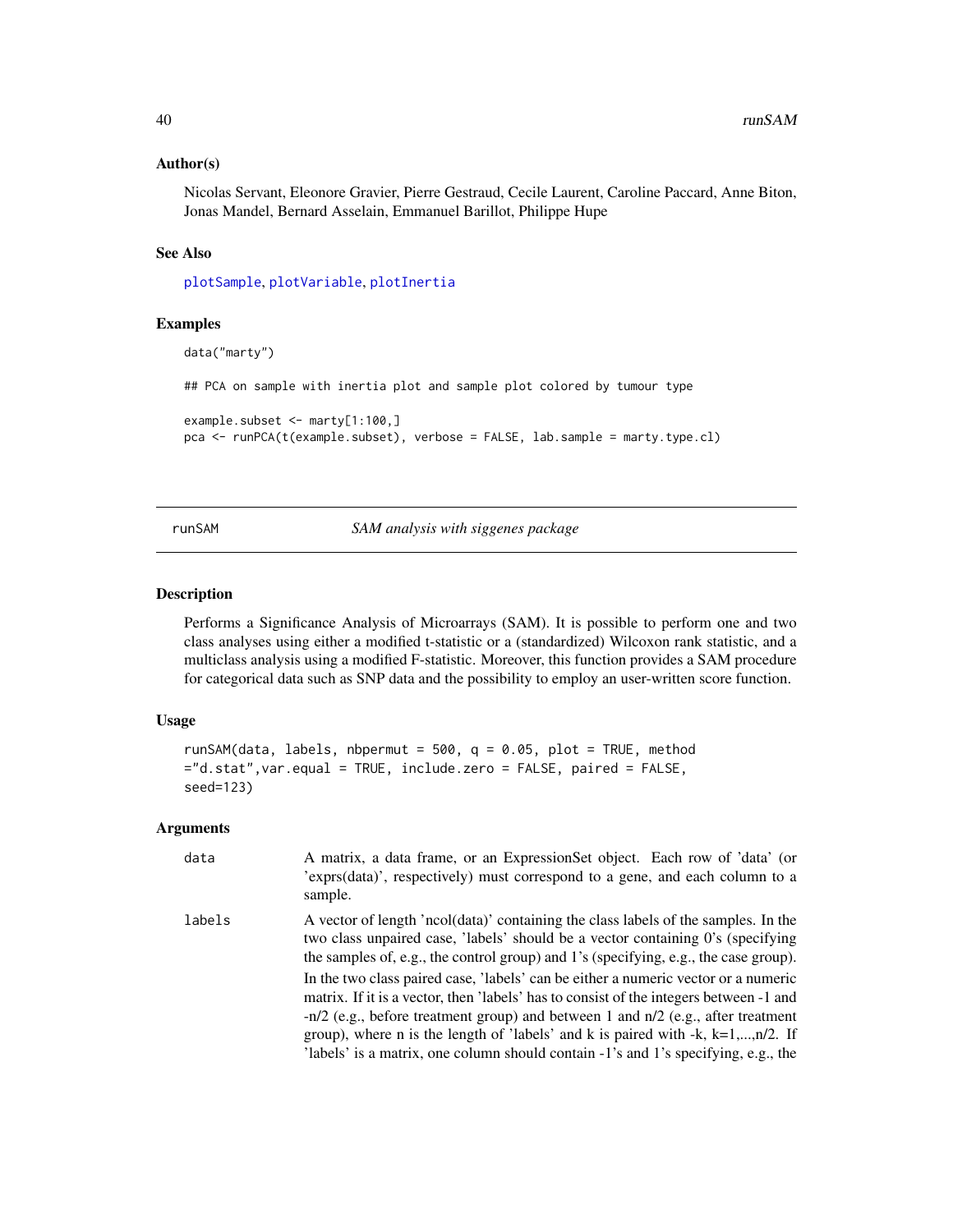### Author(s)

Nicolas Servant, Eleonore Gravier, Pierre Gestraud, Cecile Laurent, Caroline Paccard, Anne Biton, Jonas Mandel, Bernard Asselain, Emmanuel Barillot, Philippe Hupe

### See Also

plotSample, plotVariable, plotInertia

### Examples

```
data("marty")

## PCA on sample with inertia plot and sample plot colored by tumour type

example.subset <- marty[1:100,]
pca <- runPCA(t(example.subset), verbose = FALSE, lab.sample = marty.type.cl)
```

---

## runSAM — *SAM analysis with siggenes package*

### Description

Performs a Significance Analysis of Microarrays (SAM). It is possible to perform one and two class analyses using either a modified t-statistic or a (standardized) Wilcoxon rank statistic, and a multiclass analysis using a modified F-statistic. Moreover, this function provides a SAM procedure for categorical data such as SNP data and the possibility to employ an user-written score function.

### Usage

```
runSAM(data, labels, nbpermut = 500, q = 0.05, plot = TRUE, method
="d.stat",var.equal = TRUE, include.zero = FALSE, paired = FALSE,
seed=123)
```

### Arguments

| | |
|---|---|
| data | A matrix, a data frame, or an ExpressionSet object. Each row of 'data' (or 'exprs(data)', respectively) must correspond to a gene, and each column to a sample. |
| labels | A vector of length 'ncol(data)' containing the class labels of the samples. In the two class unpaired case, 'labels' should be a vector containing 0's (specifying the samples of, e.g., the control group) and 1's (specifying, e.g., the case group). In the two class paired case, 'labels' can be either a numeric vector or a numeric matrix. If it is a vector, then 'labels' has to consist of the integers between -1 and -n/2 (e.g., before treatment group) and between 1 and n/2 (e.g., after treatment group), where n is the length of 'labels' and k is paired with -k, k=1,...,n/2. If 'labels' is a matrix, one column should contain -1's and 1's specifying, e.g., the |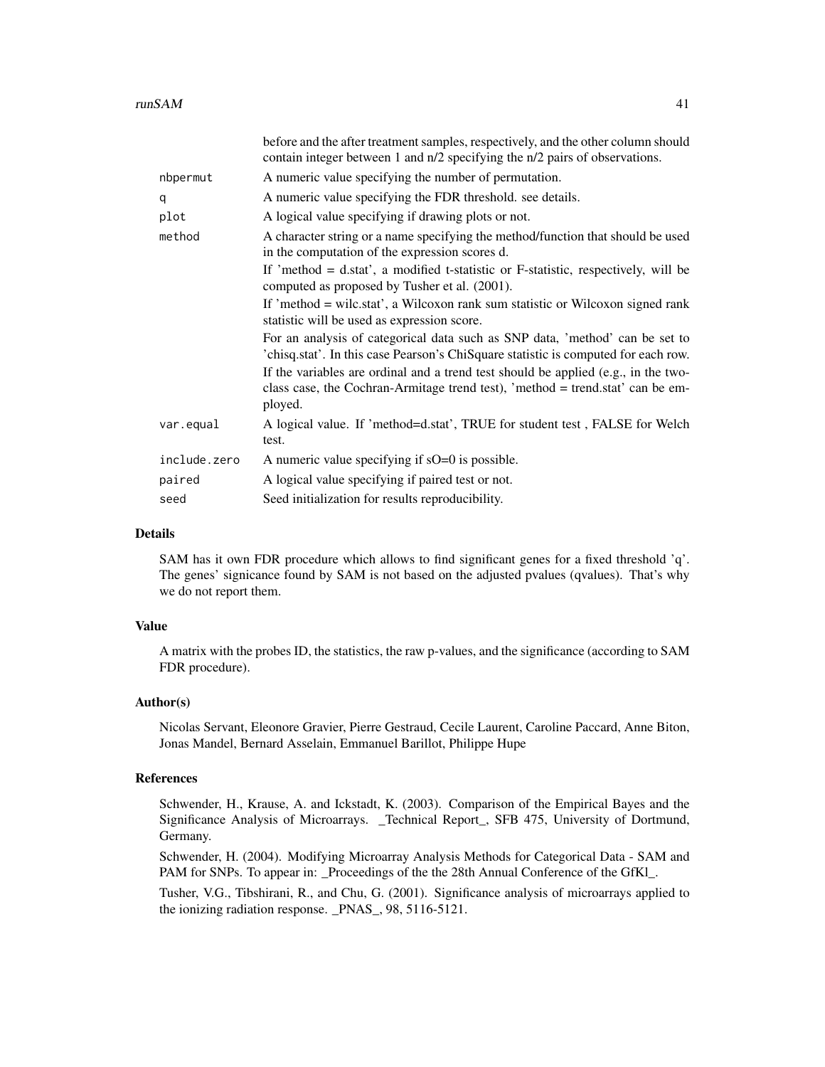|  |  |
|---|---|
|  | before and the after treatment samples, respectively, and the other column should contain integer between 1 and n/2 specifying the n/2 pairs of observations. |
| `nbpermut` | A numeric value specifying the number of permutation. |
| `q` | A numeric value specifying the FDR threshold. see details. |
| `plot` | A logical value specifying if drawing plots or not. |
| `method` | A character string or a name specifying the method/function that should be used in the computation of the expression scores d.<br>If 'method = d.stat', a modified t-statistic or F-statistic, respectively, will be computed as proposed by Tusher et al. (2001).<br>If 'method = wilc.stat', a Wilcoxon rank sum statistic or Wilcoxon signed rank statistic will be used as expression score.<br>For an analysis of categorical data such as SNP data, 'method' can be set to 'chisq.stat'. In this case Pearson's ChiSquare statistic is computed for each row.<br>If the variables are ordinal and a trend test should be applied (e.g., in the two-class case, the Cochran-Armitage trend test), 'method = trend.stat' can be employed. |
| `var.equal` | A logical value. If 'method=d.stat', TRUE for student test , FALSE for Welch test. |
| `include.zero` | A numeric value specifying if sO=0 is possible. |
| `paired` | A logical value specifying if paired test or not. |
| `seed` | Seed initialization for results reproducibility. |

## Details

SAM has it own FDR procedure which allows to find significant genes for a fixed threshold 'q'. The genes' signicance found by SAM is not based on the adjusted pvalues (qvalues). That's why we do not report them.

## Value

A matrix with the probes ID, the statistics, the raw p-values, and the significance (according to SAM FDR procedure).

## Author(s)

Nicolas Servant, Eleonore Gravier, Pierre Gestraud, Cecile Laurent, Caroline Paccard, Anne Biton, Jonas Mandel, Bernard Asselain, Emmanuel Barillot, Philippe Hupe

## References

Schwender, H., Krause, A. and Ickstadt, K. (2003). Comparison of the Empirical Bayes and the Significance Analysis of Microarrays. _Technical Report_, SFB 475, University of Dortmund, Germany.

Schwender, H. (2004). Modifying Microarray Analysis Methods for Categorical Data - SAM and PAM for SNPs. To appear in: _Proceedings of the the 28th Annual Conference of the GfKl_.

Tusher, V.G., Tibshirani, R., and Chu, G. (2001). Significance analysis of microarrays applied to the ionizing radiation response. _PNAS_, 98, 5116-5121.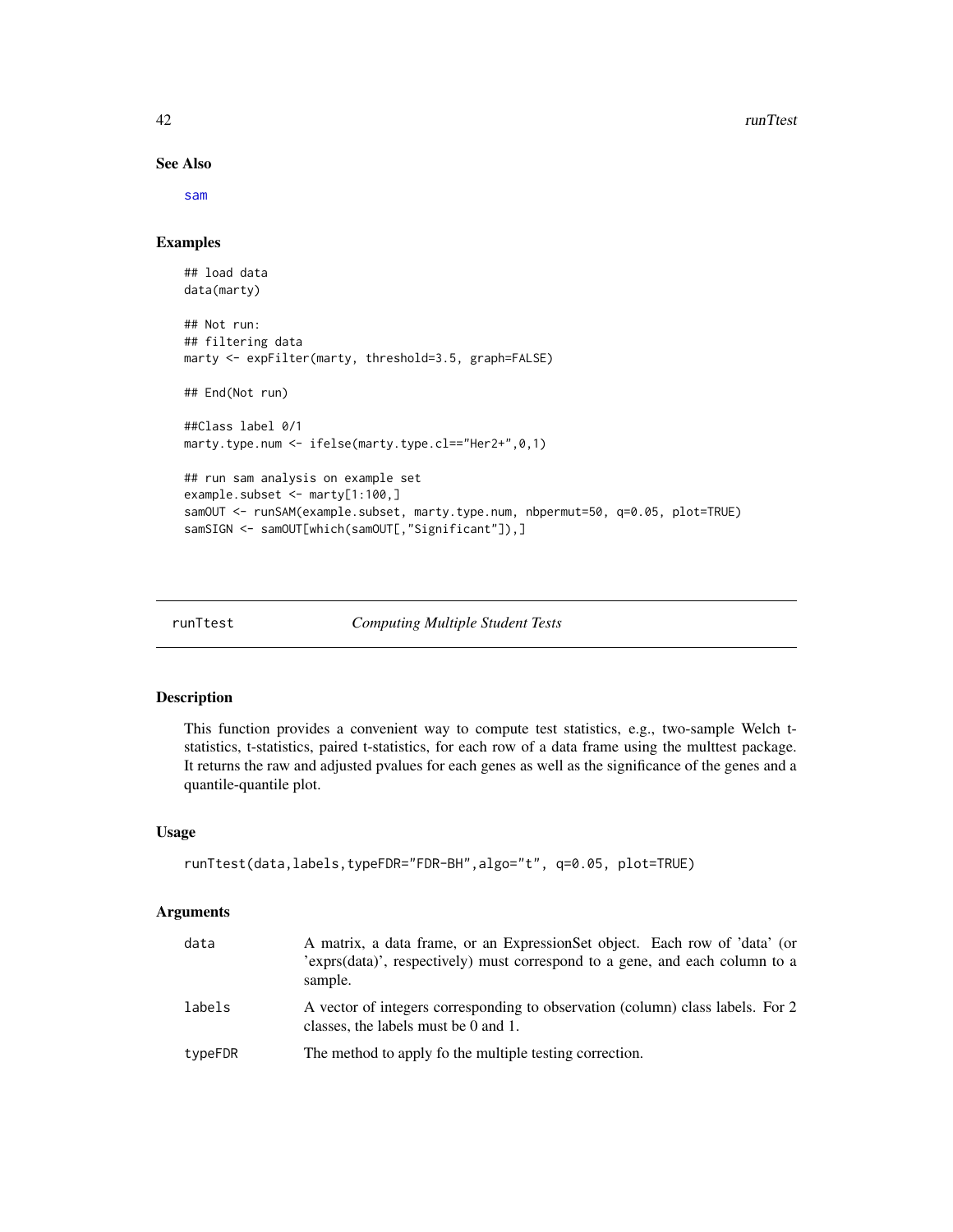## See Also

sam

## Examples

```
## load data
data(marty)

## Not run:
## filtering data
marty <- expFilter(marty, threshold=3.5, graph=FALSE)

## End(Not run)

##Class label 0/1
marty.type.num <- ifelse(marty.type.cl=="Her2+",0,1)

## run sam analysis on example set
example.subset <- marty[1:100,]
samOUT <- runSAM(example.subset, marty.type.num, nbpermut=50, q=0.05, plot=TRUE)
samSIGN <- samOUT[which(samOUT[,"Significant"]),]
```

---

# runTtest — *Computing Multiple Student Tests*

---

## Description

This function provides a convenient way to compute test statistics, e.g., two-sample Welch t-statistics, t-statistics, paired t-statistics, for each row of a data frame using the multtest package. It returns the raw and adjusted pvalues for each genes as well as the significance of the genes and a quantile-quantile plot.

## Usage

```
runTtest(data,labels,typeFDR="FDR-BH",algo="t", q=0.05, plot=TRUE)
```

## Arguments

| | |
|---|---|
| `data` | A matrix, a data frame, or an ExpressionSet object. Each row of 'data' (or 'exprs(data)', respectively) must correspond to a gene, and each column to a sample. |
| `labels` | A vector of integers corresponding to observation (column) class labels. For 2 classes, the labels must be 0 and 1. |
| `typeFDR` | The method to apply fo the multiple testing correction. |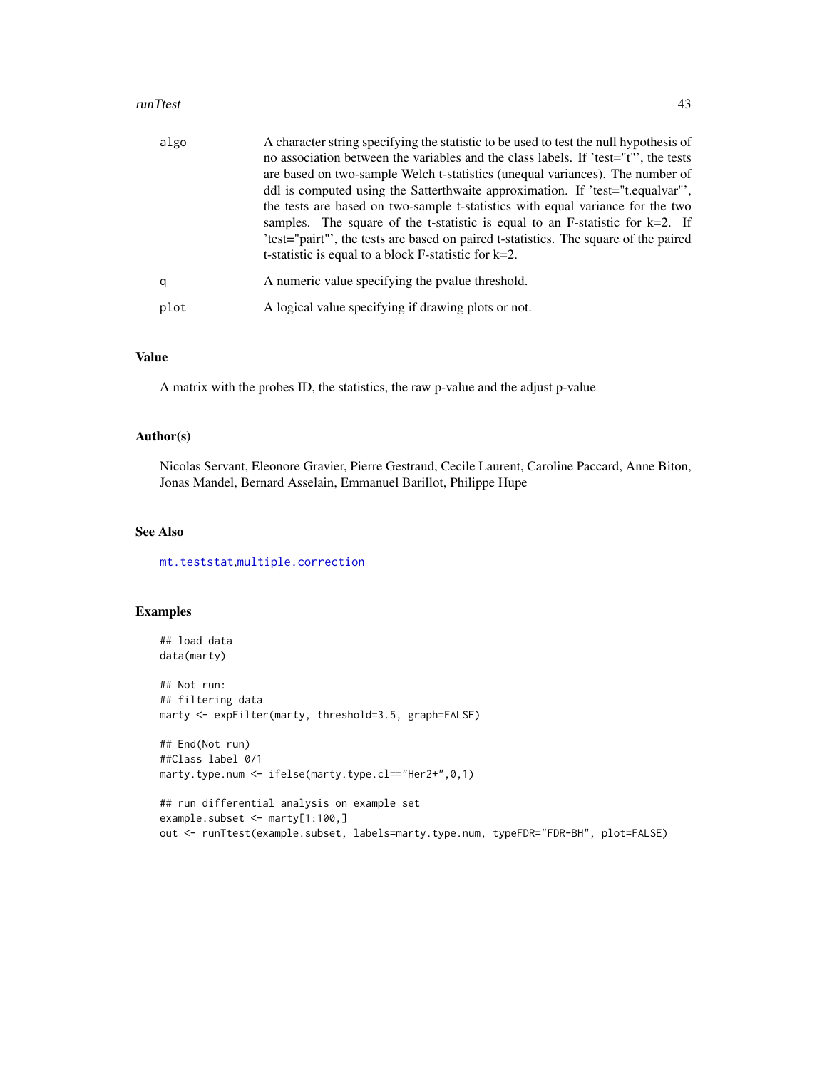| | |
|---|---|
| algo | A character string specifying the statistic to be used to test the null hypothesis of no association between the variables and the class labels. If 'test="t"', the tests are based on two-sample Welch t-statistics (unequal variances). The number of ddl is computed using the Satterthwaite approximation. If 'test="t.equalvar"', the tests are based on two-sample t-statistics with equal variance for the two samples. The square of the t-statistic is equal to an F-statistic for k=2. If 'test="pair"', the tests are based on paired t-statistics. The square of the paired t-statistic is equal to a block F-statistic for k=2. |
| q | A numeric value specifying the pvalue threshold. |
| plot | A logical value specifying if drawing plots or not. |

## Value

A matrix with the probes ID, the statistics, the raw p-value and the adjust p-value

## Author(s)

Nicolas Servant, Eleonore Gravier, Pierre Gestraud, Cecile Laurent, Caroline Paccard, Anne Biton, Jonas Mandel, Bernard Asselain, Emmanuel Barillot, Philippe Hupe

## See Also

mt.teststat,multiple.correction

## Examples

```
## load data
data(marty)

## Not run:
## filtering data
marty <- expFilter(marty, threshold=3.5, graph=FALSE)

## End(Not run)
##Class label 0/1
marty.type.num <- ifelse(marty.type.cl=="Her2+",0,1)

## run differential analysis on example set
example.subset <- marty[1:100,]
out <- runTtest(example.subset, labels=marty.type.num, typeFDR="FDR-BH", plot=FALSE)
```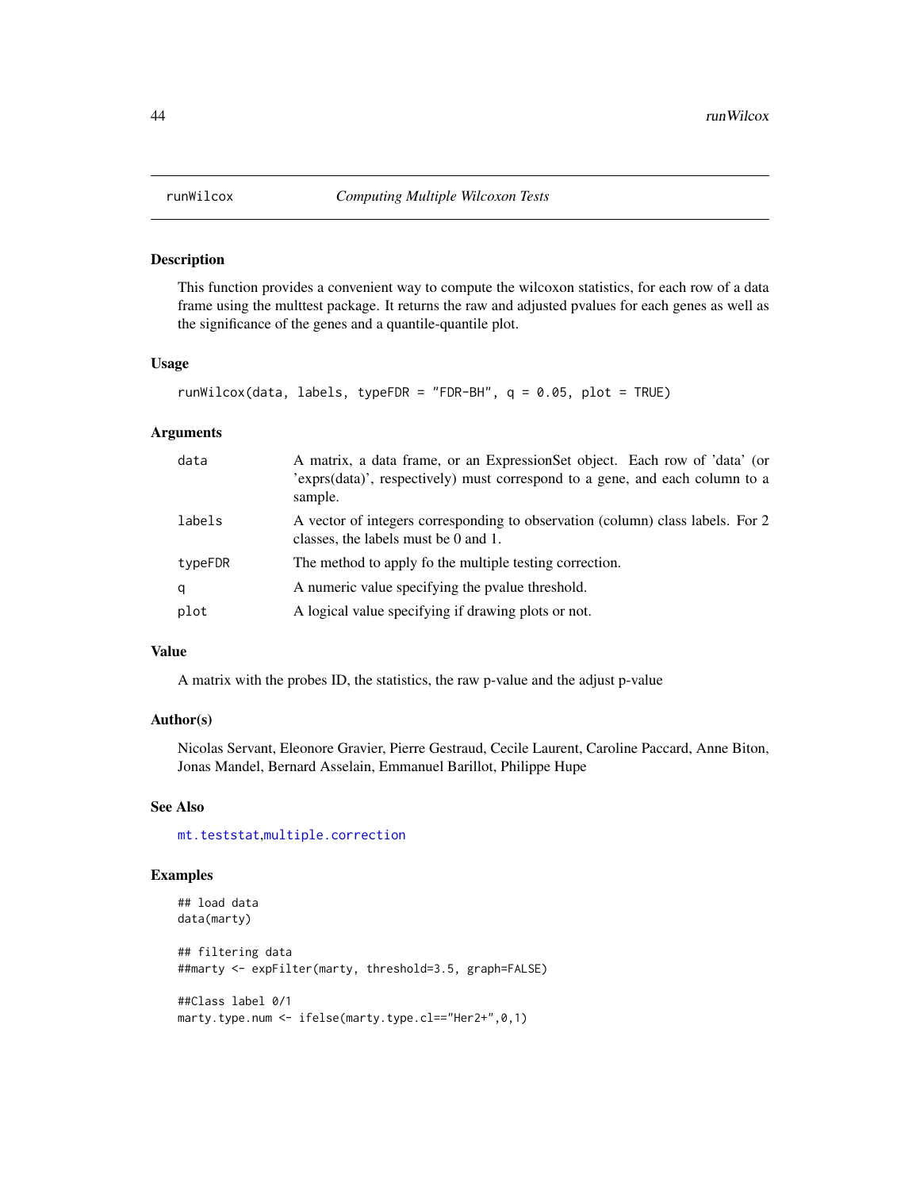## runWilcox — *Computing Multiple Wilcoxon Tests*

### Description

This function provides a convenient way to compute the wilcoxon statistics, for each row of a data frame using the multtest package. It returns the raw and adjusted pvalues for each genes as well as the significance of the genes and a quantile-quantile plot.

### Usage

```
runWilcox(data, labels, typeFDR = "FDR-BH", q = 0.05, plot = TRUE)
```

### Arguments

| | |
|---|---|
| data | A matrix, a data frame, or an ExpressionSet object. Each row of 'data' (or 'exprs(data)', respectively) must correspond to a gene, and each column to a sample. |
| labels | A vector of integers corresponding to observation (column) class labels. For 2 classes, the labels must be 0 and 1. |
| typeFDR | The method to apply fo the multiple testing correction. |
| q | A numeric value specifying the pvalue threshold. |
| plot | A logical value specifying if drawing plots or not. |

### Value

A matrix with the probes ID, the statistics, the raw p-value and the adjust p-value

### Author(s)

Nicolas Servant, Eleonore Gravier, Pierre Gestraud, Cecile Laurent, Caroline Paccard, Anne Biton, Jonas Mandel, Bernard Asselain, Emmanuel Barillot, Philippe Hupe

### See Also

mt.teststat,multiple.correction

### Examples

```
## load data
data(marty)

## filtering data
##marty <- expFilter(marty, threshold=3.5, graph=FALSE)

##Class label 0/1
marty.type.num <- ifelse(marty.type.cl=="Her2+",0,1)
```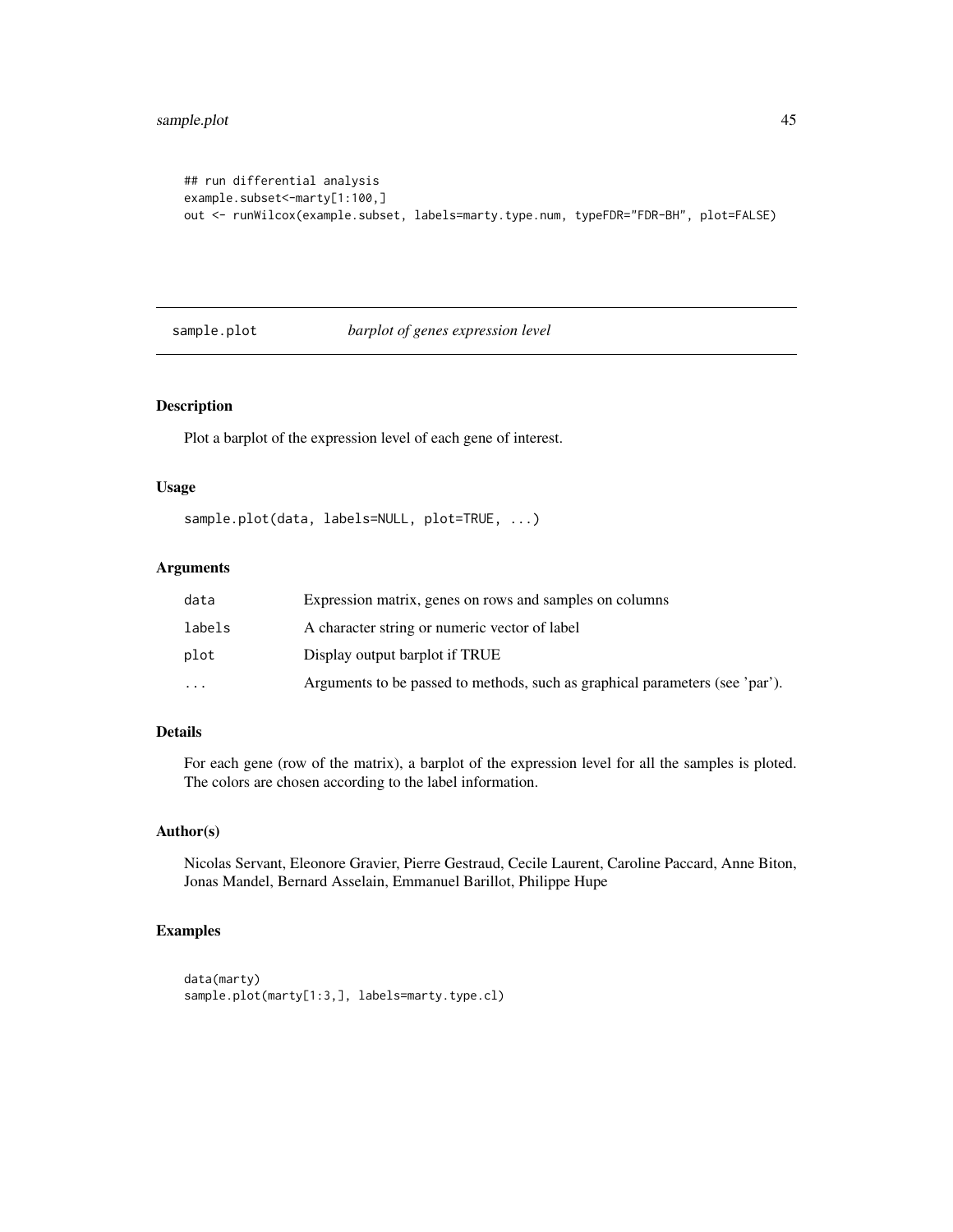```
## run differential analysis
example.subset<-marty[1:100,]
out <- runWilcox(example.subset, labels=marty.type.num, typeFDR="FDR-BH", plot=FALSE)
```

---

## sample.plot *barplot of genes expression level*

---

### Description

Plot a barplot of the expression level of each gene of interest.

### Usage

```
sample.plot(data, labels=NULL, plot=TRUE, ...)
```

### Arguments

| | |
|---|---|
| data | Expression matrix, genes on rows and samples on columns |
| labels | A character string or numeric vector of label |
| plot | Display output barplot if TRUE |
| ... | Arguments to be passed to methods, such as graphical parameters (see 'par'). |

### Details

For each gene (row of the matrix), a barplot of the expression level for all the samples is ploted. The colors are chosen according to the label information.

### Author(s)

Nicolas Servant, Eleonore Gravier, Pierre Gestraud, Cecile Laurent, Caroline Paccard, Anne Biton, Jonas Mandel, Bernard Asselain, Emmanuel Barillot, Philippe Hupe

### Examples

```
data(marty)
sample.plot(marty[1:3,], labels=marty.type.cl)
```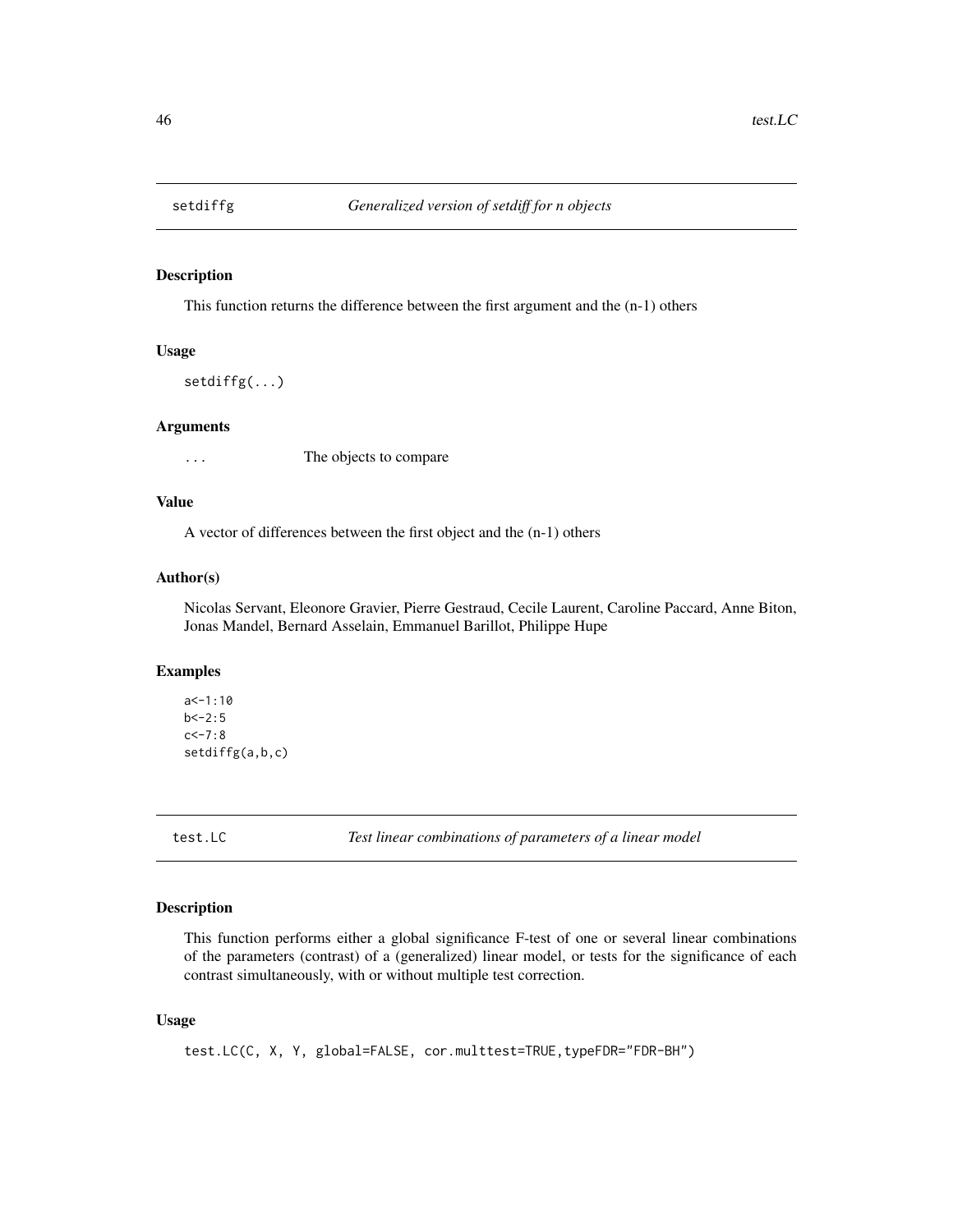## setdiffg *Generalized version of setdiff for n objects*

### Description

This function returns the difference between the first argument and the (n-1) others

### Usage

```
setdiffg(...)
```

### Arguments

| | |
|---|---|
| ... | The objects to compare |

### Value

A vector of differences between the first object and the (n-1) others

### Author(s)

Nicolas Servant, Eleonore Gravier, Pierre Gestraud, Cecile Laurent, Caroline Paccard, Anne Biton, Jonas Mandel, Bernard Asselain, Emmanuel Barillot, Philippe Hupe

### Examples

```
a<-1:10
b<-2:5
c<-7:8
setdiffg(a,b,c)
```

## test.LC *Test linear combinations of parameters of a linear model*

### Description

This function performs either a global significance F-test of one or several linear combinations of the parameters (contrast) of a (generalized) linear model, or tests for the significance of each contrast simultaneously, with or without multiple test correction.

### Usage

```
test.LC(C, X, Y, global=FALSE, cor.multtest=TRUE,typeFDR="FDR-BH")
```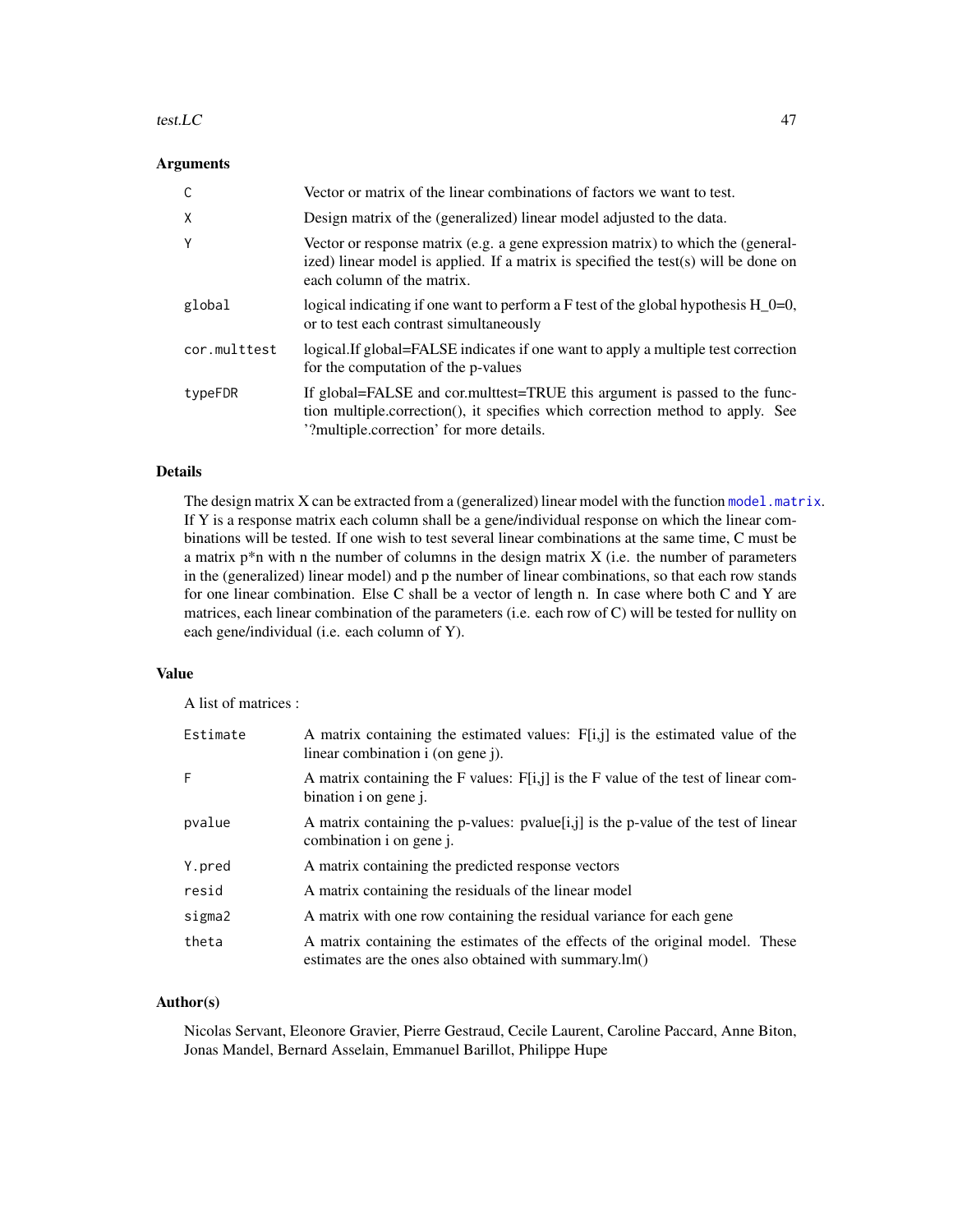## Arguments

| | |
|---|---|
| C | Vector or matrix of the linear combinations of factors we want to test. |
| X | Design matrix of the (generalized) linear model adjusted to the data. |
| Y | Vector or response matrix (e.g. a gene expression matrix) to which the (generalized) linear model is applied. If a matrix is specified the test(s) will be done on each column of the matrix. |
| global | logical indicating if one want to perform a F test of the global hypothesis H_0=0, or to test each contrast simultaneously |
| cor.multtest | logical.If global=FALSE indicates if one want to apply a multiple test correction for the computation of the p-values |
| typeFDR | If global=FALSE and cor.multtest=TRUE this argument is passed to the function multiple.correction(), it specifies which correction method to apply. See '?multiple.correction' for more details. |

## Details

The design matrix X can be extracted from a (generalized) linear model with the function `model.matrix`. If Y is a response matrix each column shall be a gene/individual response on which the linear combinations will be tested. If one wish to test several linear combinations at the same time, C must be a matrix p*n with n the number of columns in the design matrix X (i.e. the number of parameters in the (generalized) linear model) and p the number of linear combinations, so that each row stands for one linear combination. Else C shall be a vector of length n. In case where both C and Y are matrices, each linear combination of the parameters (i.e. each row of C) will be tested for nullity on each gene/individual (i.e. each column of Y).

## Value

A list of matrices :

| | |
|---|---|
| Estimate | A matrix containing the estimated values: F[i,j] is the estimated value of the linear combination i (on gene j). |
| F | A matrix containing the F values: F[i,j] is the F value of the test of linear combination i on gene j. |
| pvalue | A matrix containing the p-values: pvalue[i,j] is the p-value of the test of linear combination i on gene j. |
| Y.pred | A matrix containing the predicted response vectors |
| resid | A matrix containing the residuals of the linear model |
| sigma2 | A matrix with one row containing the residual variance for each gene |
| theta | A matrix containing the estimates of the effects of the original model. These estimates are the ones also obtained with summary.lm() |

## Author(s)

Nicolas Servant, Eleonore Gravier, Pierre Gestraud, Cecile Laurent, Caroline Paccard, Anne Biton, Jonas Mandel, Bernard Asselain, Emmanuel Barillot, Philippe Hupe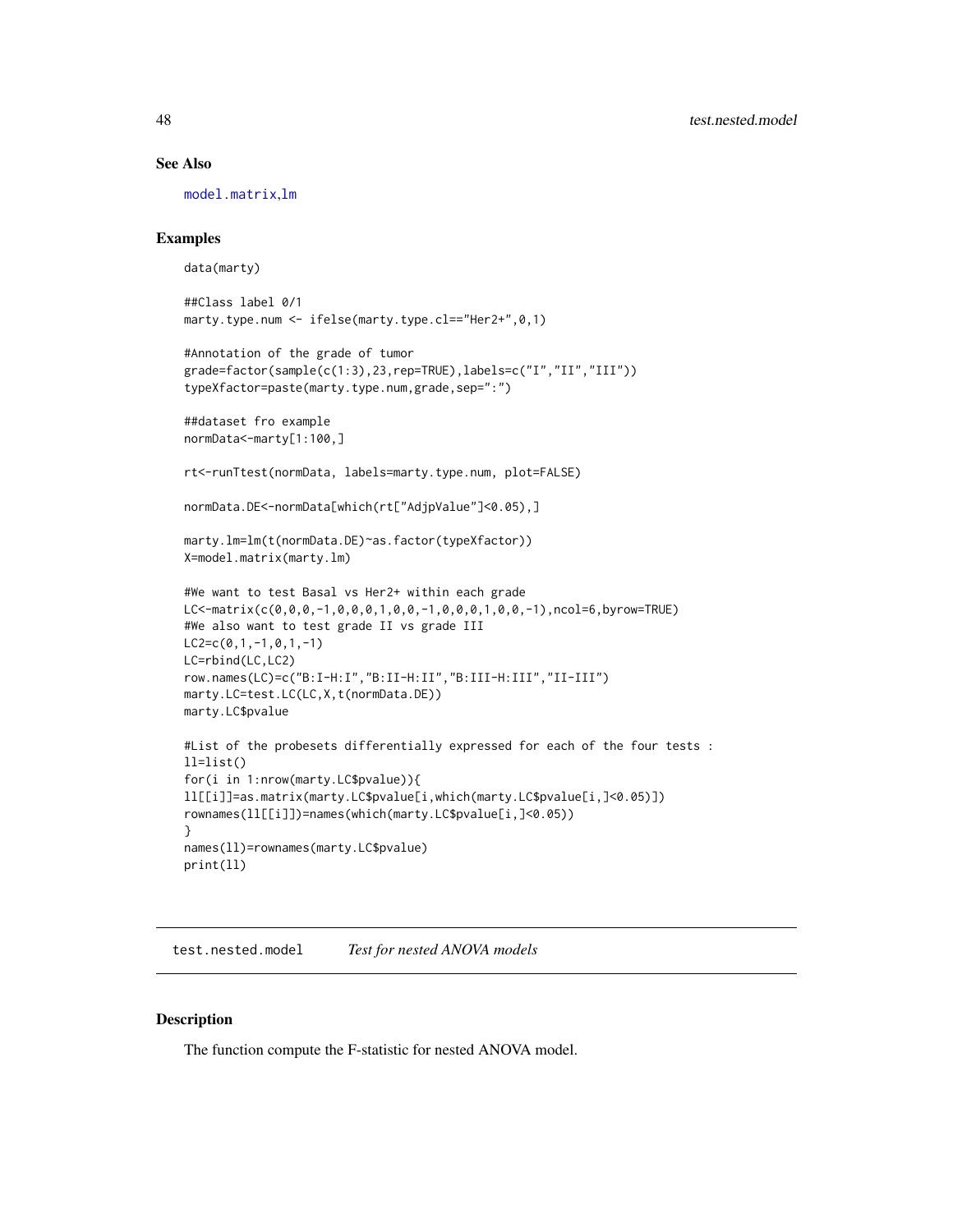## See Also

model.matrix,lm

## Examples

```
data(marty)

##Class label 0/1
marty.type.num <- ifelse(marty.type.cl=="Her2+",0,1)

#Annotation of the grade of tumor
grade=factor(sample(c(1:3),23,rep=TRUE),labels=c("I","II","III"))
typeXfactor=paste(marty.type.num,grade,sep=":")

##dataset fro example
normData<-marty[1:100,]

rt<-runTtest(normData, labels=marty.type.num, plot=FALSE)

normData.DE<-normData[which(rt["AdjpValue"]<0.05),]

marty.lm=lm(t(normData.DE)~as.factor(typeXfactor))
X=model.matrix(marty.lm)

#We want to test Basal vs Her2+ within each grade
LC<-matrix(c(0,0,0,-1,0,0,0,1,0,0,-1,0,0,0,1,0,0,-1),ncol=6,byrow=TRUE)
#We also want to test grade II vs grade III
LC2=c(0,1,-1,0,1,-1)
LC=rbind(LC,LC2)
row.names(LC)=c("B:I-H:I","B:II-H:II","B:III-H:III","II-III")
marty.LC=test.LC(LC,X,t(normData.DE))
marty.LC$pvalue

#List of the probesets differentially expressed for each of the four tests :
ll=list()
for(i in 1:nrow(marty.LC$pvalue)){
ll[[i]]=as.matrix(marty.LC$pvalue[i,which(marty.LC$pvalue[i,]<0.05)])
rownames(ll[[i]])=names(which(marty.LC$pvalue[i,]<0.05))
}
names(ll)=rownames(marty.LC$pvalue)
print(ll)
```

# test.nested.model *Test for nested ANOVA models*

## Description

The function compute the F-statistic for nested ANOVA model.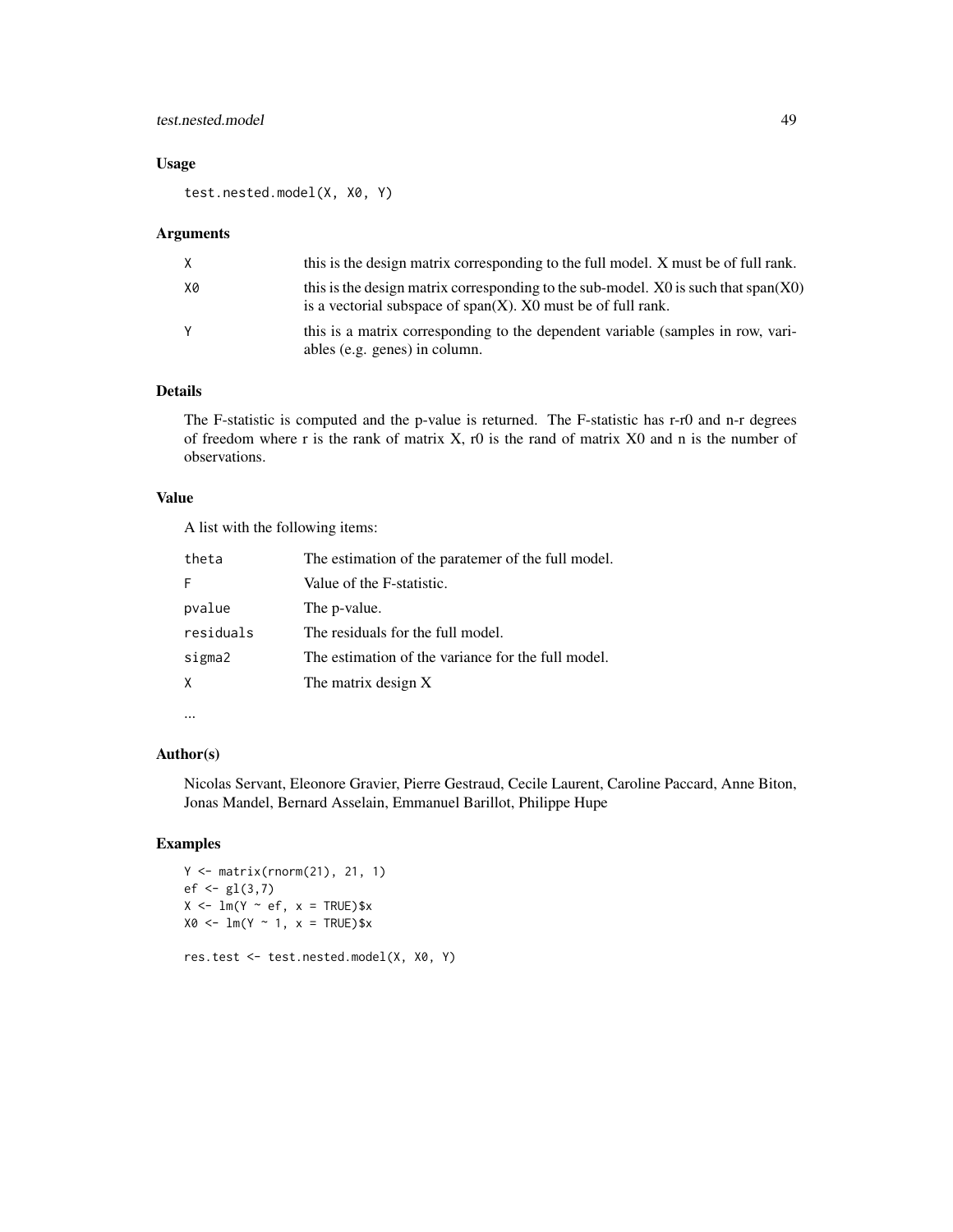## Usage

```
test.nested.model(X, X0, Y)
```

## Arguments

| | |
|---|---|
| X | this is the design matrix corresponding to the full model. X must be of full rank. |
| X0 | this is the design matrix corresponding to the sub-model. X0 is such that span(X0) is a vectorial subspace of span(X). X0 must be of full rank. |
| Y | this is a matrix corresponding to the dependent variable (samples in row, variables (e.g. genes) in column. |

## Details

The F-statistic is computed and the p-value is returned. The F-statistic has r-r0 and n-r degrees of freedom where r is the rank of matrix X, r0 is the rand of matrix X0 and n is the number of observations.

## Value

A list with the following items:

| | |
|---|---|
| theta | The estimation of the paratemer of the full model. |
| F | Value of the F-statistic. |
| pvalue | The p-value. |
| residuals | The residuals for the full model. |
| sigma2 | The estimation of the variance for the full model. |
| X | The matrix design X |

...

## Author(s)

Nicolas Servant, Eleonore Gravier, Pierre Gestraud, Cecile Laurent, Caroline Paccard, Anne Biton, Jonas Mandel, Bernard Asselain, Emmanuel Barillot, Philippe Hupe

## Examples

```
Y <- matrix(rnorm(21), 21, 1)
ef <- gl(3,7)
X <- lm(Y ~ ef, x = TRUE)$x
X0 <- lm(Y ~ 1, x = TRUE)$x

res.test <- test.nested.model(X, X0, Y)
```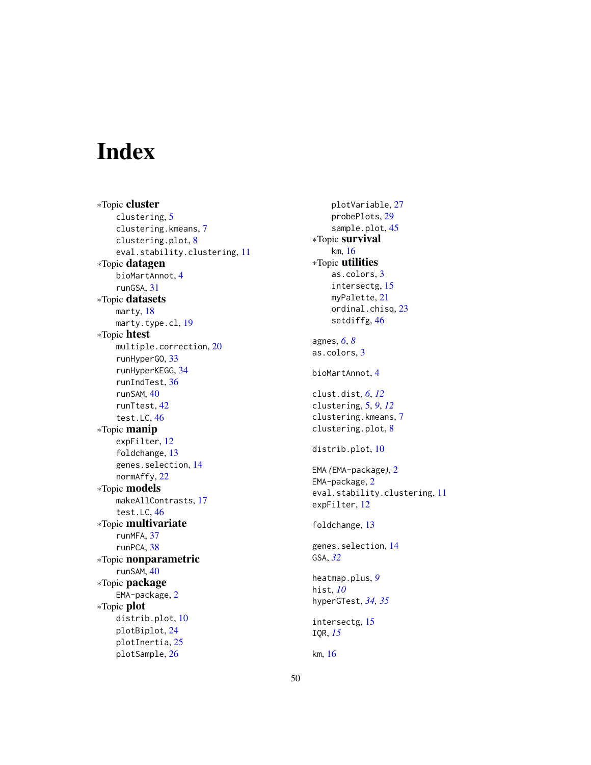# Index

*Topic **cluster**
- clustering, 5
- clustering.kmeans, 7
- clustering.plot, 8
- eval.stability.clustering, 11

*Topic **datagen**
- bioMartAnnot, 4
- runGSA, 31

*Topic **datasets**
- marty, 18
- marty.type.cl, 19

*Topic **htest**
- multiple.correction, 20
- runHyperGO, 33
- runHyperKEGG, 34
- runIndTest, 36
- runSAM, 40
- runTtest, 42
- test.LC, 46

*Topic **manip**
- expFilter, 12
- foldchange, 13
- genes.selection, 14
- normAffy, 22

*Topic **models**
- makeAllContrasts, 17
- test.LC, 46

*Topic **multivariate**
- runMFA, 37
- runPCA, 38

*Topic **nonparametric**
- runSAM, 40

*Topic **package**
- EMA-package, 2

*Topic **plot**
- distrib.plot, 10
- plotBiplot, 24
- plotInertia, 25
- plotSample, 26
- plotVariable, 27
- probePlots, 29
- sample.plot, 45

*Topic **survival**
- km, 16

*Topic **utilities**
- as.colors, 3
- intersectg, 15
- myPalette, 21
- ordinal.chisq, 23
- setdiffg, 46

agnes, *6*, *8*
as.colors, 3

bioMartAnnot, 4

clust.dist, *6*, *12*
clustering, 5, *9*, *12*
clustering.kmeans, 7
clustering.plot, 8

distrib.plot, 10

EMA *(*EMA-package*)*, 2
EMA-package, 2
eval.stability.clustering, 11
expFilter, 12

foldchange, 13

genes.selection, 14
GSA, *32*

heatmap.plus, *9*
hist, *10*
hyperGTest, *34*, *35*

intersectg, 15
IQR, *15*

km, 16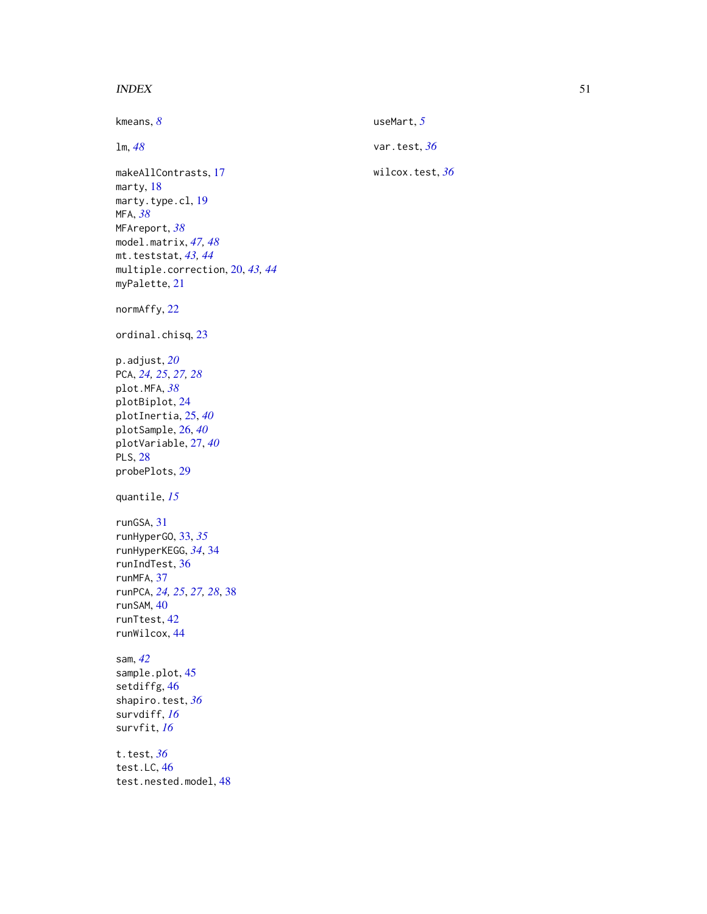kmeans, *8*

lm, *48*

makeAllContrasts, 17
marty, 18
marty.type.cl, 19
MFA, *38*
MFAreport, *38*
model.matrix, *47, 48*
mt.teststat, *43, 44*
multiple.correction, 20, *43, 44*
myPalette, 21

normAffy, 22

ordinal.chisq, 23

p.adjust, *20*
PCA, *24, 25*, *27, 28*
plot.MFA, *38*
plotBiplot, 24
plotInertia, 25, *40*
plotSample, 26, *40*
plotVariable, 27, *40*
PLS, 28
probePlots, 29

quantile, *15*

runGSA, 31
runHyperGO, 33, *35*
runHyperKEGG, *34*, 34
runIndTest, 36
runMFA, 37
runPCA, *24, 25*, *27, 28*, 38
runSAM, 40
runTtest, 42
runWilcox, 44

sam, *42*
sample.plot, 45
setdiffg, 46
shapiro.test, *36*
survdiff, *16*
survfit, *16*

t.test, *36*
test.LC, 46
test.nested.model, 48

useMart, *5*

var.test, *36*

wilcox.test, *36*